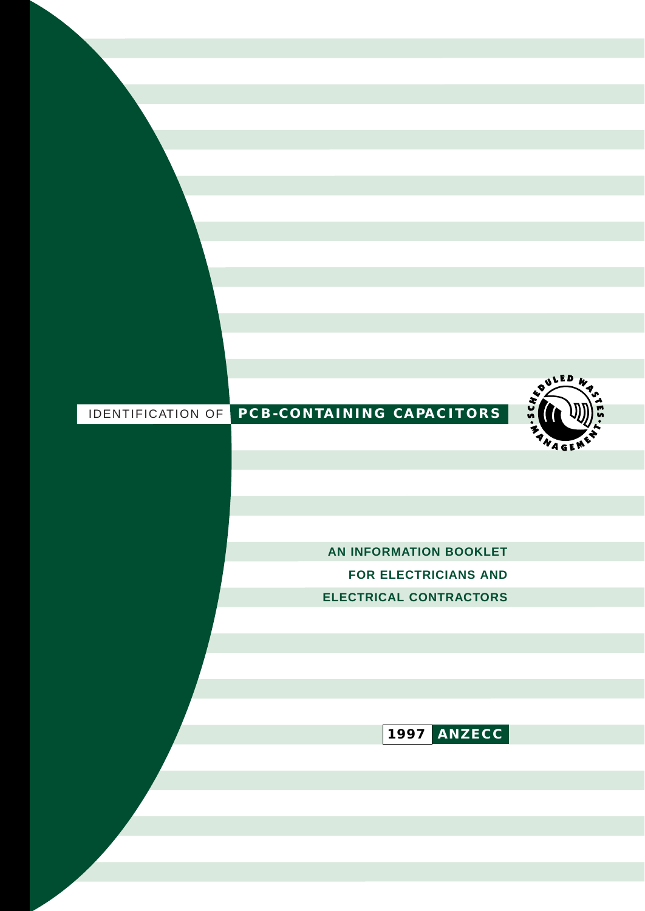# IDENTIFICATION OF **PCB-CONTAINING CAPACITORS**

SCHEDULED WASTES MANAGEMENT

**AN INFORMATION BOOKLET FOR ELECTRICIANS AND ELECTRICAL CONTRACTORS**

**1997 ANZECC**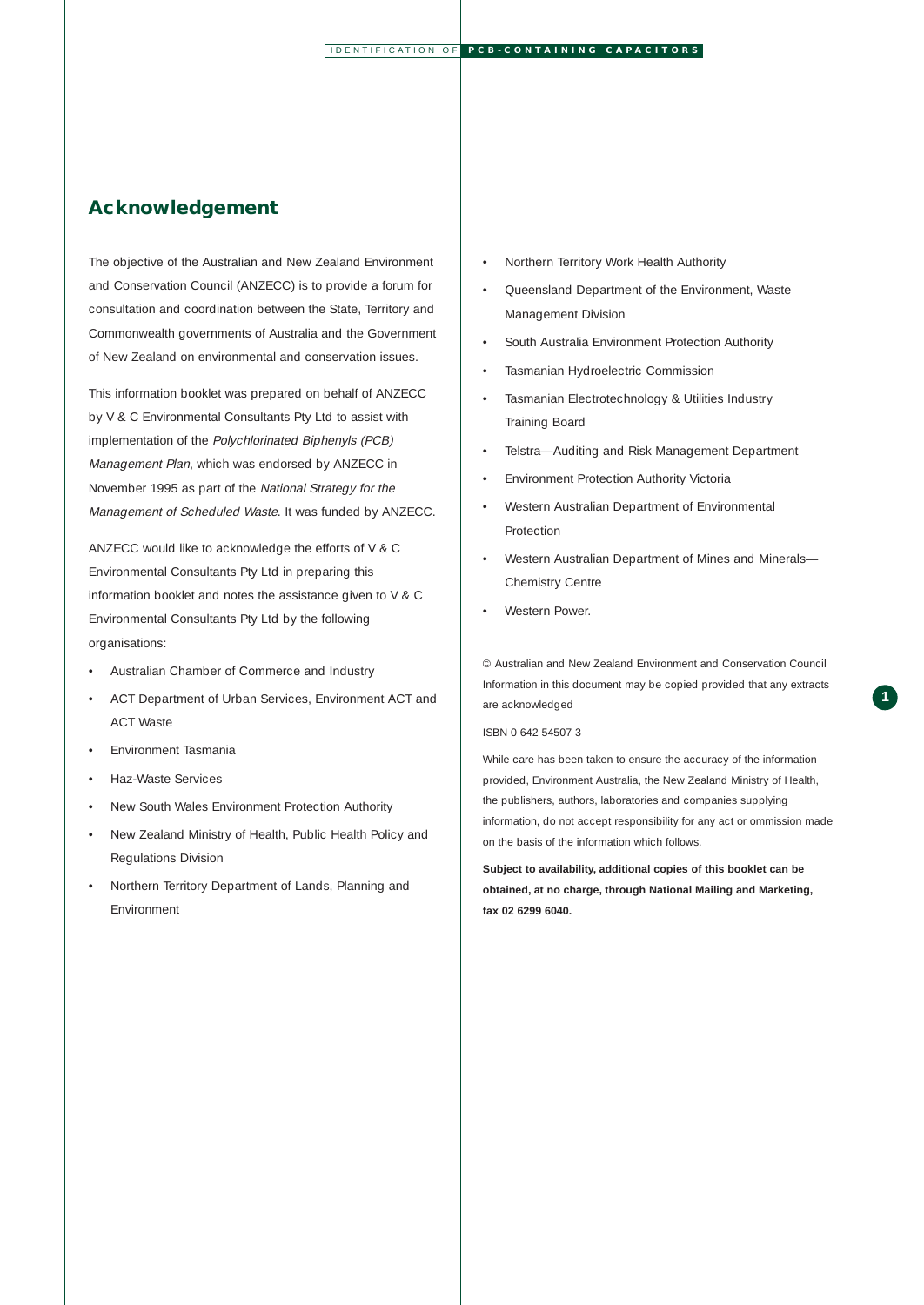## Acknowledgement

The objective of the Australian and New Zealand Environment and Conservation Council (ANZECC) is to provide a forum for consultation and coordination between the State, Territory and Commonwealth governments of Australia and the Government of New Zealand on environmental and conservation issues.

This information booklet was prepared on behalf of ANZECC by V & C Environmental Consultants Pty Ltd to assist with implementation of the *Polychlorinated Biphenyls (PCB) Management Plan*, which was endorsed by ANZECC in November 1995 as part of the *National Strategy for the Management of Scheduled Waste*. It was funded by ANZECC.

ANZECC would like to acknowledge the efforts of V & C Environmental Consultants Pty Ltd in preparing this information booklet and notes the assistance given to V & C Environmental Consultants Pty Ltd by the following organisations:

- Australian Chamber of Commerce and Industry
- ACT Department of Urban Services, Environment ACT and ACT Waste
- Environment Tasmania
- Haz-Waste Services
- New South Wales Environment Protection Authority
- New Zealand Ministry of Health, Public Health Policy and Regulations Division
- Northern Territory Department of Lands, Planning and Environment
- Northern Territory Work Health Authority
- Queensland Department of the Environment, Waste Management Division
- South Australia Environment Protection Authority
- Tasmanian Hydroelectric Commission
- Tasmanian Electrotechnology & Utilities Industry Training Board
- Telstra—Auditing and Risk Management Department
- Environment Protection Authority Victoria
- Western Australian Department of Environmental Protection
- Western Australian Department of Mines and Minerals—Chemistry Centre
- Western Power.

© Australian and New Zealand Environment and Conservation Council
Information in this document may be copied provided that any extracts are acknowledged

ISBN 0 642 54507 3

While care has been taken to ensure the accuracy of the information provided, Environment Australia, the New Zealand Ministry of Health, the publishers, authors, laboratories and companies supplying information, do not accept responsibility for any act or ommission made on the basis of the information which follows.

**Subject to availability, additional copies of this booklet can be obtained, at no charge, through National Mailing and Marketing, fax 02 6299 6040.**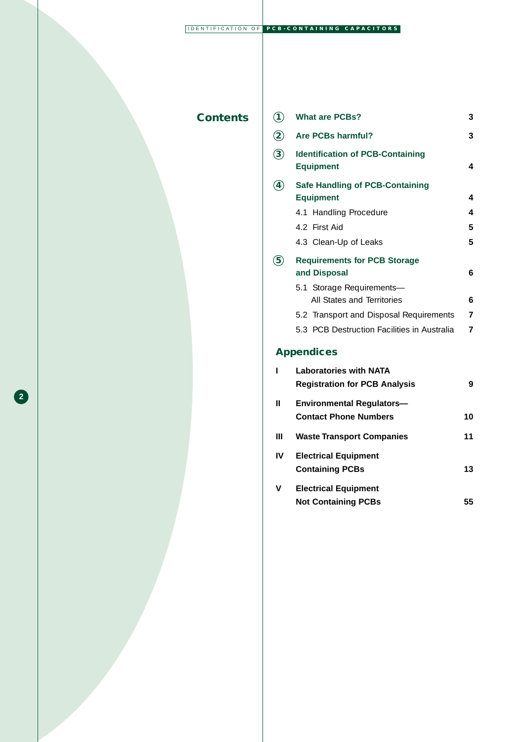# Contents

| | | |
|---|---|---|
| ① | **What are PCBs?** | 3 |
| ② | **Are PCBs harmful?** | 3 |
| ③ | **Identification of PCB-Containing Equipment** | 4 |
| ④ | **Safe Handling of PCB-Containing Equipment** | 4 |
| | 4.1 Handling Procedure | 4 |
| | 4.2 First Aid | 5 |
| | 4.3 Clean-Up of Leaks | 5 |
| ⑤ | **Requirements for PCB Storage and Disposal** | 6 |
| | 5.1 Storage Requirements—All States and Territories | 6 |
| | 5.2 Transport and Disposal Requirements | 7 |
| | 5.3 PCB Destruction Facilities in Australia | 7 |

## Appendices

| | | |
|---|---|---|
| I | **Laboratories with NATA Registration for PCB Analysis** | 9 |
| II | **Environmental Regulators—Contact Phone Numbers** | 10 |
| III | **Waste Transport Companies** | 11 |
| IV | **Electrical Equipment Containing PCBs** | 13 |
| V | **Electrical Equipment Not Containing PCBs** | 55 |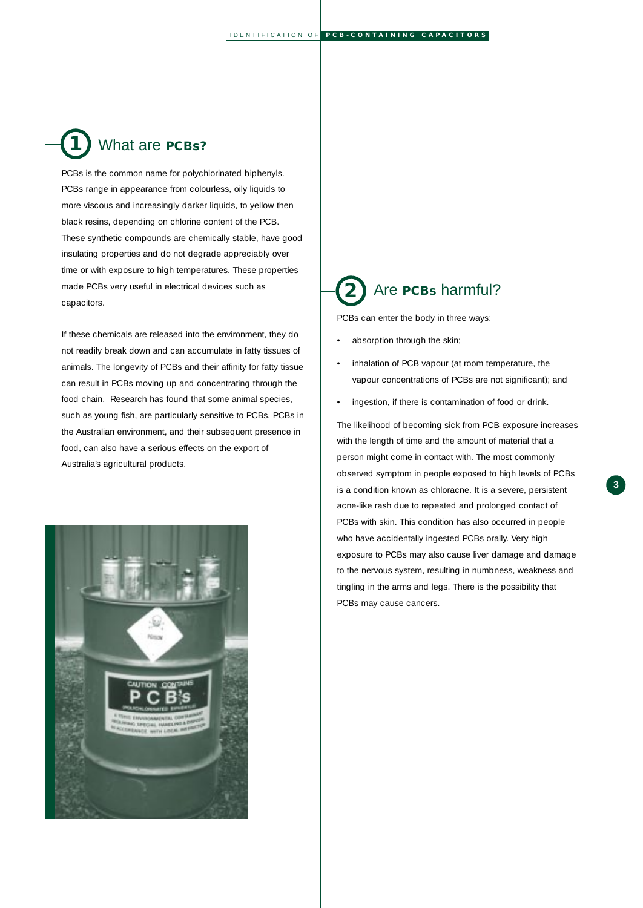## 1 What are PCBs?

PCBs is the common name for polychlorinated biphenyls. PCBs range in appearance from colourless, oily liquids to more viscous and increasingly darker liquids, to yellow then black resins, depending on chlorine content of the PCB. These synthetic compounds are chemically stable, have good insulating properties and do not degrade appreciably over time or with exposure to high temperatures. These properties made PCBs very useful in electrical devices such as capacitors.

If these chemicals are released into the environment, they do not readily break down and can accumulate in fatty tissues of animals. The longevity of PCBs and their affinity for fatty tissue can result in PCBs moving up and concentrating through the food chain. Research has found that some animal species, such as young fish, are particularly sensitive to PCBs. PCBs in the Australian environment, and their subsequent presence in food, can also have a serious effects on the export of Australia's agricultural products.

## 2 Are PCBs harmful?

PCBs can enter the body in three ways:

- absorption through the skin;
- inhalation of PCB vapour (at room temperature, the vapour concentrations of PCBs are not significant); and
- ingestion, if there is contamination of food or drink.

The likelihood of becoming sick from PCB exposure increases with the length of time and the amount of material that a person might come in contact with. The most commonly observed symptom in people exposed to high levels of PCBs is a condition known as chloracne. It is a severe, persistent acne-like rash due to repeated and prolonged contact of PCBs with skin. This condition has also occurred in people who have accidentally ingested PCBs orally. Very high exposure to PCBs may also cause liver damage and damage to the nervous system, resulting in numbness, weakness and tingling in the arms and legs. There is the possibility that PCBs may cause cancers.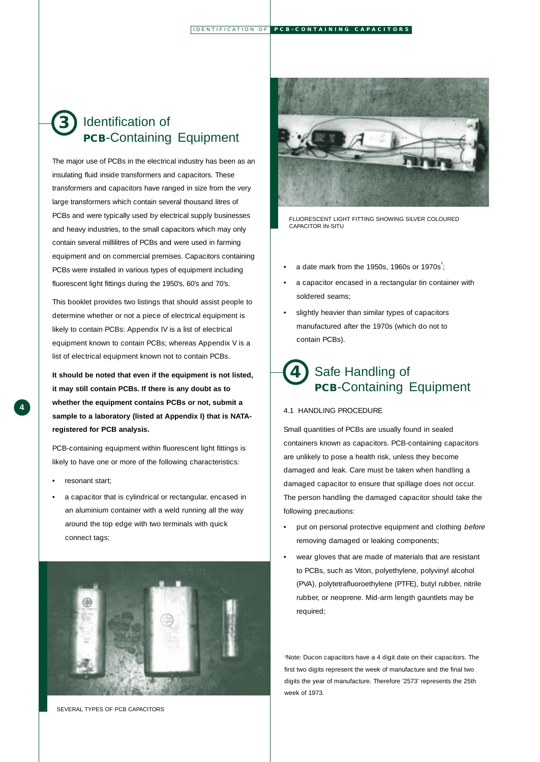# 3 Identification of PCB-Containing Equipment

The major use of PCBs in the electrical industry has been as an insulating fluid inside transformers and capacitors. These transformers and capacitors have ranged in size from the very large transformers which contain several thousand litres of PCBs and were typically used by electrical supply businesses and heavy industries, to the small capacitors which may only contain several millilitres of PCBs and were used in farming equipment and on commercial premises. Capacitors containing PCBs were installed in various types of equipment including fluorescent light fittings during the 1950's, 60's and 70's.

This booklet provides two listings that should assist people to determine whether or not a piece of electrical equipment is likely to contain PCBs: Appendix IV is a list of electrical equipment known to contain PCBs; whereas Appendix V is a list of electrical equipment known not to contain PCBs.

**It should be noted that even if the equipment is not listed, it may still contain PCBs. If there is any doubt as to whether the equipment contains PCBs or not, submit a sample to a laboratory (listed at Appendix I) that is NATA-registered for PCB analysis.**

PCB-containing equipment within fluorescent light fittings is likely to have one or more of the following characteristics:

- resonant start;
- a capacitor that is cylindrical or rectangular, encased in an aluminium container with a weld running all the way around the top edge with two terminals with quick connect tags;

SEVERAL TYPES OF PCB CAPACITORS

FLUORESCENT LIGHT FITTING SHOWING SILVER COLOURED CAPACITOR IN-SITU

- a date mark from the 1950s, 1960s or 1970s[1];
- a capacitor encased in a rectangular tin container with soldered seams;
- slightly heavier than similar types of capacitors manufactured after the 1970s (which do not to contain PCBs).

# 4 Safe Handling of PCB-Containing Equipment

## 4.1 HANDLING PROCEDURE

Small quantities of PCBs are usually found in sealed containers known as capacitors. PCB-containing capacitors are unlikely to pose a health risk, unless they become damaged and leak. Care must be taken when handling a damaged capacitor to ensure that spillage does not occur. The person handling the damaged capacitor should take the following precautions:

- put on personal protective equipment and clothing *before* removing damaged or leaking components;
- wear gloves that are made of materials that are resistant to PCBs, such as Viton, polyethylene, polyvinyl alcohol (PVA), polytetrafluoroethylene (PTFE), butyl rubber, nitrile rubber, or neoprene. Mid-arm length gauntlets may be required;

[1]Note: Ducon capacitors have a 4 digit date on their capacitors. The first two digits represent the week of manufacture and the final two digits the year of manufacture. Therefore '2573' represents the 25th week of 1973.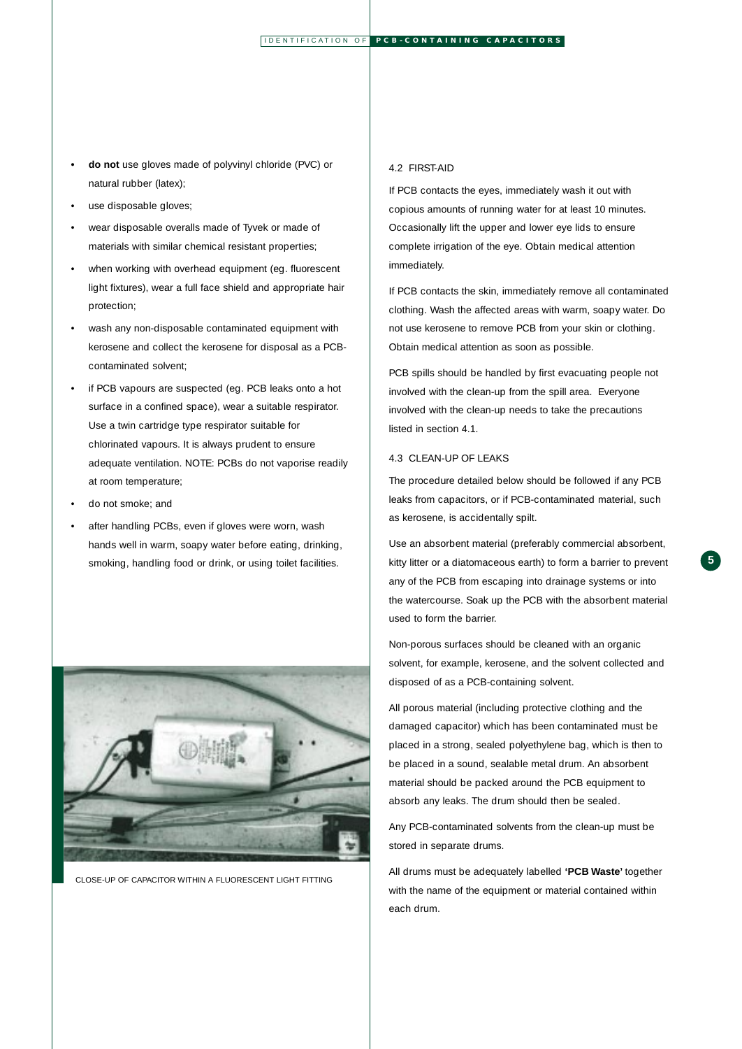- **do not** use gloves made of polyvinyl chloride (PVC) or natural rubber (latex);
- use disposable gloves;
- wear disposable overalls made of Tyvek or made of materials with similar chemical resistant properties;
- when working with overhead equipment (eg. fluorescent light fixtures), wear a full face shield and appropriate hair protection;
- wash any non-disposable contaminated equipment with kerosene and collect the kerosene for disposal as a PCB-contaminated solvent;
- if PCB vapours are suspected (eg. PCB leaks onto a hot surface in a confined space), wear a suitable respirator. Use a twin cartridge type respirator suitable for chlorinated vapours. It is always prudent to ensure adequate ventilation. NOTE: PCBs do not vaporise readily at room temperature;
- do not smoke; and
- after handling PCBs, even if gloves were worn, wash hands well in warm, soapy water before eating, drinking, smoking, handling food or drink, or using toilet facilities.

CLOSE-UP OF CAPACITOR WITHIN A FLUORESCENT LIGHT FITTING

### 4.2 FIRST-AID

If PCB contacts the eyes, immediately wash it out with copious amounts of running water for at least 10 minutes. Occasionally lift the upper and lower eye lids to ensure complete irrigation of the eye. Obtain medical attention immediately.

If PCB contacts the skin, immediately remove all contaminated clothing. Wash the affected areas with warm, soapy water. Do not use kerosene to remove PCB from your skin or clothing. Obtain medical attention as soon as possible.

PCB spills should be handled by first evacuating people not involved with the clean-up from the spill area. Everyone involved with the clean-up needs to take the precautions listed in section 4.1.

### 4.3 CLEAN-UP OF LEAKS

The procedure detailed below should be followed if any PCB leaks from capacitors, or if PCB-contaminated material, such as kerosene, is accidentally spilt.

Use an absorbent material (preferably commercial absorbent, kitty litter or a diatomaceous earth) to form a barrier to prevent any of the PCB from escaping into drainage systems or into the watercourse. Soak up the PCB with the absorbent material used to form the barrier.

Non-porous surfaces should be cleaned with an organic solvent, for example, kerosene, and the solvent collected and disposed of as a PCB-containing solvent.

All porous material (including protective clothing and the damaged capacitor) which has been contaminated must be placed in a strong, sealed polyethylene bag, which is then to be placed in a sound, sealable metal drum. An absorbent material should be packed around the PCB equipment to absorb any leaks. The drum should then be sealed.

Any PCB-contaminated solvents from the clean-up must be stored in separate drums.

All drums must be adequately labelled **'PCB Waste'** together with the name of the equipment or material contained within each drum.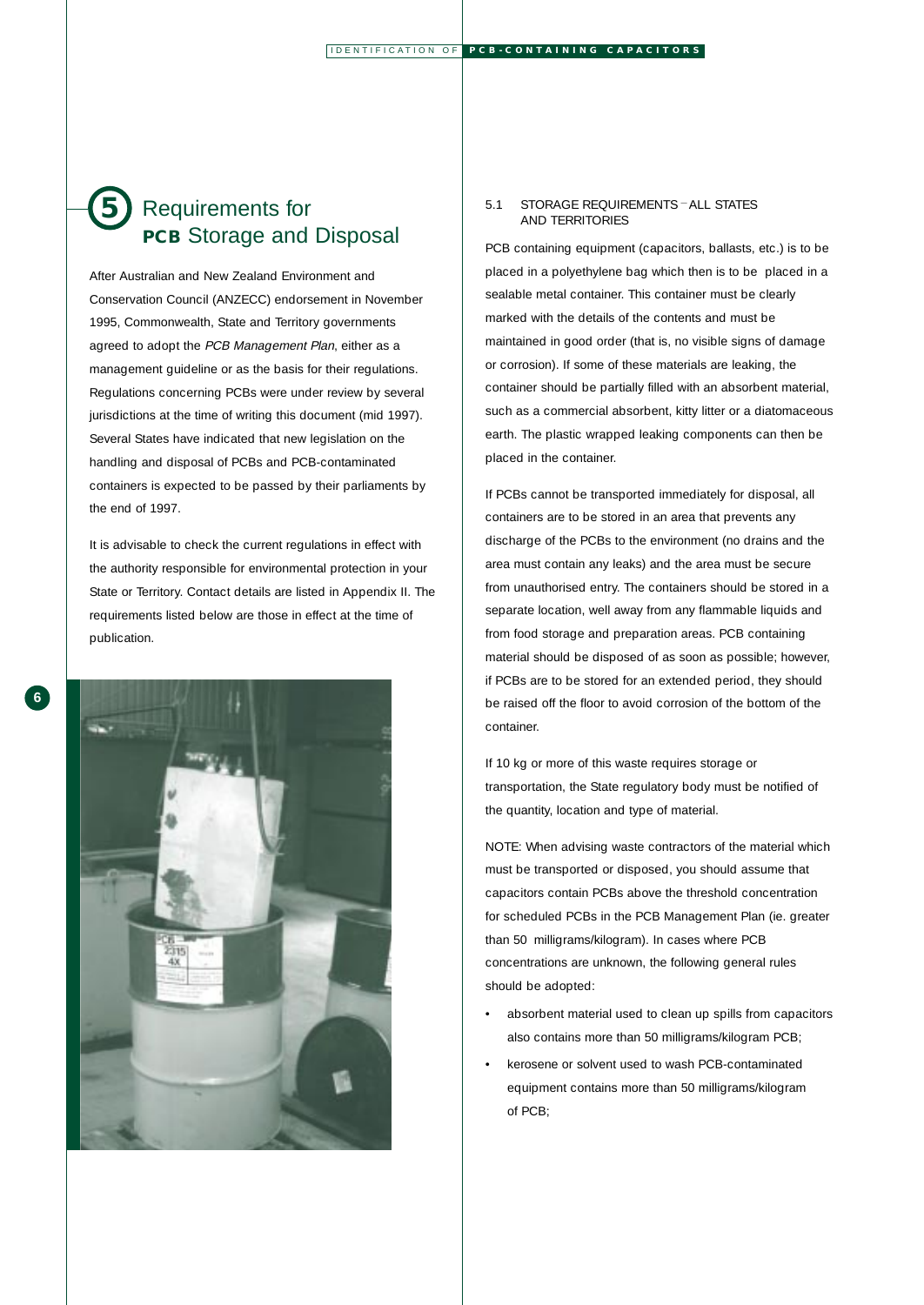# 5 Requirements for PCB Storage and Disposal

After Australian and New Zealand Environment and Conservation Council (ANZECC) endorsement in November 1995, Commonwealth, State and Territory governments agreed to adopt the *PCB Management Plan*, either as a management guideline or as the basis for their regulations. Regulations concerning PCBs were under review by several jurisdictions at the time of writing this document (mid 1997). Several States have indicated that new legislation on the handling and disposal of PCBs and PCB-contaminated containers is expected to be passed by their parliaments by the end of 1997.

It is advisable to check the current regulations in effect with the authority responsible for environmental protection in your State or Territory. Contact details are listed in Appendix II. The requirements listed below are those in effect at the time of publication.

## 5.1 STORAGE REQUIREMENTS – ALL STATES AND TERRITORIES

PCB containing equipment (capacitors, ballasts, etc.) is to be placed in a polyethylene bag which then is to be placed in a sealable metal container. This container must be clearly marked with the details of the contents and must be maintained in good order (that is, no visible signs of damage or corrosion). If some of these materials are leaking, the container should be partially filled with an absorbent material, such as a commercial absorbent, kitty litter or a diatomaceous earth. The plastic wrapped leaking components can then be placed in the container.

If PCBs cannot be transported immediately for disposal, all containers are to be stored in an area that prevents any discharge of the PCBs to the environment (no drains and the area must contain any leaks) and the area must be secure from unauthorised entry. The containers should be stored in a separate location, well away from any flammable liquids and from food storage and preparation areas. PCB containing material should be disposed of as soon as possible; however, if PCBs are to be stored for an extended period, they should be raised off the floor to avoid corrosion of the bottom of the container.

If 10 kg or more of this waste requires storage or transportation, the State regulatory body must be notified of the quantity, location and type of material.

NOTE: When advising waste contractors of the material which must be transported or disposed, you should assume that capacitors contain PCBs above the threshold concentration for scheduled PCBs in the PCB Management Plan (ie. greater than 50 milligrams/kilogram). In cases where PCB concentrations are unknown, the following general rules should be adopted:

- absorbent material used to clean up spills from capacitors also contains more than 50 milligrams/kilogram PCB;
- kerosene or solvent used to wash PCB-contaminated equipment contains more than 50 milligrams/kilogram of PCB;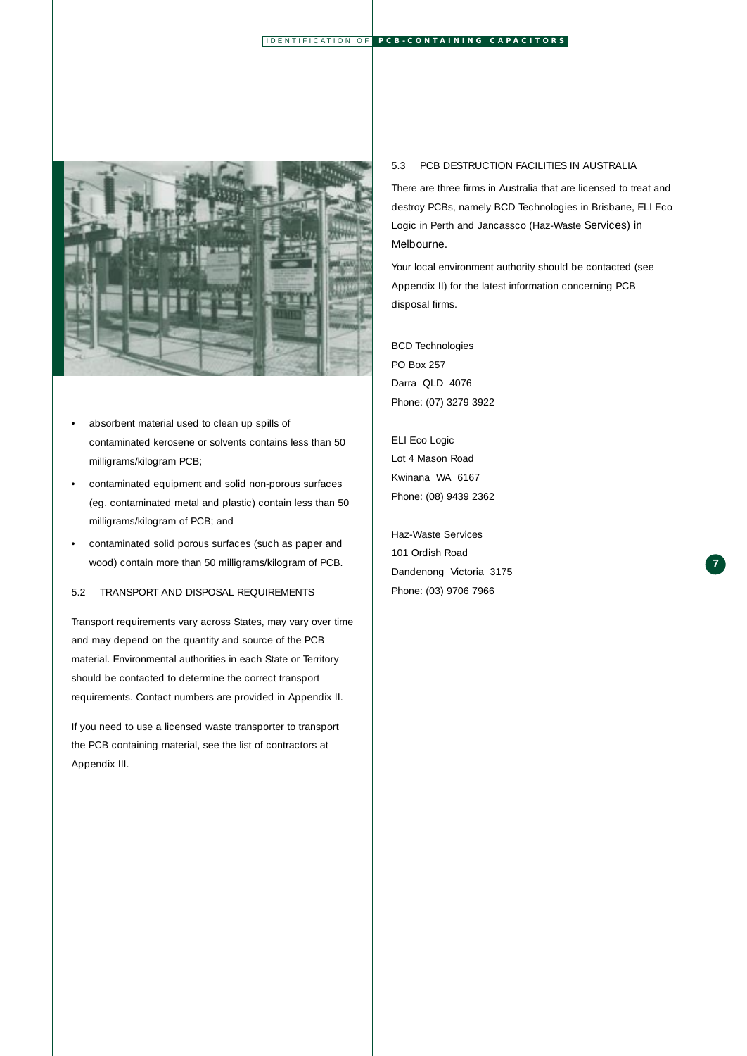- absorbent material used to clean up spills of contaminated kerosene or solvents contains less than 50 milligrams/kilogram PCB;
- contaminated equipment and solid non-porous surfaces (eg. contaminated metal and plastic) contain less than 50 milligrams/kilogram of PCB; and
- contaminated solid porous surfaces (such as paper and wood) contain more than 50 milligrams/kilogram of PCB.

### 5.2 TRANSPORT AND DISPOSAL REQUIREMENTS

Transport requirements vary across States, may vary over time and may depend on the quantity and source of the PCB material. Environmental authorities in each State or Territory should be contacted to determine the correct transport requirements. Contact numbers are provided in Appendix II.

If you need to use a licensed waste transporter to transport the PCB containing material, see the list of contractors at Appendix III.

### 5.3 PCB DESTRUCTION FACILITIES IN AUSTRALIA

There are three firms in Australia that are licensed to treat and destroy PCBs, namely BCD Technologies in Brisbane, ELI Eco Logic in Perth and Jancassco (Haz-Waste Services) in Melbourne.

Your local environment authority should be contacted (see Appendix II) for the latest information concerning PCB disposal firms.

BCD Technologies
PO Box 257
Darra QLD 4076
Phone: (07) 3279 3922

ELI Eco Logic
Lot 4 Mason Road
Kwinana WA 6167
Phone: (08) 9439 2362

Haz-Waste Services
101 Ordish Road
Dandenong Victoria 3175
Phone: (03) 9706 7966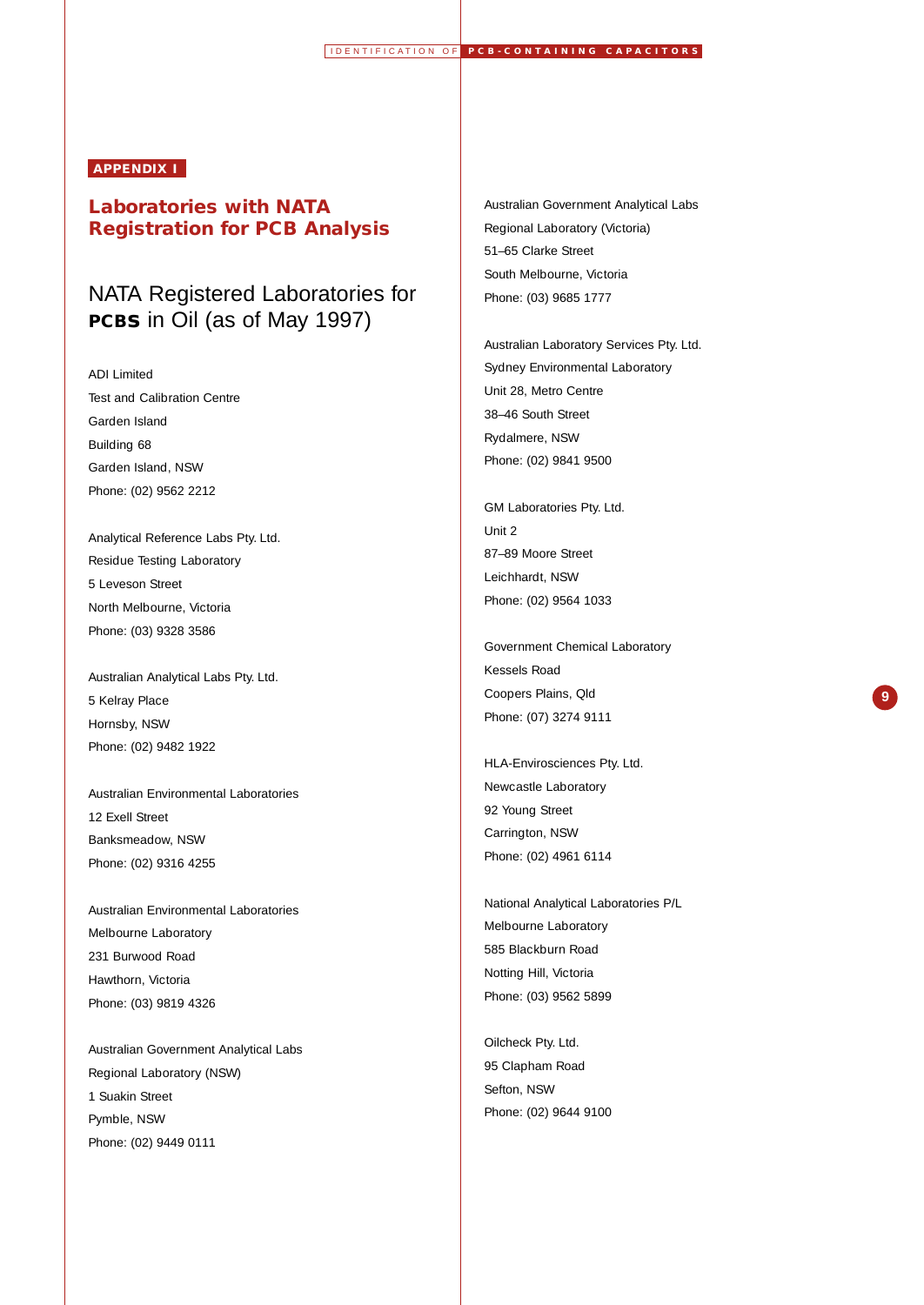APPENDIX I

# Laboratories with NATA Registration for PCB Analysis

## NATA Registered Laboratories for PCBS in Oil (as of May 1997)

ADI Limited
Test and Calibration Centre
Garden Island
Building 68
Garden Island, NSW
Phone: (02) 9562 2212

Analytical Reference Labs Pty. Ltd.
Residue Testing Laboratory
5 Leveson Street
North Melbourne, Victoria
Phone: (03) 9328 3586

Australian Analytical Labs Pty. Ltd.
5 Kelray Place
Hornsby, NSW
Phone: (02) 9482 1922

Australian Environmental Laboratories
12 Exell Street
Banksmeadow, NSW
Phone: (02) 9316 4255

Australian Environmental Laboratories
Melbourne Laboratory
231 Burwood Road
Hawthorn, Victoria
Phone: (03) 9819 4326

Australian Government Analytical Labs
Regional Laboratory (NSW)
1 Suakin Street
Pymble, NSW
Phone: (02) 9449 0111

Australian Government Analytical Labs
Regional Laboratory (Victoria)
51–65 Clarke Street
South Melbourne, Victoria
Phone: (03) 9685 1777

Australian Laboratory Services Pty. Ltd.
Sydney Environmental Laboratory
Unit 28, Metro Centre
38–46 South Street
Rydalmere, NSW
Phone: (02) 9841 9500

GM Laboratories Pty. Ltd.
Unit 2
87–89 Moore Street
Leichhardt, NSW
Phone: (02) 9564 1033

Government Chemical Laboratory
Kessels Road
Coopers Plains, Qld
Phone: (07) 3274 9111

HLA-Envirosciences Pty. Ltd.
Newcastle Laboratory
92 Young Street
Carrington, NSW
Phone: (02) 4961 6114

National Analytical Laboratories P/L
Melbourne Laboratory
585 Blackburn Road
Notting Hill, Victoria
Phone: (03) 9562 5899

Oilcheck Pty. Ltd.
95 Clapham Road
Sefton, NSW
Phone: (02) 9644 9100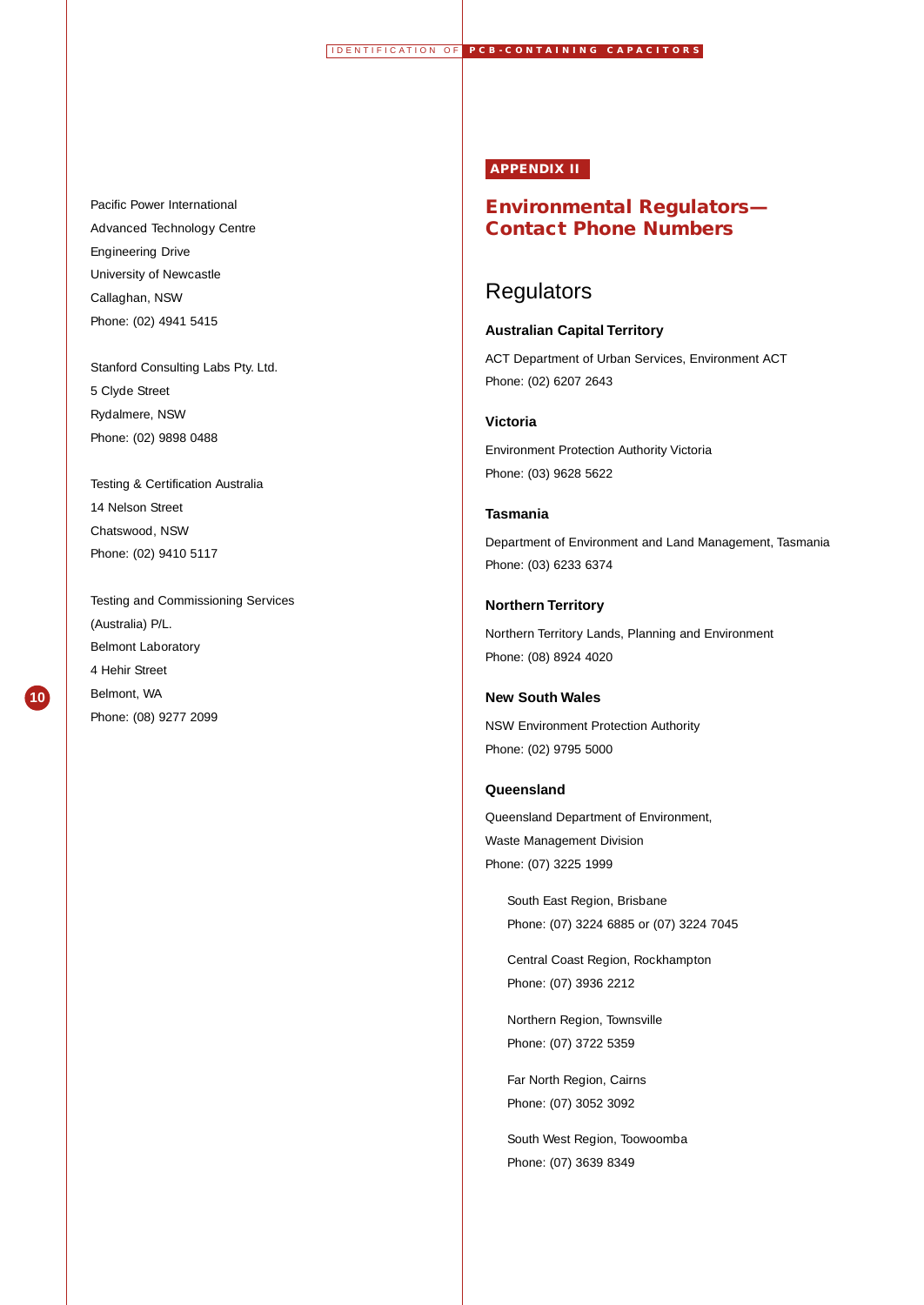Pacific Power International
Advanced Technology Centre
Engineering Drive
University of Newcastle
Callaghan, NSW
Phone: (02) 4941 5415

Stanford Consulting Labs Pty. Ltd.
5 Clyde Street
Rydalmere, NSW
Phone: (02) 9898 0488

Testing & Certification Australia
14 Nelson Street
Chatswood, NSW
Phone: (02) 9410 5117

Testing and Commissioning Services
(Australia) P/L.
Belmont Laboratory
4 Hehir Street
Belmont, WA
Phone: (08) 9277 2099

**APPENDIX II**

# Environmental Regulators—Contact Phone Numbers

## Regulators

### Australian Capital Territory

ACT Department of Urban Services, Environment ACT
Phone: (02) 6207 2643

### Victoria

Environment Protection Authority Victoria
Phone: (03) 9628 5622

### Tasmania

Department of Environment and Land Management, Tasmania
Phone: (03) 6233 6374

### Northern Territory

Northern Territory Lands, Planning and Environment
Phone: (08) 8924 4020

### New South Wales

NSW Environment Protection Authority
Phone: (02) 9795 5000

### Queensland

Queensland Department of Environment,
Waste Management Division
Phone: (07) 3225 1999

South East Region, Brisbane
Phone: (07) 3224 6885 or (07) 3224 7045

Central Coast Region, Rockhampton
Phone: (07) 3936 2212

Northern Region, Townsville
Phone: (07) 3722 5359

Far North Region, Cairns
Phone: (07) 3052 3092

South West Region, Toowoomba
Phone: (07) 3639 8349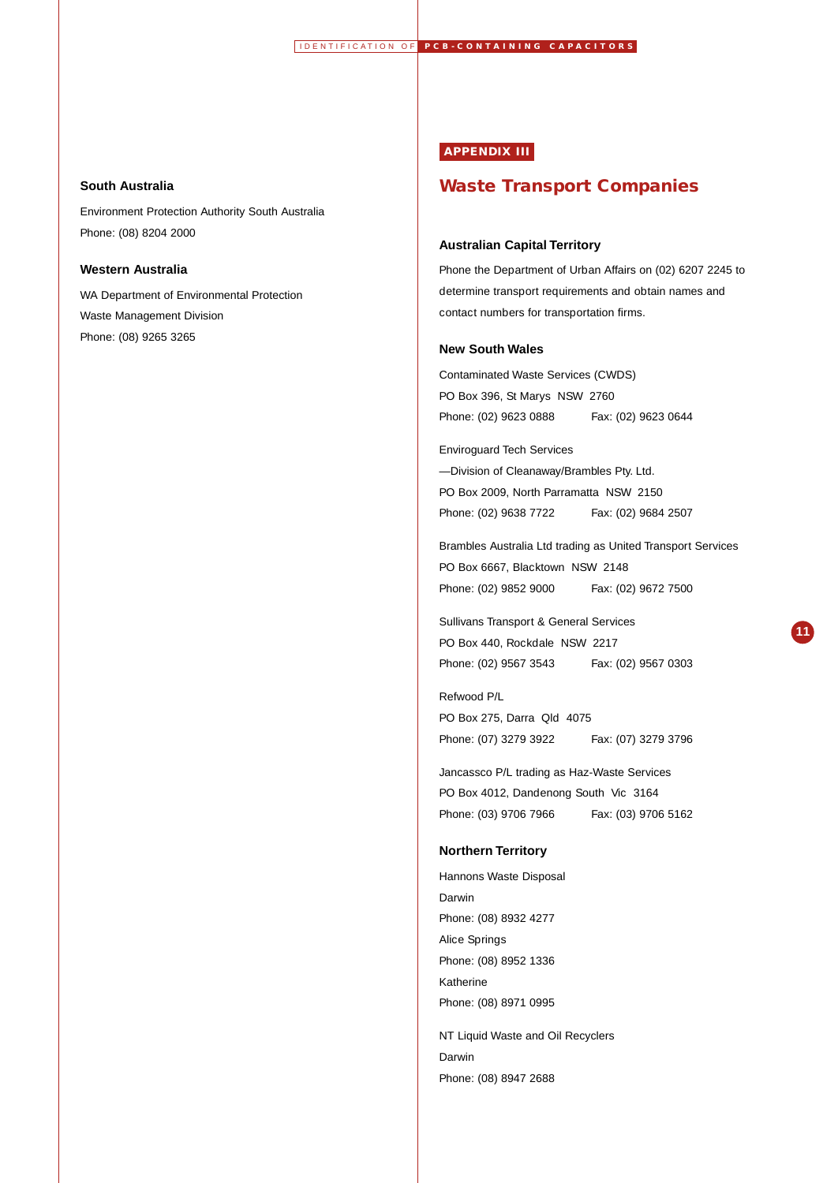### South Australia

Environment Protection Authority South Australia

Phone: (08) 8204 2000

### Western Australia

WA Department of Environmental Protection

Waste Management Division

Phone: (08) 9265 3265

**APPENDIX III**

## Waste Transport Companies

### Australian Capital Territory

Phone the Department of Urban Affairs on (02) 6207 2245 to determine transport requirements and obtain names and contact numbers for transportation firms.

### New South Wales

Contaminated Waste Services (CWDS)
PO Box 396, St Marys NSW 2760
Phone: (02) 9623 0888 Fax: (02) 9623 0644

Enviroguard Tech Services
—Division of Cleanaway/Brambles Pty. Ltd.
PO Box 2009, North Parramatta NSW 2150
Phone: (02) 9638 7722 Fax: (02) 9684 2507

Brambles Australia Ltd trading as United Transport Services
PO Box 6667, Blacktown NSW 2148
Phone: (02) 9852 9000 Fax: (02) 9672 7500

Sullivans Transport & General Services
PO Box 440, Rockdale NSW 2217
Phone: (02) 9567 3543 Fax: (02) 9567 0303

Refwood P/L
PO Box 275, Darra Qld 4075
Phone: (07) 3279 3922 Fax: (07) 3279 3796

Jancassco P/L trading as Haz-Waste Services
PO Box 4012, Dandenong South Vic 3164
Phone: (03) 9706 7966 Fax: (03) 9706 5162

### Northern Territory

Hannons Waste Disposal
Darwin
Phone: (08) 8932 4277
Alice Springs
Phone: (08) 8952 1336
Katherine
Phone: (08) 8971 0995

NT Liquid Waste and Oil Recyclers
Darwin
Phone: (08) 8947 2688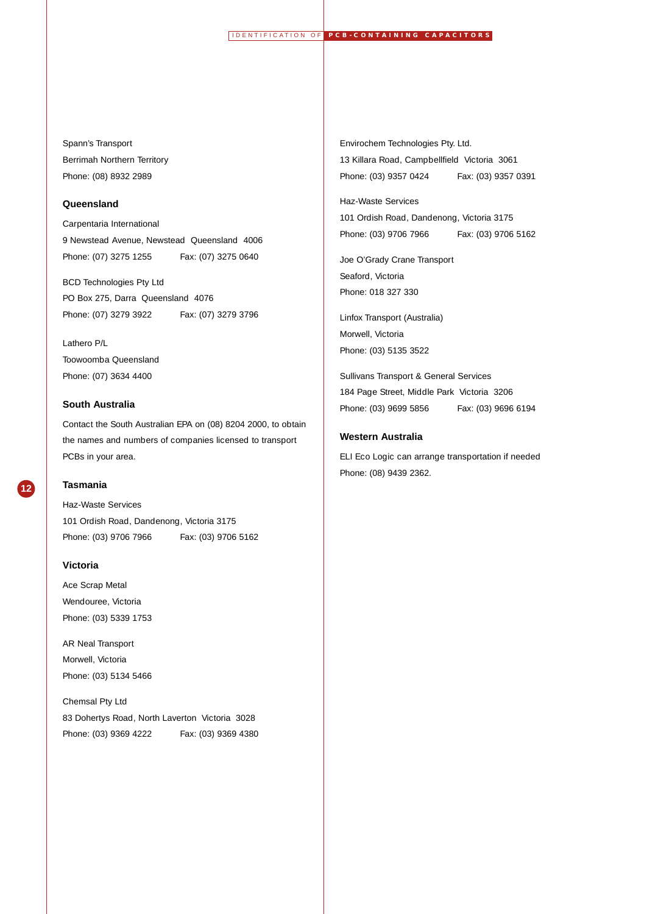Spann's Transport
Berrimah Northern Territory
Phone: (08) 8932 2989

### Queensland

Carpentaria International
9 Newstead Avenue, Newstead Queensland 4006
Phone: (07) 3275 1255 Fax: (07) 3275 0640

BCD Technologies Pty Ltd
PO Box 275, Darra Queensland 4076
Phone: (07) 3279 3922 Fax: (07) 3279 3796

Lathero P/L
Toowoomba Queensland
Phone: (07) 3634 4400

### South Australia

Contact the South Australian EPA on (08) 8204 2000, to obtain the names and numbers of companies licensed to transport PCBs in your area.

### Tasmania

Haz-Waste Services
101 Ordish Road, Dandenong, Victoria 3175
Phone: (03) 9706 7966 Fax: (03) 9706 5162

### Victoria

Ace Scrap Metal
Wendouree, Victoria
Phone: (03) 5339 1753

AR Neal Transport
Morwell, Victoria
Phone: (03) 5134 5466

Chemsal Pty Ltd
83 Dohertys Road, North Laverton Victoria 3028
Phone: (03) 9369 4222 Fax: (03) 9369 4380

Envirochem Technologies Pty. Ltd.
13 Killara Road, Campbellfield Victoria 3061
Phone: (03) 9357 0424 Fax: (03) 9357 0391

Haz-Waste Services
101 Ordish Road, Dandenong, Victoria 3175
Phone: (03) 9706 7966 Fax: (03) 9706 5162

Joe O'Grady Crane Transport
Seaford, Victoria
Phone: 018 327 330

Linfox Transport (Australia)
Morwell, Victoria
Phone: (03) 5135 3522

Sullivans Transport & General Services
184 Page Street, Middle Park Victoria 3206
Phone: (03) 9699 5856 Fax: (03) 9696 6194

### Western Australia

ELI Eco Logic can arrange transportation if needed
Phone: (08) 9439 2362.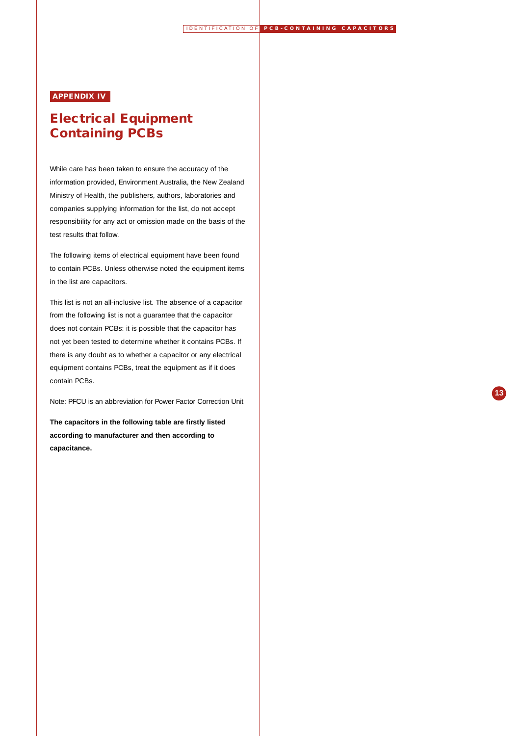**APPENDIX IV**

# Electrical Equipment Containing PCBs

While care has been taken to ensure the accuracy of the information provided, Environment Australia, the New Zealand Ministry of Health, the publishers, authors, laboratories and companies supplying information for the list, do not accept responsibility for any act or omission made on the basis of the test results that follow.

The following items of electrical equipment have been found to contain PCBs. Unless otherwise noted the equipment items in the list are capacitors.

This list is not an all-inclusive list. The absence of a capacitor from the following list is not a guarantee that the capacitor does not contain PCBs: it is possible that the capacitor has not yet been tested to determine whether it contains PCBs. If there is any doubt as to whether a capacitor or any electrical equipment contains PCBs, treat the equipment as if it does contain PCBs.

Note: PFCU is an abbreviation for Power Factor Correction Unit

**The capacitors in the following table are firstly listed according to manufacturer and then according to capacitance.**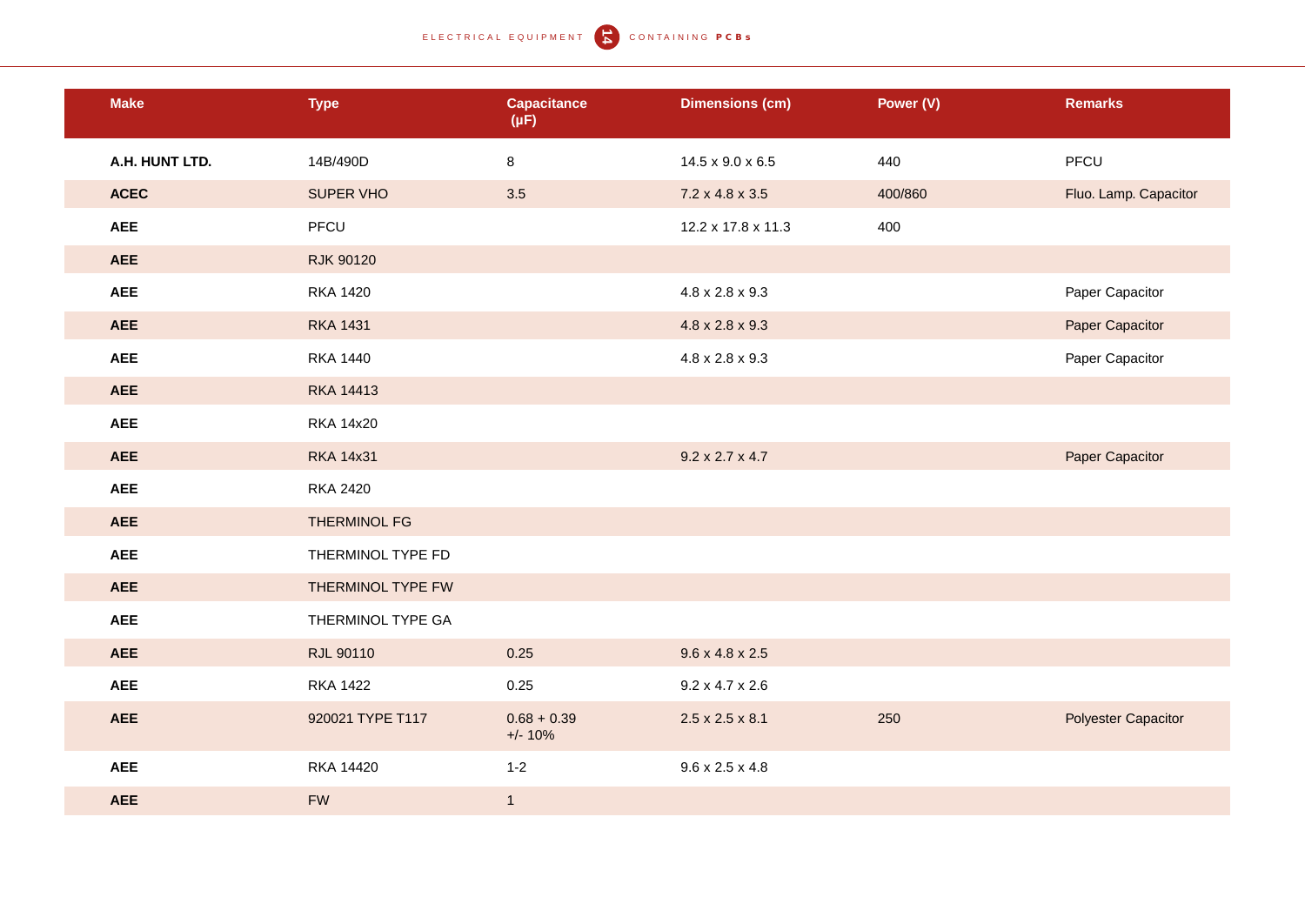| Make | Type | Capacitance (μF) | Dimensions (cm) | Power (V) | Remarks |
|---|---|---|---|---|---|
| **A.H. HUNT LTD.** | 14B/490D | 8 | 14.5 x 9.0 x 6.5 | 440 | PFCU |
| **ACEC** | SUPER VHO | 3.5 | 7.2 x 4.8 x 3.5 | 400/860 | Fluo. Lamp. Capacitor |
| **AEE** | PFCU | | 12.2 x 17.8 x 11.3 | 400 | |
| **AEE** | RJK 90120 | | | | |
| **AEE** | RKA 1420 | | 4.8 x 2.8 x 9.3 | | Paper Capacitor |
| **AEE** | RKA 1431 | | 4.8 x 2.8 x 9.3 | | Paper Capacitor |
| **AEE** | RKA 1440 | | 4.8 x 2.8 x 9.3 | | Paper Capacitor |
| **AEE** | RKA 14413 | | | | |
| **AEE** | RKA 14x20 | | | | |
| **AEE** | RKA 14x31 | | 9.2 x 2.7 x 4.7 | | Paper Capacitor |
| **AEE** | RKA 2420 | | | | |
| **AEE** | THERMINOL FG | | | | |
| **AEE** | THERMINOL TYPE FD | | | | |
| **AEE** | THERMINOL TYPE FW | | | | |
| **AEE** | THERMINOL TYPE GA | | | | |
| **AEE** | RJL 90110 | 0.25 | 9.6 x 4.8 x 2.5 | | |
| **AEE** | RKA 1422 | 0.25 | 9.2 x 4.7 x 2.6 | | |
| **AEE** | 920021 TYPE T117 | 0.68 + 0.39 +/- 10% | 2.5 x 2.5 x 8.1 | 250 | Polyester Capacitor |
| **AEE** | RKA 14420 | 1-2 | 9.6 x 2.5 x 4.8 | | |
| **AEE** | FW | 1 | | | |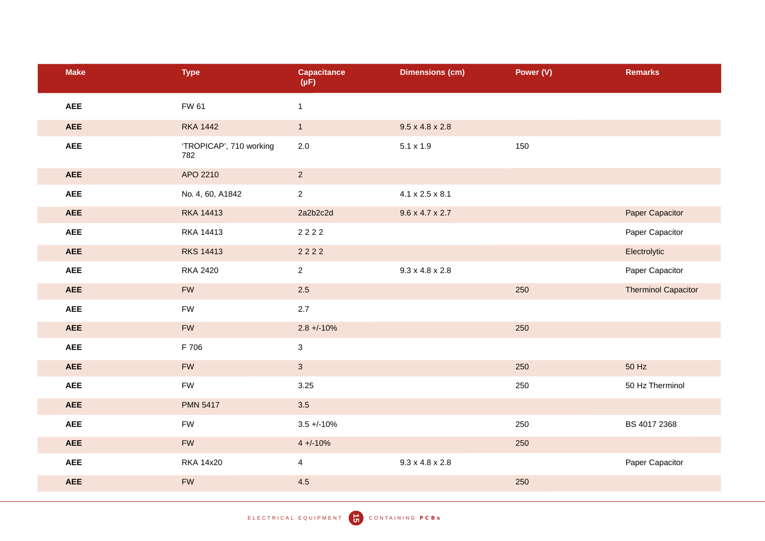| Make | Type | Capacitance (μF) | Dimensions (cm) | Power (V) | Remarks |
|---|---|---|---|---|---|
| **AEE** | FW 61 | 1 | | | |
| **AEE** | RKA 1442 | 1 | 9.5 x 4.8 x 2.8 | | |
| **AEE** | 'TROPICAP', 710 working 782 | 2.0 | 5.1 x 1.9 | 150 | |
| **AEE** | APO 2210 | 2 | | | |
| **AEE** | No. 4, 60, A1842 | 2 | 4.1 x 2.5 x 8.1 | | |
| **AEE** | RKA 14413 | 2a2b2c2d | 9.6 x 4.7 x 2.7 | | Paper Capacitor |
| **AEE** | RKA 14413 | 2 2 2 2 | | | Paper Capacitor |
| **AEE** | RKS 14413 | 2 2 2 2 | | | Electrolytic |
| **AEE** | RKA 2420 | 2 | 9.3 x 4.8 x 2.8 | | Paper Capacitor |
| **AEE** | FW | 2.5 | | 250 | Therminol Capacitor |
| **AEE** | FW | 2.7 | | | |
| **AEE** | FW | 2.8 +/-10% | | 250 | |
| **AEE** | F 706 | 3 | | | |
| **AEE** | FW | 3 | | 250 | 50 Hz |
| **AEE** | FW | 3.25 | | 250 | 50 Hz Therminol |
| **AEE** | PMN 5417 | 3.5 | | | |
| **AEE** | FW | 3.5 +/-10% | | 250 | BS 4017 2368 |
| **AEE** | FW | 4 +/-10% | | 250 | |
| **AEE** | RKA 14x20 | 4 | 9.3 x 4.8 x 2.8 | | Paper Capacitor |
| **AEE** | FW | 4.5 | | 250 | |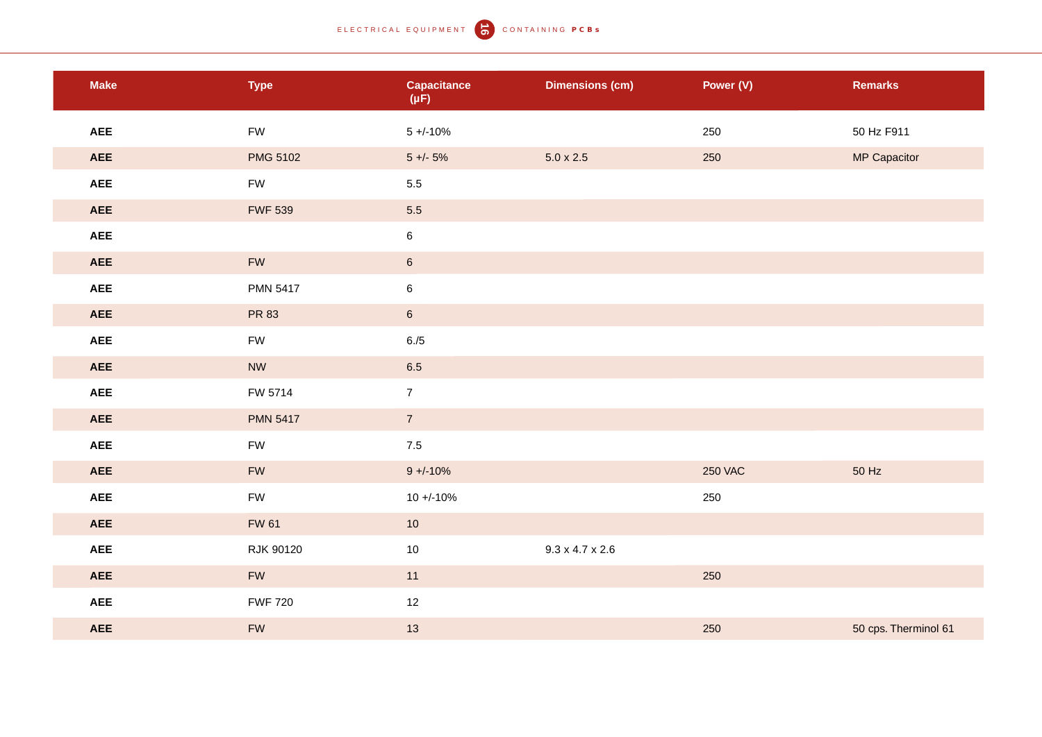| Make | Type | Capacitance (μF) | Dimensions (cm) | Power (V) | Remarks |
|---|---|---|---|---|---|
| **AEE** | FW | 5 +/-10% | | 250 | 50 Hz F911 |
| **AEE** | PMG 5102 | 5 +/- 5% | 5.0 x 2.5 | 250 | MP Capacitor |
| **AEE** | FW | 5.5 | | | |
| **AEE** | FWF 539 | 5.5 | | | |
| **AEE** | | 6 | | | |
| **AEE** | FW | 6 | | | |
| **AEE** | PMN 5417 | 6 | | | |
| **AEE** | PR 83 | 6 | | | |
| **AEE** | FW | 6./5 | | | |
| **AEE** | NW | 6.5 | | | |
| **AEE** | FW 5714 | 7 | | | |
| **AEE** | PMN 5417 | 7 | | | |
| **AEE** | FW | 7.5 | | | |
| **AEE** | FW | 9 +/-10% | | 250 VAC | 50 Hz |
| **AEE** | FW | 10 +/-10% | | 250 | |
| **AEE** | FW 61 | 10 | | | |
| **AEE** | RJK 90120 | 10 | 9.3 x 4.7 x 2.6 | | |
| **AEE** | FW | 11 | | 250 | |
| **AEE** | FWF 720 | 12 | | | |
| **AEE** | FW | 13 | | 250 | 50 cps. Therminol 61 |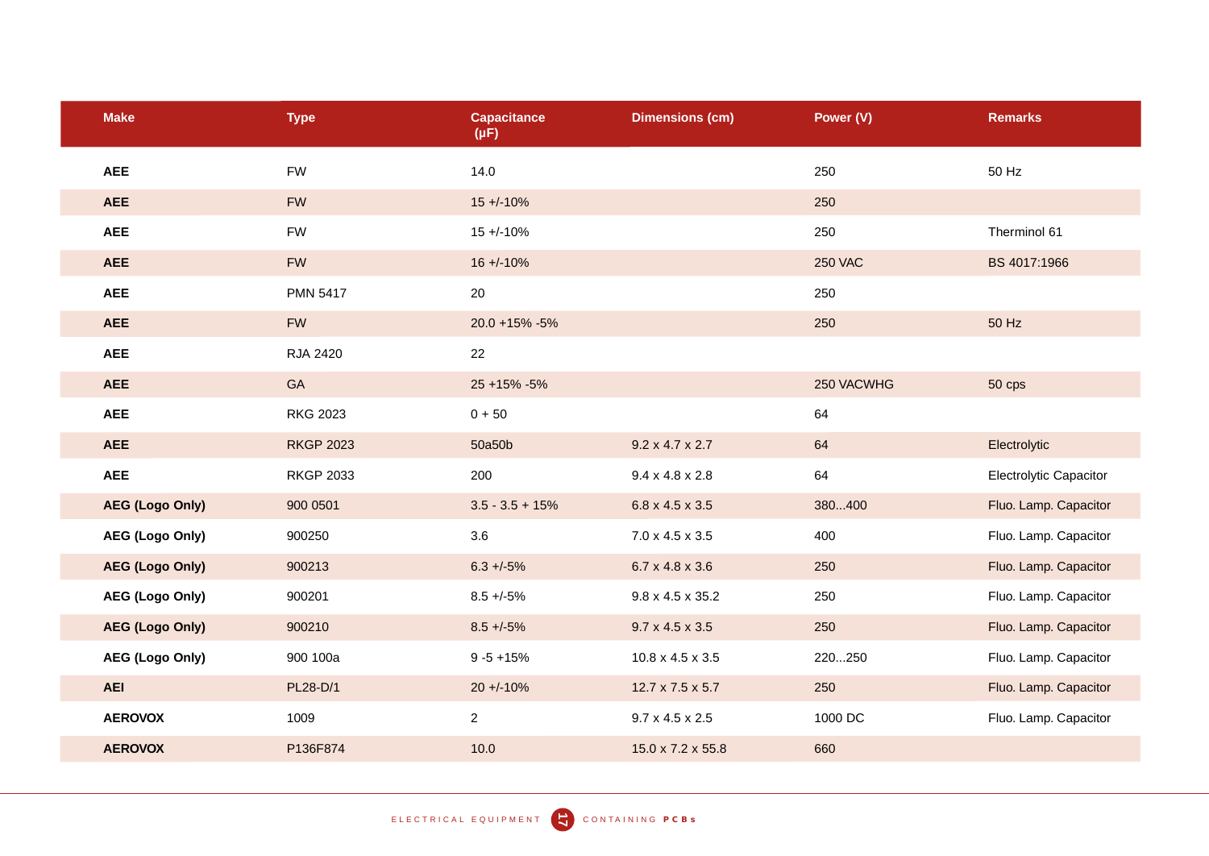| Make | Type | Capacitance (μF) | Dimensions (cm) | Power (V) | Remarks |
|---|---|---|---|---|---|
| **AEE** | FW | 14.0 | | 250 | 50 Hz |
| **AEE** | FW | 15 +/-10% | | 250 | |
| **AEE** | FW | 15 +/-10% | | 250 | Therminol 61 |
| **AEE** | FW | 16 +/-10% | | 250 VAC | BS 4017:1966 |
| **AEE** | PMN 5417 | 20 | | 250 | |
| **AEE** | FW | 20.0 +15% -5% | | 250 | 50 Hz |
| **AEE** | RJA 2420 | 22 | | | |
| **AEE** | GA | 25 +15% -5% | | 250 VACWHG | 50 cps |
| **AEE** | RKG 2023 | 0 + 50 | | 64 | |
| **AEE** | RKGP 2023 | 50a50b | 9.2 x 4.7 x 2.7 | 64 | Electrolytic |
| **AEE** | RKGP 2033 | 200 | 9.4 x 4.8 x 2.8 | 64 | Electrolytic Capacitor |
| **AEG (Logo Only)** | 900 0501 | 3.5 - 3.5 + 15% | 6.8 x 4.5 x 3.5 | 380...400 | Fluo. Lamp. Capacitor |
| **AEG (Logo Only)** | 900250 | 3.6 | 7.0 x 4.5 x 3.5 | 400 | Fluo. Lamp. Capacitor |
| **AEG (Logo Only)** | 900213 | 6.3 +/-5% | 6.7 x 4.8 x 3.6 | 250 | Fluo. Lamp. Capacitor |
| **AEG (Logo Only)** | 900201 | 8.5 +/-5% | 9.8 x 4.5 x 35.2 | 250 | Fluo. Lamp. Capacitor |
| **AEG (Logo Only)** | 900210 | 8.5 +/-5% | 9.7 x 4.5 x 3.5 | 250 | Fluo. Lamp. Capacitor |
| **AEG (Logo Only)** | 900 100a | 9 -5 +15% | 10.8 x 4.5 x 3.5 | 220...250 | Fluo. Lamp. Capacitor |
| **AEI** | PL28-D/1 | 20 +/-10% | 12.7 x 7.5 x 5.7 | 250 | Fluo. Lamp. Capacitor |
| **AEROVOX** | 1009 | 2 | 9.7 x 4.5 x 2.5 | 1000 DC | Fluo. Lamp. Capacitor |
| **AEROVOX** | P136F874 | 10.0 | 15.0 x 7.2 x 55.8 | 660 | |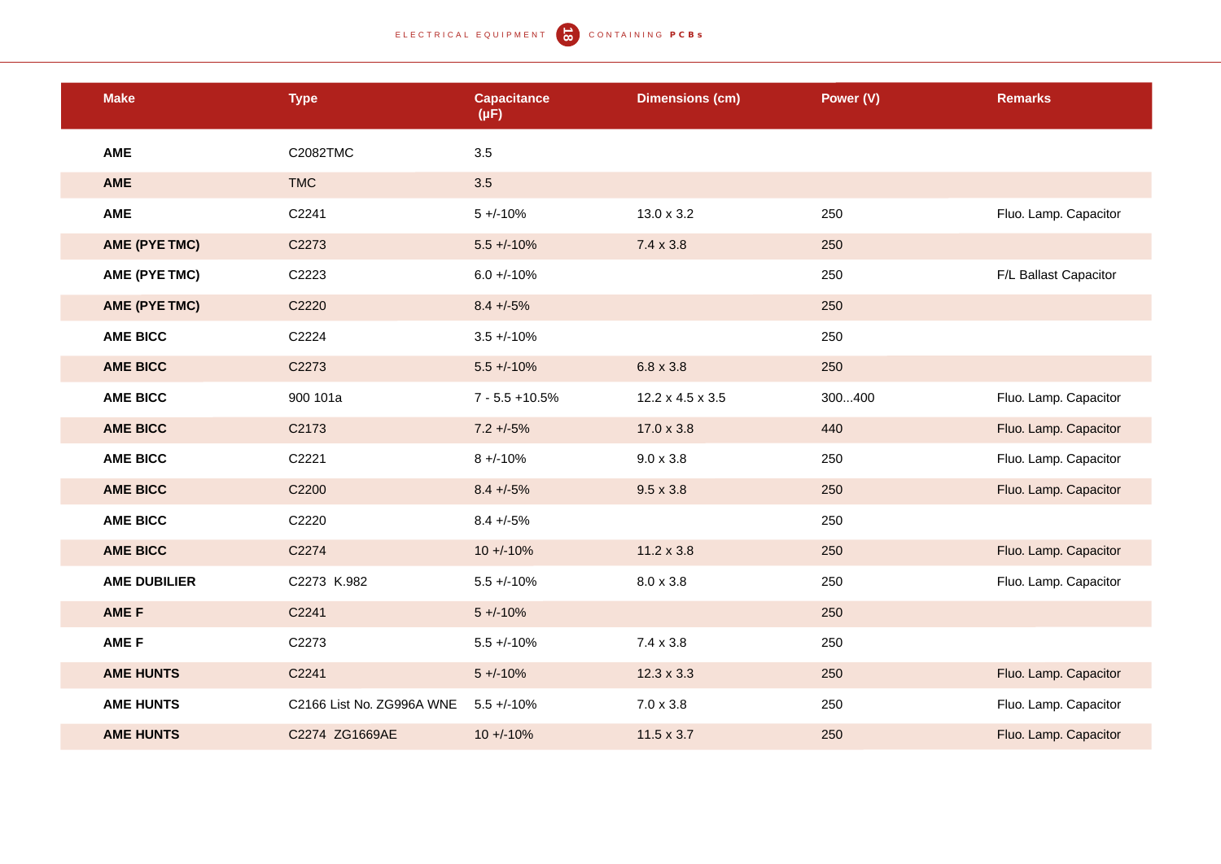| Make | Type | Capacitance (μF) | Dimensions (cm) | Power (V) | Remarks |
|---|---|---|---|---|---|
| **AME** | C2082TMC | 3.5 | | | |
| **AME** | TMC | 3.5 | | | |
| **AME** | C2241 | 5 +/-10% | 13.0 x 3.2 | 250 | Fluo. Lamp. Capacitor |
| **AME (PYE TMC)** | C2273 | 5.5 +/-10% | 7.4 x 3.8 | 250 | |
| **AME (PYE TMC)** | C2223 | 6.0 +/-10% | | 250 | F/L Ballast Capacitor |
| **AME (PYE TMC)** | C2220 | 8.4 +/-5% | | 250 | |
| **AME BICC** | C2224 | 3.5 +/-10% | | 250 | |
| **AME BICC** | C2273 | 5.5 +/-10% | 6.8 x 3.8 | 250 | |
| **AME BICC** | 900 101a | 7 - 5.5 +10.5% | 12.2 x 4.5 x 3.5 | 300...400 | Fluo. Lamp. Capacitor |
| **AME BICC** | C2173 | 7.2 +/-5% | 17.0 x 3.8 | 440 | Fluo. Lamp. Capacitor |
| **AME BICC** | C2221 | 8 +/-10% | 9.0 x 3.8 | 250 | Fluo. Lamp. Capacitor |
| **AME BICC** | C2200 | 8.4 +/-5% | 9.5 x 3.8 | 250 | Fluo. Lamp. Capacitor |
| **AME BICC** | C2220 | 8.4 +/-5% | | 250 | |
| **AME BICC** | C2274 | 10 +/-10% | 11.2 x 3.8 | 250 | Fluo. Lamp. Capacitor |
| **AME DUBILIER** | C2273 K.982 | 5.5 +/-10% | 8.0 x 3.8 | 250 | Fluo. Lamp. Capacitor |
| **AME F** | C2241 | 5 +/-10% | | 250 | |
| **AME F** | C2273 | 5.5 +/-10% | 7.4 x 3.8 | 250 | |
| **AME HUNTS** | C2241 | 5 +/-10% | 12.3 x 3.3 | 250 | Fluo. Lamp. Capacitor |
| **AME HUNTS** | C2166 List No. ZG996A WNE | 5.5 +/-10% | 7.0 x 3.8 | 250 | Fluo. Lamp. Capacitor |
| **AME HUNTS** | C2274 ZG1669AE | 10 +/-10% | 11.5 x 3.7 | 250 | Fluo. Lamp. Capacitor |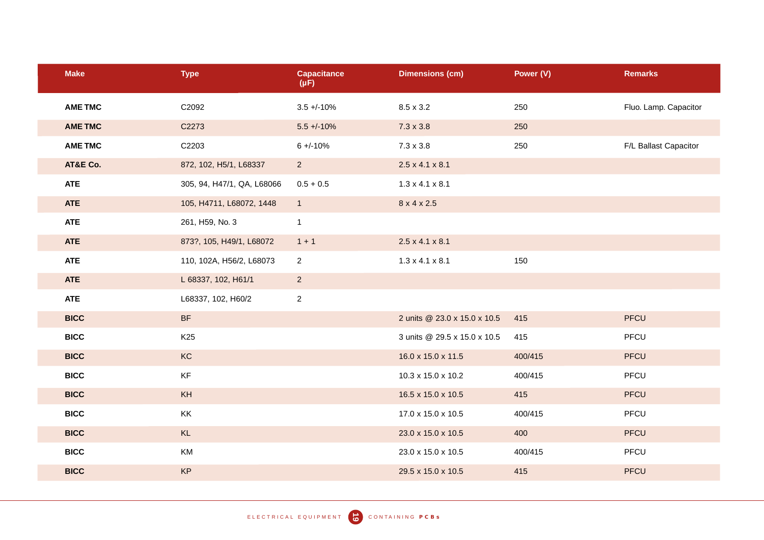| Make | Type | Capacitance (μF) | Dimensions (cm) | Power (V) | Remarks |
|---|---|---|---|---|---|
| **AME TMC** | C2092 | 3.5 +/-10% | 8.5 x 3.2 | 250 | Fluo. Lamp. Capacitor |
| **AME TMC** | C2273 | 5.5 +/-10% | 7.3 x 3.8 | 250 | |
| **AME TMC** | C2203 | 6 +/-10% | 7.3 x 3.8 | 250 | F/L Ballast Capacitor |
| **AT&E Co.** | 872, 102, H5/1, L68337 | 2 | 2.5 x 4.1 x 8.1 | | |
| **ATE** | 305, 94, H47/1, QA, L68066 | 0.5 + 0.5 | 1.3 x 4.1 x 8.1 | | |
| **ATE** | 105, H4711, L68072, 1448 | 1 | 8 x 4 x 2.5 | | |
| **ATE** | 261, H59, No. 3 | 1 | | | |
| **ATE** | 873?, 105, H49/1, L68072 | 1 + 1 | 2.5 x 4.1 x 8.1 | | |
| **ATE** | 110, 102A, H56/2, L68073 | 2 | 1.3 x 4.1 x 8.1 | 150 | |
| **ATE** | L 68337, 102, H61/1 | 2 | | | |
| **ATE** | L68337, 102, H60/2 | 2 | | | |
| **BICC** | BF | | 2 units @ 23.0 x 15.0 x 10.5 | 415 | PFCU |
| **BICC** | K25 | | 3 units @ 29.5 x 15.0 x 10.5 | 415 | PFCU |
| **BICC** | KC | | 16.0 x 15.0 x 11.5 | 400/415 | PFCU |
| **BICC** | KF | | 10.3 x 15.0 x 10.2 | 400/415 | PFCU |
| **BICC** | KH | | 16.5 x 15.0 x 10.5 | 415 | PFCU |
| **BICC** | KK | | 17.0 x 15.0 x 10.5 | 400/415 | PFCU |
| **BICC** | KL | | 23.0 x 15.0 x 10.5 | 400 | PFCU |
| **BICC** | KM | | 23.0 x 15.0 x 10.5 | 400/415 | PFCU |
| **BICC** | KP | | 29.5 x 15.0 x 10.5 | 415 | PFCU |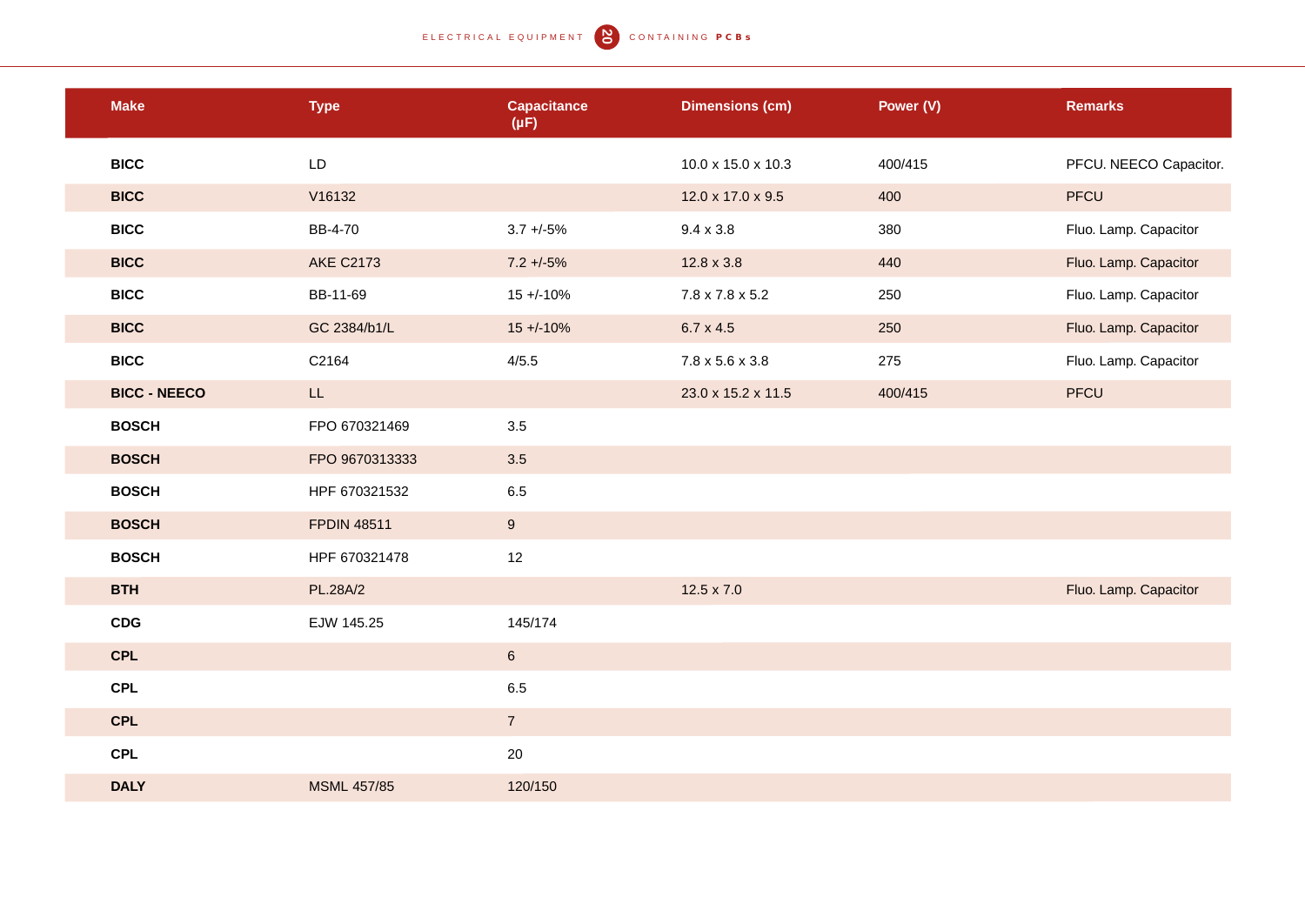| Make | Type | Capacitance (μF) | Dimensions (cm) | Power (V) | Remarks |
|---|---|---|---|---|---|
| **BICC** | LD | | 10.0 x 15.0 x 10.3 | 400/415 | PFCU. NEECO Capacitor. |
| **BICC** | V16132 | | 12.0 x 17.0 x 9.5 | 400 | PFCU |
| **BICC** | BB-4-70 | 3.7 +/-5% | 9.4 x 3.8 | 380 | Fluo. Lamp. Capacitor |
| **BICC** | AKE C2173 | 7.2 +/-5% | 12.8 x 3.8 | 440 | Fluo. Lamp. Capacitor |
| **BICC** | BB-11-69 | 15 +/-10% | 7.8 x 7.8 x 5.2 | 250 | Fluo. Lamp. Capacitor |
| **BICC** | GC 2384/b1/L | 15 +/-10% | 6.7 x 4.5 | 250 | Fluo. Lamp. Capacitor |
| **BICC** | C2164 | 4/5.5 | 7.8 x 5.6 x 3.8 | 275 | Fluo. Lamp. Capacitor |
| **BICC - NEECO** | LL | | 23.0 x 15.2 x 11.5 | 400/415 | PFCU |
| **BOSCH** | FPO 670321469 | 3.5 | | | |
| **BOSCH** | FPO 9670313333 | 3.5 | | | |
| **BOSCH** | HPF 670321532 | 6.5 | | | |
| **BOSCH** | FPDIN 48511 | 9 | | | |
| **BOSCH** | HPF 670321478 | 12 | | | |
| **BTH** | PL.28A/2 | | 12.5 x 7.0 | | Fluo. Lamp. Capacitor |
| **CDG** | EJW 145.25 | 145/174 | | | |
| **CPL** | | 6 | | | |
| **CPL** | | 6.5 | | | |
| **CPL** | | 7 | | | |
| **CPL** | | 20 | | | |
| **DALY** | MSML 457/85 | 120/150 | | | |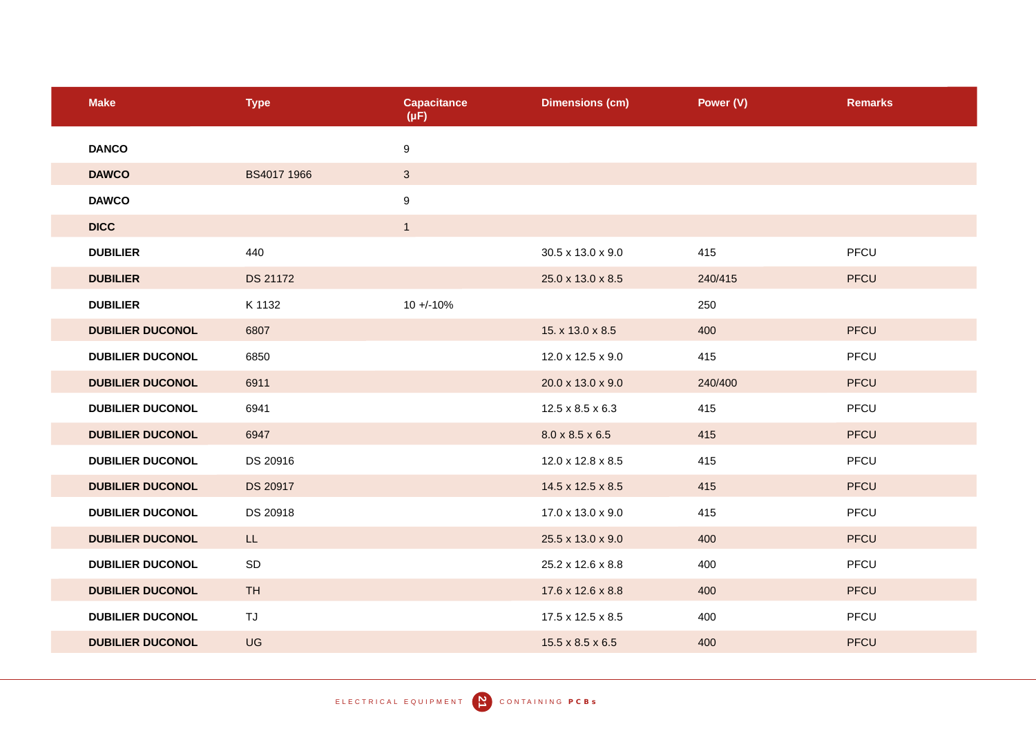| Make | Type | Capacitance (μF) | Dimensions (cm) | Power (V) | Remarks |
|---|---|---|---|---|---|
| **DANCO** | | 9 | | | |
| **DAWCO** | BS4017 1966 | 3 | | | |
| **DAWCO** | | 9 | | | |
| **DICC** | | 1 | | | |
| **DUBILIER** | 440 | | 30.5 x 13.0 x 9.0 | 415 | PFCU |
| **DUBILIER** | DS 21172 | | 25.0 x 13.0 x 8.5 | 240/415 | PFCU |
| **DUBILIER** | K 1132 | 10 +/-10% | | 250 | |
| **DUBILIER DUCONOL** | 6807 | | 15. x 13.0 x 8.5 | 400 | PFCU |
| **DUBILIER DUCONOL** | 6850 | | 12.0 x 12.5 x 9.0 | 415 | PFCU |
| **DUBILIER DUCONOL** | 6911 | | 20.0 x 13.0 x 9.0 | 240/400 | PFCU |
| **DUBILIER DUCONOL** | 6941 | | 12.5 x 8.5 x 6.3 | 415 | PFCU |
| **DUBILIER DUCONOL** | 6947 | | 8.0 x 8.5 x 6.5 | 415 | PFCU |
| **DUBILIER DUCONOL** | DS 20916 | | 12.0 x 12.8 x 8.5 | 415 | PFCU |
| **DUBILIER DUCONOL** | DS 20917 | | 14.5 x 12.5 x 8.5 | 415 | PFCU |
| **DUBILIER DUCONOL** | DS 20918 | | 17.0 x 13.0 x 9.0 | 415 | PFCU |
| **DUBILIER DUCONOL** | LL | | 25.5 x 13.0 x 9.0 | 400 | PFCU |
| **DUBILIER DUCONOL** | SD | | 25.2 x 12.6 x 8.8 | 400 | PFCU |
| **DUBILIER DUCONOL** | TH | | 17.6 x 12.6 x 8.8 | 400 | PFCU |
| **DUBILIER DUCONOL** | TJ | | 17.5 x 12.5 x 8.5 | 400 | PFCU |
| **DUBILIER DUCONOL** | UG | | 15.5 x 8.5 x 6.5 | 400 | PFCU |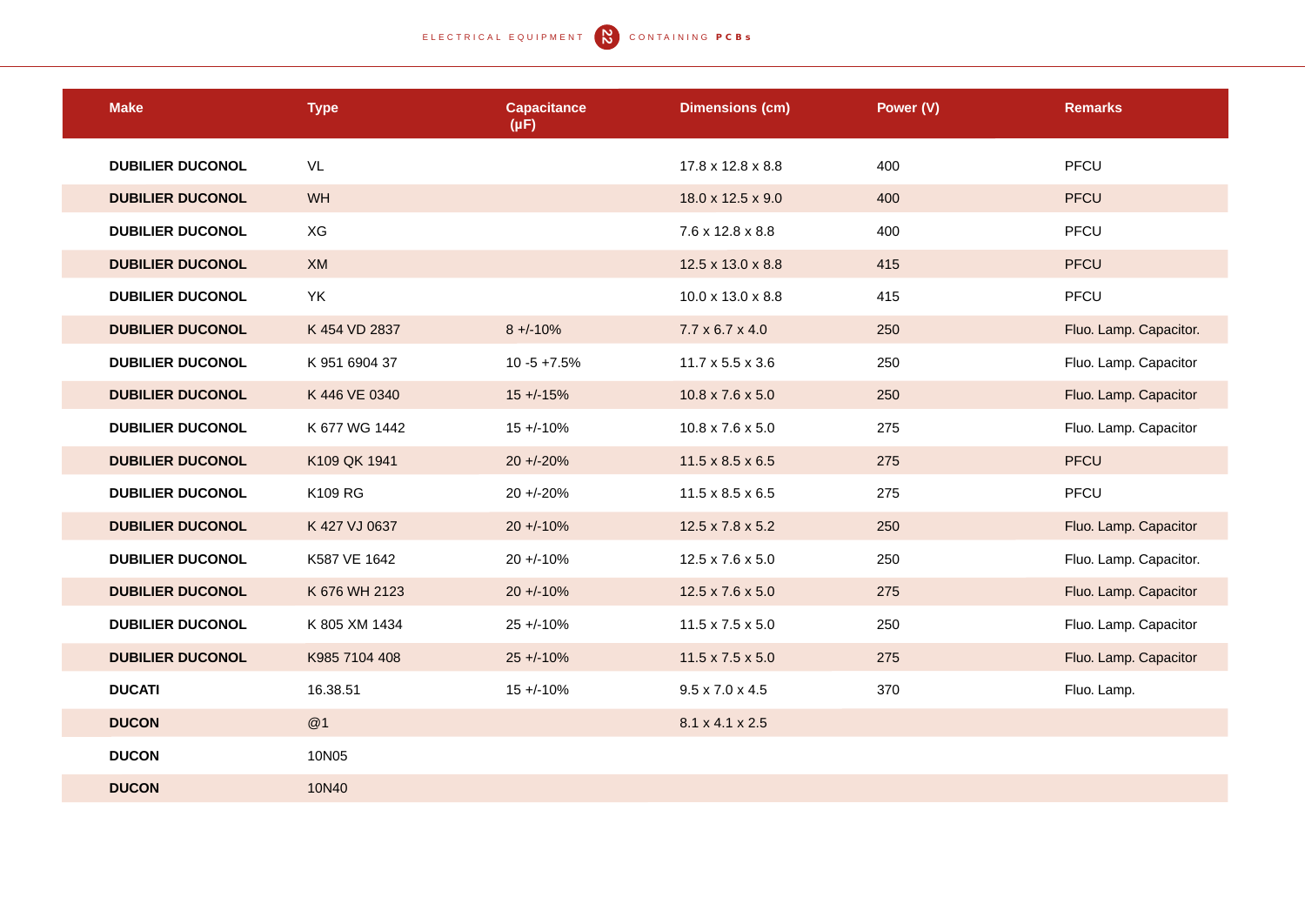| Make | Type | Capacitance (μF) | Dimensions (cm) | Power (V) | Remarks |
|---|---|---|---|---|---|
| **DUBILIER DUCONOL** | VL | | 17.8 x 12.8 x 8.8 | 400 | PFCU |
| **DUBILIER DUCONOL** | WH | | 18.0 x 12.5 x 9.0 | 400 | PFCU |
| **DUBILIER DUCONOL** | XG | | 7.6 x 12.8 x 8.8 | 400 | PFCU |
| **DUBILIER DUCONOL** | XM | | 12.5 x 13.0 x 8.8 | 415 | PFCU |
| **DUBILIER DUCONOL** | YK | | 10.0 x 13.0 x 8.8 | 415 | PFCU |
| **DUBILIER DUCONOL** | K 454 VD 2837 | 8 +/-10% | 7.7 x 6.7 x 4.0 | 250 | Fluo. Lamp. Capacitor. |
| **DUBILIER DUCONOL** | K 951 6904 37 | 10 -5 +7.5% | 11.7 x 5.5 x 3.6 | 250 | Fluo. Lamp. Capacitor |
| **DUBILIER DUCONOL** | K 446 VE 0340 | 15 +/-15% | 10.8 x 7.6 x 5.0 | 250 | Fluo. Lamp. Capacitor |
| **DUBILIER DUCONOL** | K 677 WG 1442 | 15 +/-10% | 10.8 x 7.6 x 5.0 | 275 | Fluo. Lamp. Capacitor |
| **DUBILIER DUCONOL** | K109 QK 1941 | 20 +/-20% | 11.5 x 8.5 x 6.5 | 275 | PFCU |
| **DUBILIER DUCONOL** | K109 RG | 20 +/-20% | 11.5 x 8.5 x 6.5 | 275 | PFCU |
| **DUBILIER DUCONOL** | K 427 VJ 0637 | 20 +/-10% | 12.5 x 7.8 x 5.2 | 250 | Fluo. Lamp. Capacitor |
| **DUBILIER DUCONOL** | K587 VE 1642 | 20 +/-10% | 12.5 x 7.6 x 5.0 | 250 | Fluo. Lamp. Capacitor. |
| **DUBILIER DUCONOL** | K 676 WH 2123 | 20 +/-10% | 12.5 x 7.6 x 5.0 | 275 | Fluo. Lamp. Capacitor |
| **DUBILIER DUCONOL** | K 805 XM 1434 | 25 +/-10% | 11.5 x 7.5 x 5.0 | 250 | Fluo. Lamp. Capacitor |
| **DUBILIER DUCONOL** | K985 7104 408 | 25 +/-10% | 11.5 x 7.5 x 5.0 | 275 | Fluo. Lamp. Capacitor |
| **DUCATI** | 16.38.51 | 15 +/-10% | 9.5 x 7.0 x 4.5 | 370 | Fluo. Lamp. |
| **DUCON** | @1 | | 8.1 x 4.1 x 2.5 | | |
| **DUCON** | 10N05 | | | | |
| **DUCON** | 10N40 | | | | |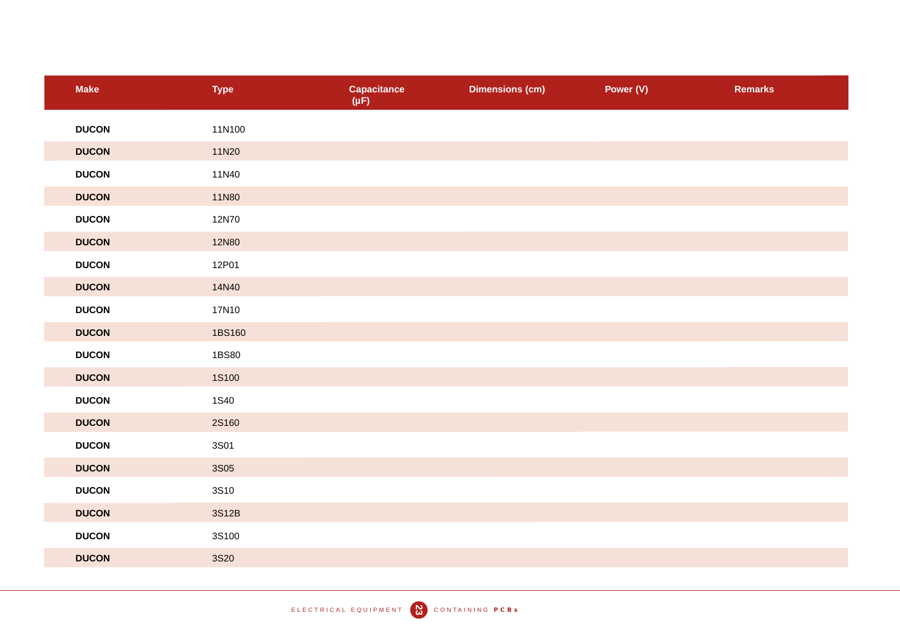| Make | Type | Capacitance (μF) | Dimensions (cm) | Power (V) | Remarks |
|---|---|---|---|---|---|
| **DUCON** | 11N100 | | | | |
| **DUCON** | 11N20 | | | | |
| **DUCON** | 11N40 | | | | |
| **DUCON** | 11N80 | | | | |
| **DUCON** | 12N70 | | | | |
| **DUCON** | 12N80 | | | | |
| **DUCON** | 12P01 | | | | |
| **DUCON** | 14N40 | | | | |
| **DUCON** | 17N10 | | | | |
| **DUCON** | 1BS160 | | | | |
| **DUCON** | 1BS80 | | | | |
| **DUCON** | 1S100 | | | | |
| **DUCON** | 1S40 | | | | |
| **DUCON** | 2S160 | | | | |
| **DUCON** | 3S01 | | | | |
| **DUCON** | 3S05 | | | | |
| **DUCON** | 3S10 | | | | |
| **DUCON** | 3S12B | | | | |
| **DUCON** | 3S100 | | | | |
| **DUCON** | 3S20 | | | | |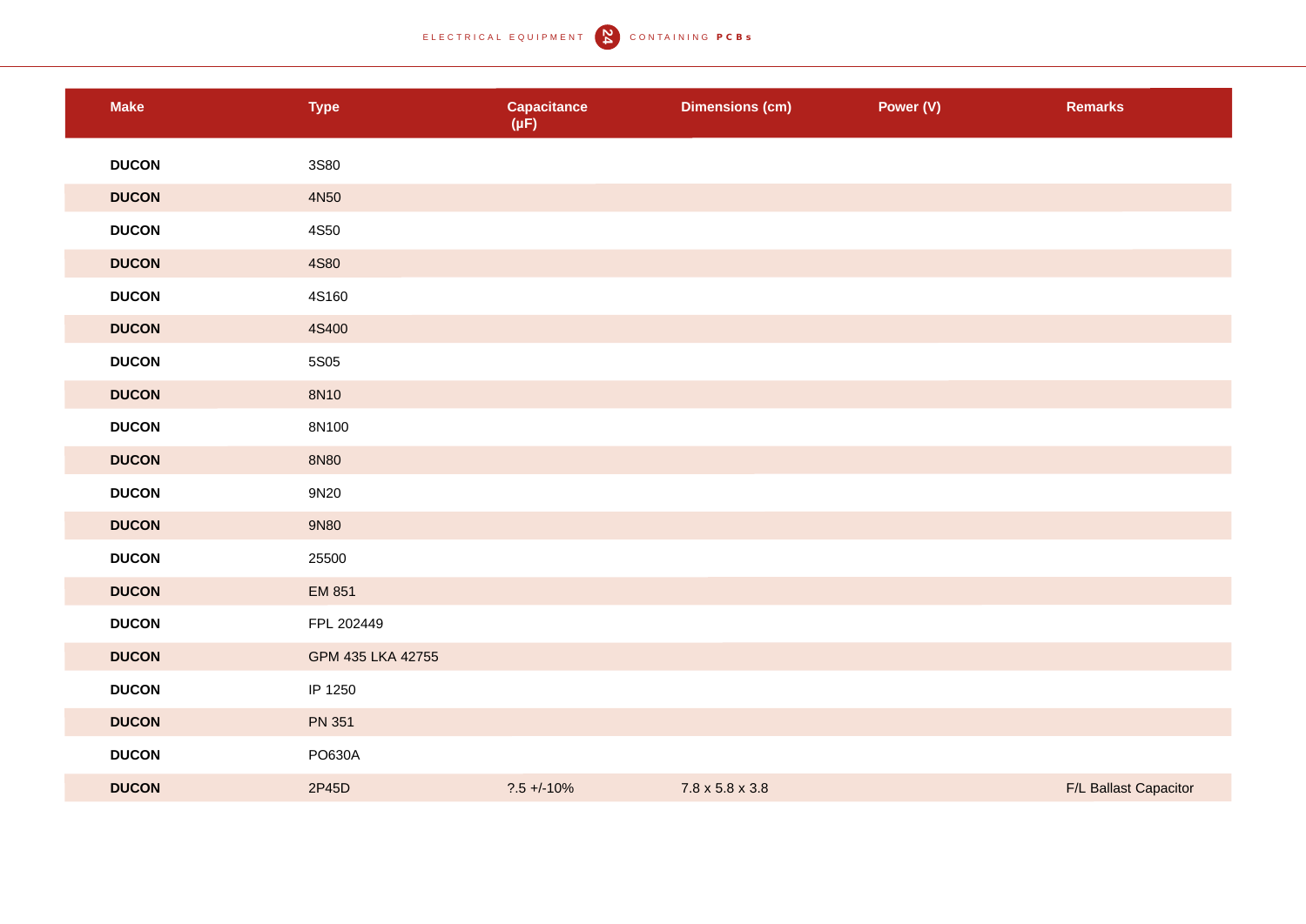| Make | Type | Capacitance (μF) | Dimensions (cm) | Power (V) | Remarks |
|---|---|---|---|---|---|
| **DUCON** | 3S80 | | | | |
| **DUCON** | 4N50 | | | | |
| **DUCON** | 4S50 | | | | |
| **DUCON** | 4S80 | | | | |
| **DUCON** | 4S160 | | | | |
| **DUCON** | 4S400 | | | | |
| **DUCON** | 5S05 | | | | |
| **DUCON** | 8N10 | | | | |
| **DUCON** | 8N100 | | | | |
| **DUCON** | 8N80 | | | | |
| **DUCON** | 9N20 | | | | |
| **DUCON** | 9N80 | | | | |
| **DUCON** | 25500 | | | | |
| **DUCON** | EM 851 | | | | |
| **DUCON** | FPL 202449 | | | | |
| **DUCON** | GPM 435 LKA 42755 | | | | |
| **DUCON** | IP 1250 | | | | |
| **DUCON** | PN 351 | | | | |
| **DUCON** | PO630A | | | | |
| **DUCON** | 2P45D | ?.5 +/-10% | 7.8 x 5.8 x 3.8 | | F/L Ballast Capacitor |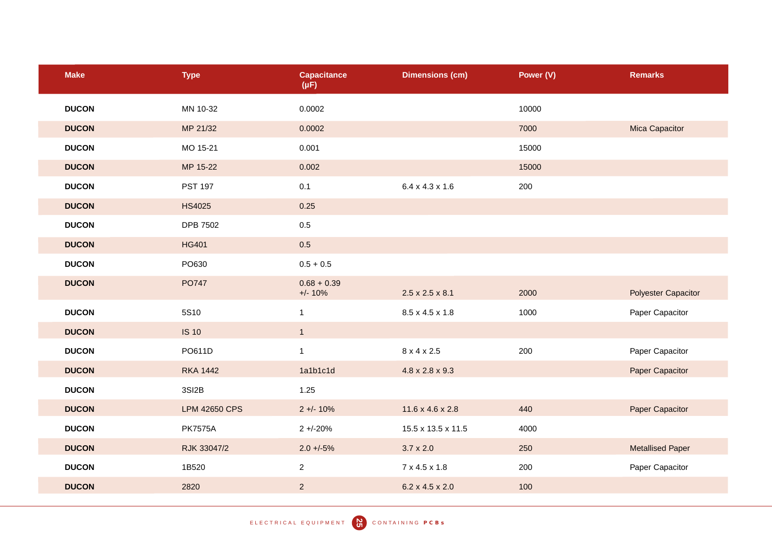| Make | Type | Capacitance (μF) | Dimensions (cm) | Power (V) | Remarks |
|---|---|---|---|---|---|
| **DUCON** | MN 10-32 | 0.0002 | | 10000 | |
| **DUCON** | MP 21/32 | 0.0002 | | 7000 | Mica Capacitor |
| **DUCON** | MO 15-21 | 0.001 | | 15000 | |
| **DUCON** | MP 15-22 | 0.002 | | 15000 | |
| **DUCON** | PST 197 | 0.1 | 6.4 x 4.3 x 1.6 | 200 | |
| **DUCON** | HS4025 | 0.25 | | | |
| **DUCON** | DPB 7502 | 0.5 | | | |
| **DUCON** | HG401 | 0.5 | | | |
| **DUCON** | PO630 | 0.5 + 0.5 | | | |
| **DUCON** | PO747 | 0.68 + 0.39 +/- 10% | 2.5 x 2.5 x 8.1 | 2000 | Polyester Capacitor |
| **DUCON** | 5S10 | 1 | 8.5 x 4.5 x 1.8 | 1000 | Paper Capacitor |
| **DUCON** | IS 10 | 1 | | | |
| **DUCON** | PO611D | 1 | 8 x 4 x 2.5 | 200 | Paper Capacitor |
| **DUCON** | RKA 1442 | 1a1b1c1d | 4.8 x 2.8 x 9.3 | | Paper Capacitor |
| **DUCON** | 3SI2B | 1.25 | | | |
| **DUCON** | LPM 42650 CPS | 2 +/- 10% | 11.6 x 4.6 x 2.8 | 440 | Paper Capacitor |
| **DUCON** | PK7575A | 2 +/-20% | 15.5 x 13.5 x 11.5 | 4000 | |
| **DUCON** | RJK 33047/2 | 2.0 +/-5% | 3.7 x 2.0 | 250 | Metallised Paper |
| **DUCON** | 1B520 | 2 | 7 x 4.5 x 1.8 | 200 | Paper Capacitor |
| **DUCON** | 2820 | 2 | 6.2 x 4.5 x 2.0 | 100 | |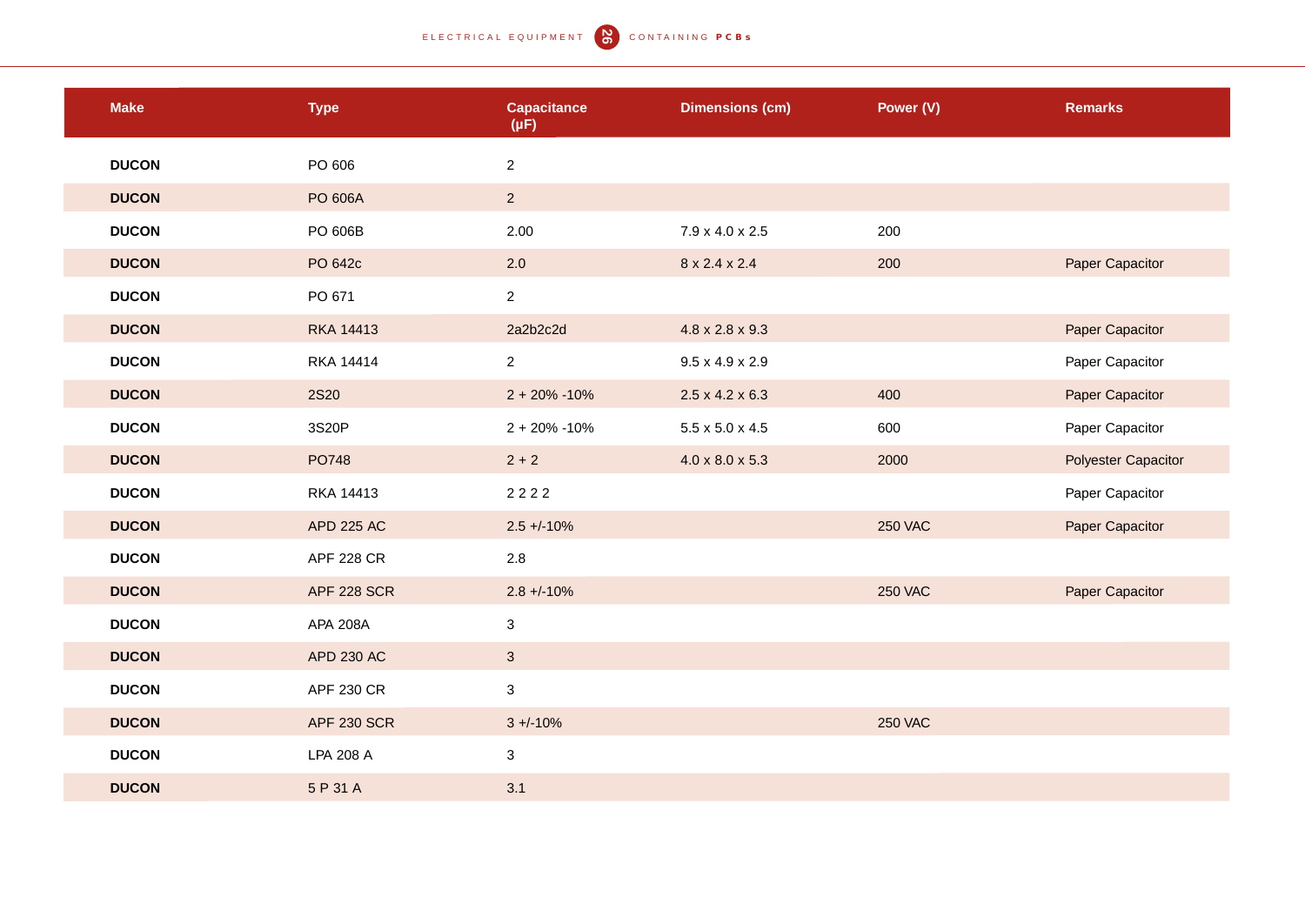| Make | Type | Capacitance (μF) | Dimensions (cm) | Power (V) | Remarks |
|---|---|---|---|---|---|
| **DUCON** | PO 606 | 2 | | | |
| **DUCON** | PO 606A | 2 | | | |
| **DUCON** | PO 606B | 2.00 | 7.9 x 4.0 x 2.5 | 200 | |
| **DUCON** | PO 642c | 2.0 | 8 x 2.4 x 2.4 | 200 | Paper Capacitor |
| **DUCON** | PO 671 | 2 | | | |
| **DUCON** | RKA 14413 | 2a2b2c2d | 4.8 x 2.8 x 9.3 | | Paper Capacitor |
| **DUCON** | RKA 14414 | 2 | 9.5 x 4.9 x 2.9 | | Paper Capacitor |
| **DUCON** | 2S20 | 2 + 20% -10% | 2.5 x 4.2 x 6.3 | 400 | Paper Capacitor |
| **DUCON** | 3S20P | 2 + 20% -10% | 5.5 x 5.0 x 4.5 | 600 | Paper Capacitor |
| **DUCON** | PO748 | 2 + 2 | 4.0 x 8.0 x 5.3 | 2000 | Polyester Capacitor |
| **DUCON** | RKA 14413 | 2 2 2 2 | | | Paper Capacitor |
| **DUCON** | APD 225 AC | 2.5 +/-10% | | 250 VAC | Paper Capacitor |
| **DUCON** | APF 228 CR | 2.8 | | | |
| **DUCON** | APF 228 SCR | 2.8 +/-10% | | 250 VAC | Paper Capacitor |
| **DUCON** | APA 208A | 3 | | | |
| **DUCON** | APD 230 AC | 3 | | | |
| **DUCON** | APF 230 CR | 3 | | | |
| **DUCON** | APF 230 SCR | 3 +/-10% | | 250 VAC | |
| **DUCON** | LPA 208 A | 3 | | | |
| **DUCON** | 5 P 31 A | 3.1 | | | |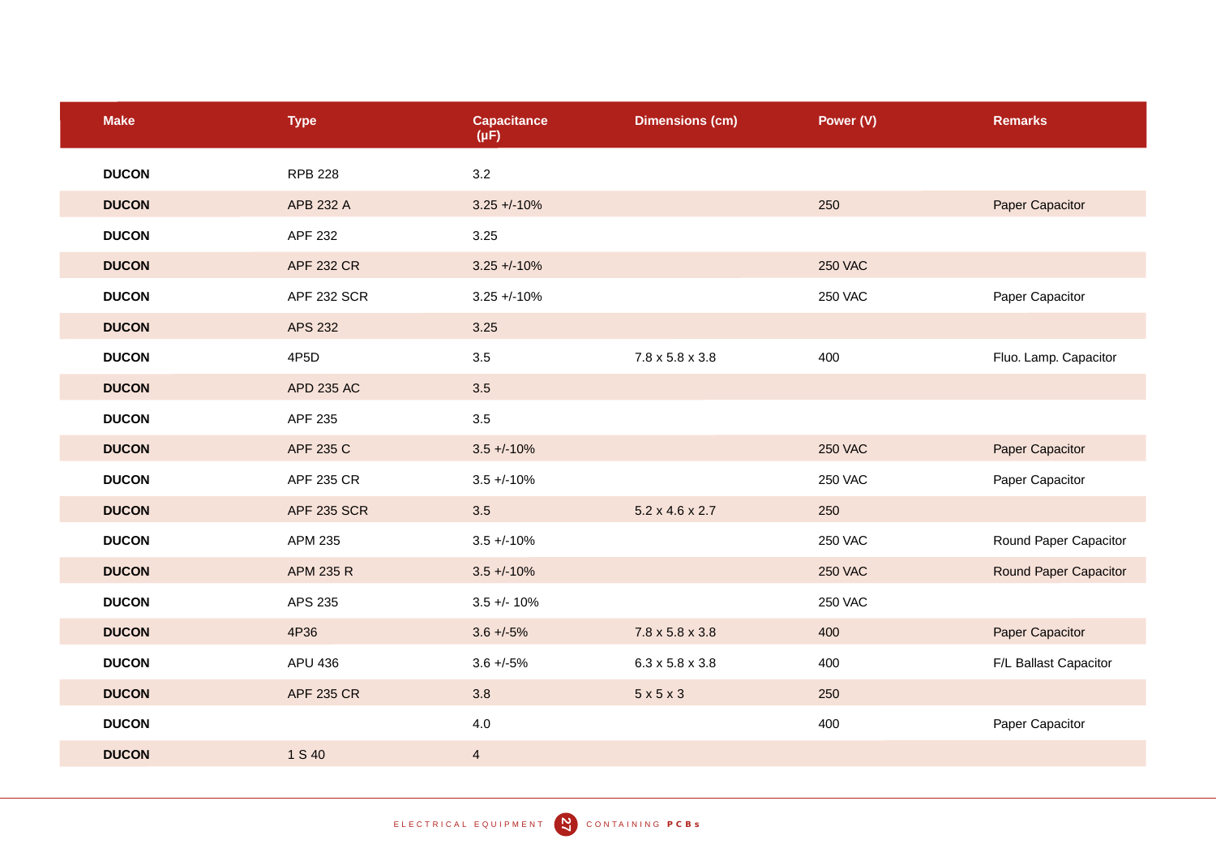| Make | Type | Capacitance (µF) | Dimensions (cm) | Power (V) | Remarks |
|---|---|---|---|---|---|
| **DUCON** | RPB 228 | 3.2 | | | |
| **DUCON** | APB 232 A | 3.25 +/-10% | | 250 | Paper Capacitor |
| **DUCON** | APF 232 | 3.25 | | | |
| **DUCON** | APF 232 CR | 3.25 +/-10% | | 250 VAC | |
| **DUCON** | APF 232 SCR | 3.25 +/-10% | | 250 VAC | Paper Capacitor |
| **DUCON** | APS 232 | 3.25 | | | |
| **DUCON** | 4P5D | 3.5 | 7.8 x 5.8 x 3.8 | 400 | Fluo. Lamp. Capacitor |
| **DUCON** | APD 235 AC | 3.5 | | | |
| **DUCON** | APF 235 | 3.5 | | | |
| **DUCON** | APF 235 C | 3.5 +/-10% | | 250 VAC | Paper Capacitor |
| **DUCON** | APF 235 CR | 3.5 +/-10% | | 250 VAC | Paper Capacitor |
| **DUCON** | APF 235 SCR | 3.5 | 5.2 x 4.6 x 2.7 | 250 | |
| **DUCON** | APM 235 | 3.5 +/-10% | | 250 VAC | Round Paper Capacitor |
| **DUCON** | APM 235 R | 3.5 +/-10% | | 250 VAC | Round Paper Capacitor |
| **DUCON** | APS 235 | 3.5 +/- 10% | | 250 VAC | |
| **DUCON** | 4P36 | 3.6 +/-5% | 7.8 x 5.8 x 3.8 | 400 | Paper Capacitor |
| **DUCON** | APU 436 | 3.6 +/-5% | 6.3 x 5.8 x 3.8 | 400 | F/L Ballast Capacitor |
| **DUCON** | APF 235 CR | 3.8 | 5 x 5 x 3 | 250 | |
| **DUCON** | | 4.0 | | 400 | Paper Capacitor |
| **DUCON** | 1 S 40 | 4 | | | |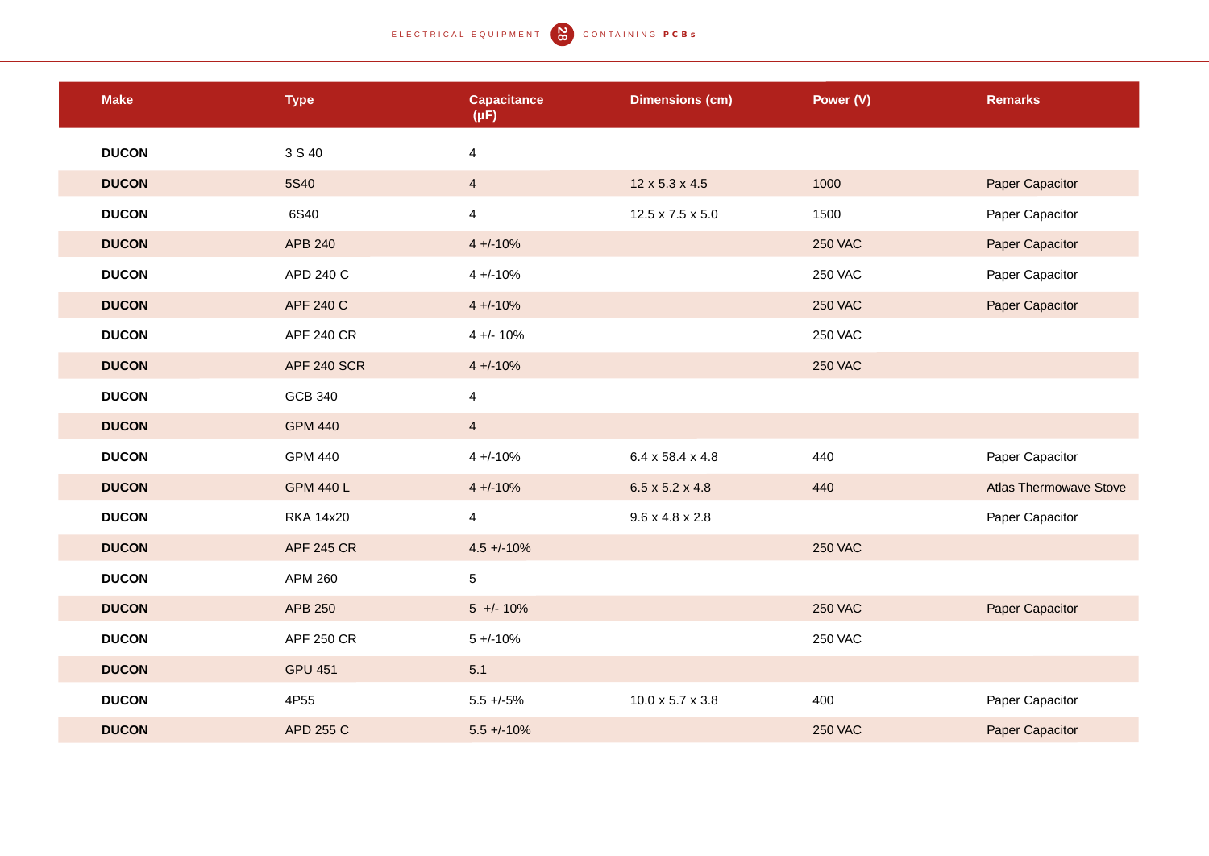| Make | Type | Capacitance (μF) | Dimensions (cm) | Power (V) | Remarks |
|---|---|---|---|---|---|
| **DUCON** | 3 S 40 | 4 | | | |
| **DUCON** | 5S40 | 4 | 12 x 5.3 x 4.5 | 1000 | Paper Capacitor |
| **DUCON** | 6S40 | 4 | 12.5 x 7.5 x 5.0 | 1500 | Paper Capacitor |
| **DUCON** | APB 240 | 4 +/-10% | | 250 VAC | Paper Capacitor |
| **DUCON** | APD 240 C | 4 +/-10% | | 250 VAC | Paper Capacitor |
| **DUCON** | APF 240 C | 4 +/-10% | | 250 VAC | Paper Capacitor |
| **DUCON** | APF 240 CR | 4 +/- 10% | | 250 VAC | |
| **DUCON** | APF 240 SCR | 4 +/-10% | | 250 VAC | |
| **DUCON** | GCB 340 | 4 | | | |
| **DUCON** | GPM 440 | 4 | | | |
| **DUCON** | GPM 440 | 4 +/-10% | 6.4 x 58.4 x 4.8 | 440 | Paper Capacitor |
| **DUCON** | GPM 440 L | 4 +/-10% | 6.5 x 5.2 x 4.8 | 440 | Atlas Thermowave Stove |
| **DUCON** | RKA 14x20 | 4 | 9.6 x 4.8 x 2.8 | | Paper Capacitor |
| **DUCON** | APF 245 CR | 4.5 +/-10% | | 250 VAC | |
| **DUCON** | APM 260 | 5 | | | |
| **DUCON** | APB 250 | 5 +/- 10% | | 250 VAC | Paper Capacitor |
| **DUCON** | APF 250 CR | 5 +/-10% | | 250 VAC | |
| **DUCON** | GPU 451 | 5.1 | | | |
| **DUCON** | 4P55 | 5.5 +/-5% | 10.0 x 5.7 x 3.8 | 400 | Paper Capacitor |
| **DUCON** | APD 255 C | 5.5 +/-10% | | 250 VAC | Paper Capacitor |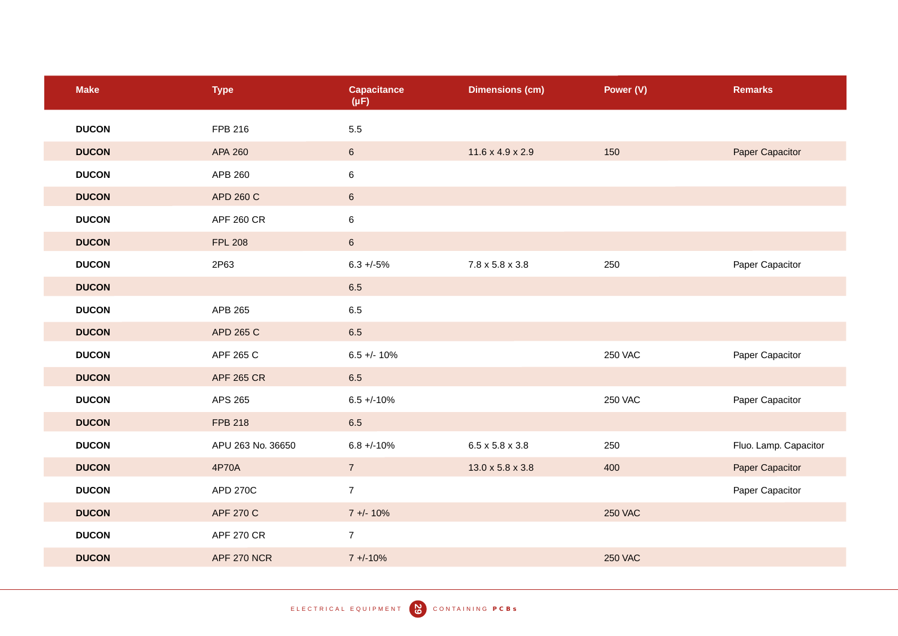| Make | Type | Capacitance (µF) | Dimensions (cm) | Power (V) | Remarks |
|---|---|---|---|---|---|
| **DUCON** | FPB 216 | 5.5 | | | |
| **DUCON** | APA 260 | 6 | 11.6 x 4.9 x 2.9 | 150 | Paper Capacitor |
| **DUCON** | APB 260 | 6 | | | |
| **DUCON** | APD 260 C | 6 | | | |
| **DUCON** | APF 260 CR | 6 | | | |
| **DUCON** | FPL 208 | 6 | | | |
| **DUCON** | 2P63 | 6.3 +/-5% | 7.8 x 5.8 x 3.8 | 250 | Paper Capacitor |
| **DUCON** | | 6.5 | | | |
| **DUCON** | APB 265 | 6.5 | | | |
| **DUCON** | APD 265 C | 6.5 | | | |
| **DUCON** | APF 265 C | 6.5 +/- 10% | | 250 VAC | Paper Capacitor |
| **DUCON** | APF 265 CR | 6.5 | | | |
| **DUCON** | APS 265 | 6.5 +/-10% | | 250 VAC | Paper Capacitor |
| **DUCON** | FPB 218 | 6.5 | | | |
| **DUCON** | APU 263 No. 36650 | 6.8 +/-10% | 6.5 x 5.8 x 3.8 | 250 | Fluo. Lamp. Capacitor |
| **DUCON** | 4P70A | 7 | 13.0 x 5.8 x 3.8 | 400 | Paper Capacitor |
| **DUCON** | APD 270C | 7 | | | Paper Capacitor |
| **DUCON** | APF 270 C | 7 +/- 10% | | 250 VAC | |
| **DUCON** | APF 270 CR | 7 | | | |
| **DUCON** | APF 270 NCR | 7 +/-10% | | 250 VAC | |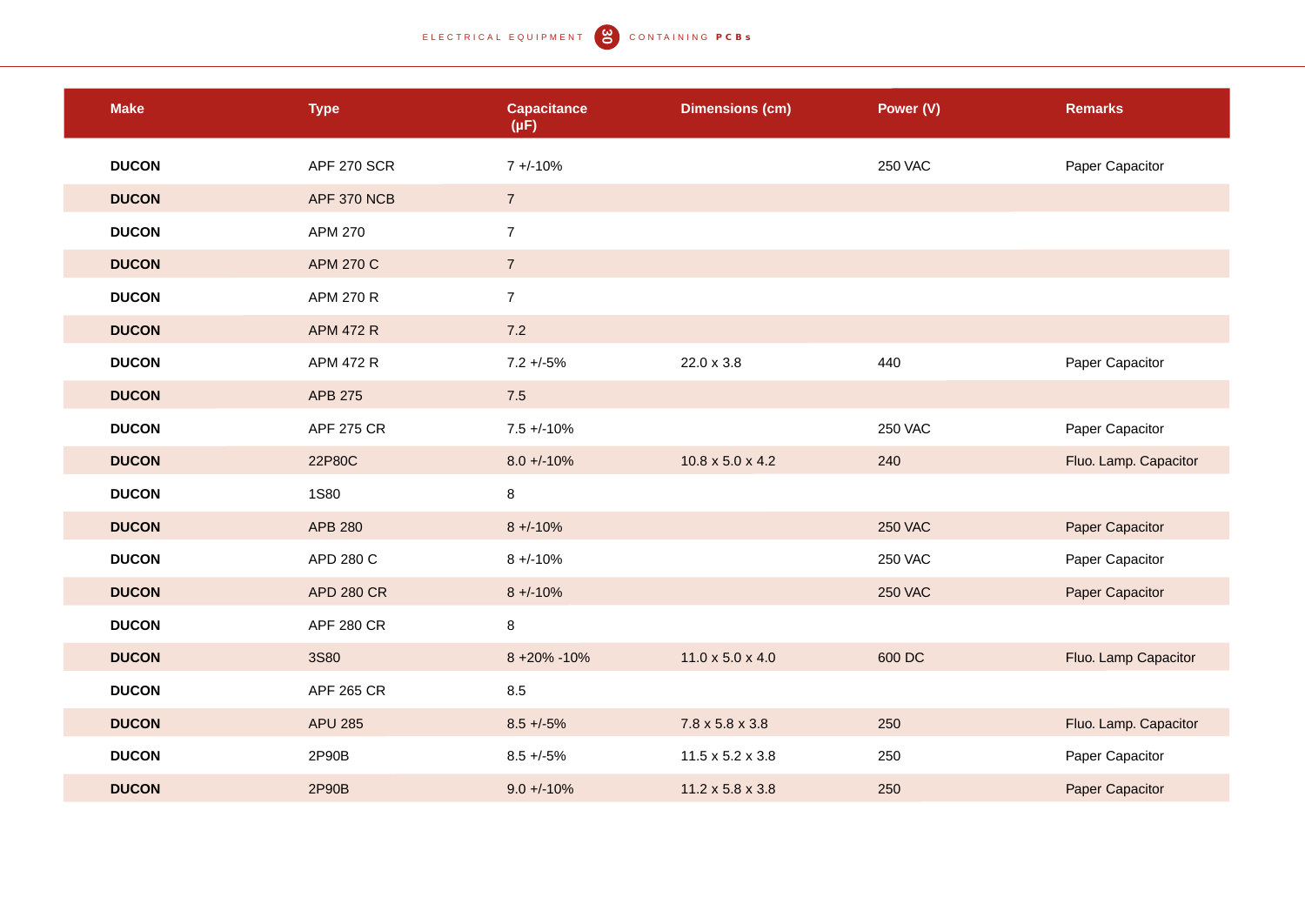| Make | Type | Capacitance (μF) | Dimensions (cm) | Power (V) | Remarks |
|---|---|---|---|---|---|
| **DUCON** | APF 270 SCR | 7 +/-10% | | 250 VAC | Paper Capacitor |
| **DUCON** | APF 370 NCB | 7 | | | |
| **DUCON** | APM 270 | 7 | | | |
| **DUCON** | APM 270 C | 7 | | | |
| **DUCON** | APM 270 R | 7 | | | |
| **DUCON** | APM 472 R | 7.2 | | | |
| **DUCON** | APM 472 R | 7.2 +/-5% | 22.0 x 3.8 | 440 | Paper Capacitor |
| **DUCON** | APB 275 | 7.5 | | | |
| **DUCON** | APF 275 CR | 7.5 +/-10% | | 250 VAC | Paper Capacitor |
| **DUCON** | 22P80C | 8.0 +/-10% | 10.8 x 5.0 x 4.2 | 240 | Fluo. Lamp. Capacitor |
| **DUCON** | 1S80 | 8 | | | |
| **DUCON** | APB 280 | 8 +/-10% | | 250 VAC | Paper Capacitor |
| **DUCON** | APD 280 C | 8 +/-10% | | 250 VAC | Paper Capacitor |
| **DUCON** | APD 280 CR | 8 +/-10% | | 250 VAC | Paper Capacitor |
| **DUCON** | APF 280 CR | 8 | | | |
| **DUCON** | 3S80 | 8 +20% -10% | 11.0 x 5.0 x 4.0 | 600 DC | Fluo. Lamp Capacitor |
| **DUCON** | APF 265 CR | 8.5 | | | |
| **DUCON** | APU 285 | 8.5 +/-5% | 7.8 x 5.8 x 3.8 | 250 | Fluo. Lamp. Capacitor |
| **DUCON** | 2P90B | 8.5 +/-5% | 11.5 x 5.2 x 3.8 | 250 | Paper Capacitor |
| **DUCON** | 2P90B | 9.0 +/-10% | 11.2 x 5.8 x 3.8 | 250 | Paper Capacitor |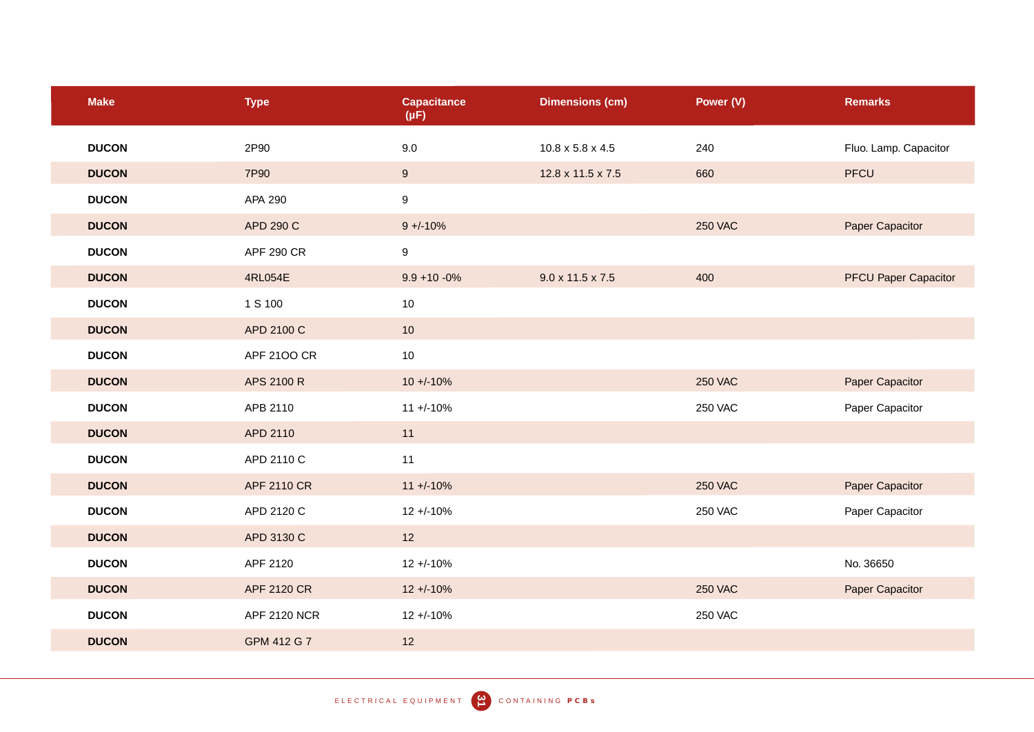| Make | Type | Capacitance (µF) | Dimensions (cm) | Power (V) | Remarks |
|---|---|---|---|---|---|
| **DUCON** | 2P90 | 9.0 | 10.8 x 5.8 x 4.5 | 240 | Fluo. Lamp. Capacitor |
| **DUCON** | 7P90 | 9 | 12.8 x 11.5 x 7.5 | 660 | PFCU |
| **DUCON** | APA 290 | 9 | | | |
| **DUCON** | APD 290 C | 9 +/-10% | | 250 VAC | Paper Capacitor |
| **DUCON** | APF 290 CR | 9 | | | |
| **DUCON** | 4RL054E | 9.9 +10 -0% | 9.0 x 11.5 x 7.5 | 400 | PFCU Paper Capacitor |
| **DUCON** | 1 S 100 | 10 | | | |
| **DUCON** | APD 2100 C | 10 | | | |
| **DUCON** | APF 21OO CR | 10 | | | |
| **DUCON** | APS 2100 R | 10 +/-10% | | 250 VAC | Paper Capacitor |
| **DUCON** | APB 2110 | 11 +/-10% | | 250 VAC | Paper Capacitor |
| **DUCON** | APD 2110 | 11 | | | |
| **DUCON** | APD 2110 C | 11 | | | |
| **DUCON** | APF 2110 CR | 11 +/-10% | | 250 VAC | Paper Capacitor |
| **DUCON** | APD 2120 C | 12 +/-10% | | 250 VAC | Paper Capacitor |
| **DUCON** | APD 3130 C | 12 | | | |
| **DUCON** | APF 2120 | 12 +/-10% | | | No. 36650 |
| **DUCON** | APF 2120 CR | 12 +/-10% | | 250 VAC | Paper Capacitor |
| **DUCON** | APF 2120 NCR | 12 +/-10% | | 250 VAC | |
| **DUCON** | GPM 412 G 7 | 12 | | | |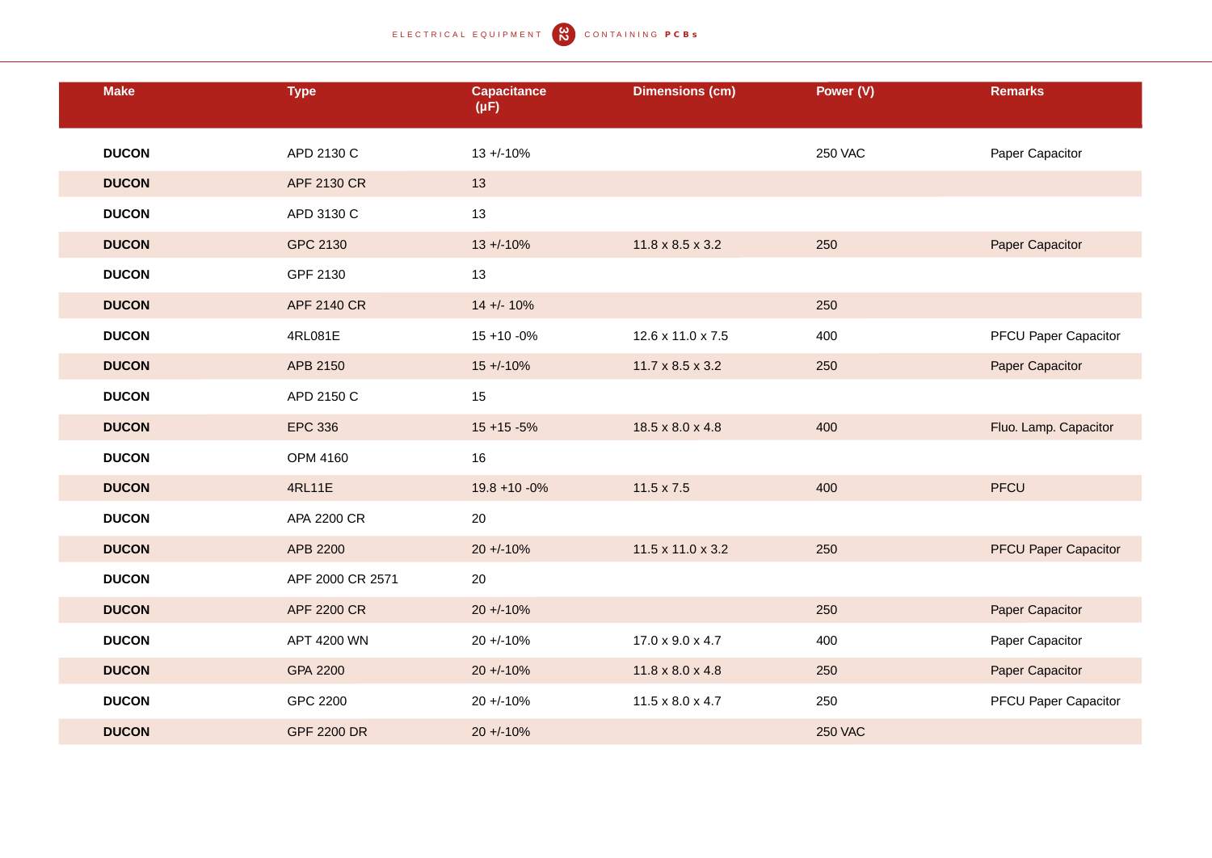| Make | Type | Capacitance (μF) | Dimensions (cm) | Power (V) | Remarks |
|---|---|---|---|---|---|
| **DUCON** | APD 2130 C | 13 +/-10% | | 250 VAC | Paper Capacitor |
| **DUCON** | APF 2130 CR | 13 | | | |
| **DUCON** | APD 3130 C | 13 | | | |
| **DUCON** | GPC 2130 | 13 +/-10% | 11.8 x 8.5 x 3.2 | 250 | Paper Capacitor |
| **DUCON** | GPF 2130 | 13 | | | |
| **DUCON** | APF 2140 CR | 14 +/- 10% | | 250 | |
| **DUCON** | 4RL081E | 15 +10 -0% | 12.6 x 11.0 x 7.5 | 400 | PFCU Paper Capacitor |
| **DUCON** | APB 2150 | 15 +/-10% | 11.7 x 8.5 x 3.2 | 250 | Paper Capacitor |
| **DUCON** | APD 2150 C | 15 | | | |
| **DUCON** | EPC 336 | 15 +15 -5% | 18.5 x 8.0 x 4.8 | 400 | Fluo. Lamp. Capacitor |
| **DUCON** | OPM 4160 | 16 | | | |
| **DUCON** | 4RL11E | 19.8 +10 -0% | 11.5 x 7.5 | 400 | PFCU |
| **DUCON** | APA 2200 CR | 20 | | | |
| **DUCON** | APB 2200 | 20 +/-10% | 11.5 x 11.0 x 3.2 | 250 | PFCU Paper Capacitor |
| **DUCON** | APF 2000 CR 2571 | 20 | | | |
| **DUCON** | APF 2200 CR | 20 +/-10% | | 250 | Paper Capacitor |
| **DUCON** | APT 4200 WN | 20 +/-10% | 17.0 x 9.0 x 4.7 | 400 | Paper Capacitor |
| **DUCON** | GPA 2200 | 20 +/-10% | 11.8 x 8.0 x 4.8 | 250 | Paper Capacitor |
| **DUCON** | GPC 2200 | 20 +/-10% | 11.5 x 8.0 x 4.7 | 250 | PFCU Paper Capacitor |
| **DUCON** | GPF 2200 DR | 20 +/-10% | | 250 VAC | |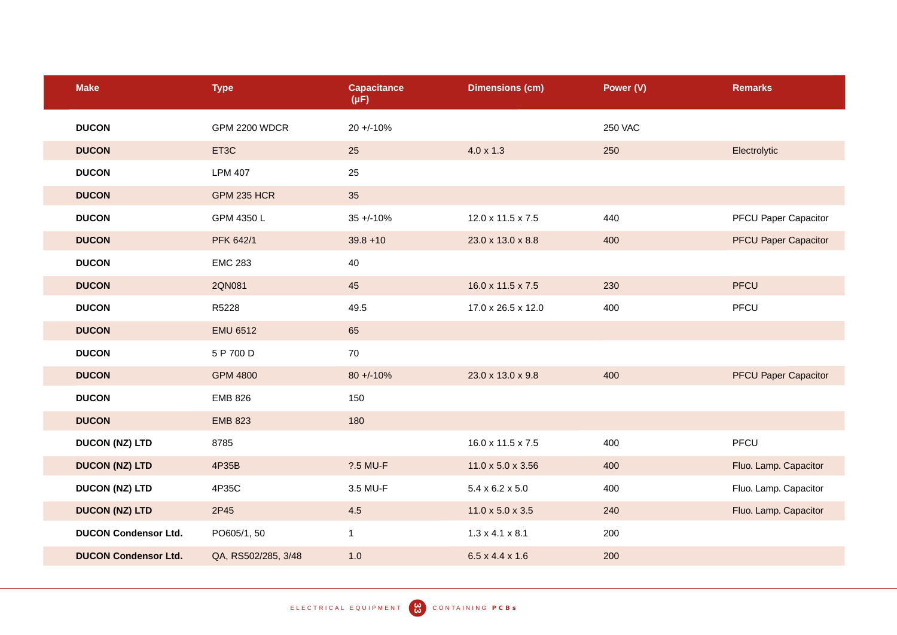| Make | Type | Capacitance (μF) | Dimensions (cm) | Power (V) | Remarks |
|---|---|---|---|---|---|
| **DUCON** | GPM 2200 WDCR | 20 +/-10% | | 250 VAC | |
| **DUCON** | ET3C | 25 | 4.0 x 1.3 | 250 | Electrolytic |
| **DUCON** | LPM 407 | 25 | | | |
| **DUCON** | GPM 235 HCR | 35 | | | |
| **DUCON** | GPM 4350 L | 35 +/-10% | 12.0 x 11.5 x 7.5 | 440 | PFCU Paper Capacitor |
| **DUCON** | PFK 642/1 | 39.8 +10 | 23.0 x 13.0 x 8.8 | 400 | PFCU Paper Capacitor |
| **DUCON** | EMC 283 | 40 | | | |
| **DUCON** | 2QN081 | 45 | 16.0 x 11.5 x 7.5 | 230 | PFCU |
| **DUCON** | R5228 | 49.5 | 17.0 x 26.5 x 12.0 | 400 | PFCU |
| **DUCON** | EMU 6512 | 65 | | | |
| **DUCON** | 5 P 700 D | 70 | | | |
| **DUCON** | GPM 4800 | 80 +/-10% | 23.0 x 13.0 x 9.8 | 400 | PFCU Paper Capacitor |
| **DUCON** | EMB 826 | 150 | | | |
| **DUCON** | EMB 823 | 180 | | | |
| **DUCON (NZ) LTD** | 8785 | | 16.0 x 11.5 x 7.5 | 400 | PFCU |
| **DUCON (NZ) LTD** | 4P35B | ?.5 MU-F | 11.0 x 5.0 x 3.56 | 400 | Fluo. Lamp. Capacitor |
| **DUCON (NZ) LTD** | 4P35C | 3.5 MU-F | 5.4 x 6.2 x 5.0 | 400 | Fluo. Lamp. Capacitor |
| **DUCON (NZ) LTD** | 2P45 | 4.5 | 11.0 x 5.0 x 3.5 | 240 | Fluo. Lamp. Capacitor |
| **DUCON Condensor Ltd.** | PO605/1, 50 | 1 | 1.3 x 4.1 x 8.1 | 200 | |
| **DUCON Condensor Ltd.** | QA, RS502/285, 3/48 | 1.0 | 6.5 x 4.4 x 1.6 | 200 | |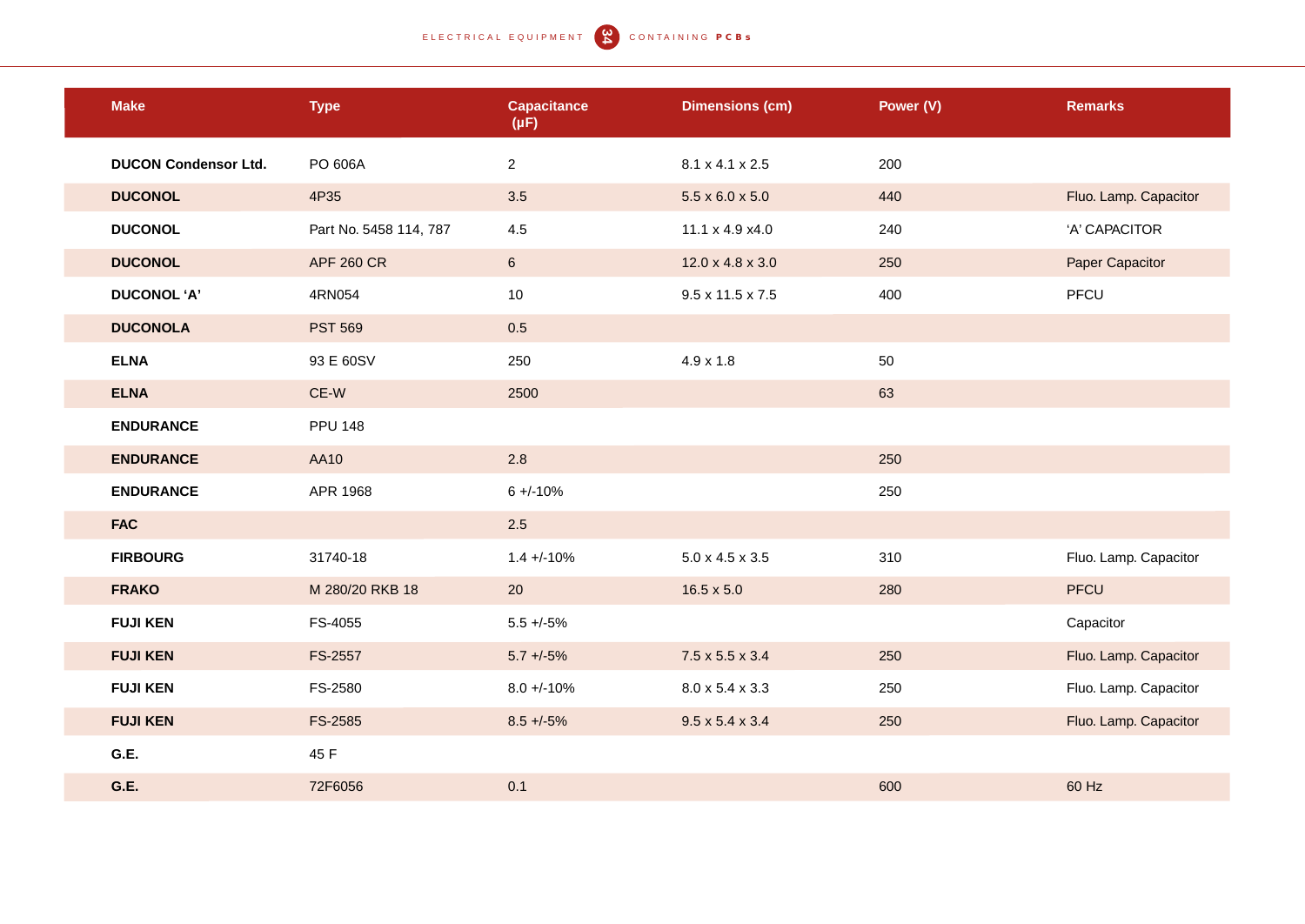| Make | Type | Capacitance (μF) | Dimensions (cm) | Power (V) | Remarks |
|---|---|---|---|---|---|
| **DUCON Condensor Ltd.** | PO 606A | 2 | 8.1 x 4.1 x 2.5 | 200 | |
| **DUCONOL** | 4P35 | 3.5 | 5.5 x 6.0 x 5.0 | 440 | Fluo. Lamp. Capacitor |
| **DUCONOL** | Part No. 5458 114, 787 | 4.5 | 11.1 x 4.9 x4.0 | 240 | 'A' CAPACITOR |
| **DUCONOL** | APF 260 CR | 6 | 12.0 x 4.8 x 3.0 | 250 | Paper Capacitor |
| **DUCONOL 'A'** | 4RN054 | 10 | 9.5 x 11.5 x 7.5 | 400 | PFCU |
| **DUCONOLA** | PST 569 | 0.5 | | | |
| **ELNA** | 93 E 60SV | 250 | 4.9 x 1.8 | 50 | |
| **ELNA** | CE-W | 2500 | | 63 | |
| **ENDURANCE** | PPU 148 | | | | |
| **ENDURANCE** | AA10 | 2.8 | | 250 | |
| **ENDURANCE** | APR 1968 | 6 +/-10% | | 250 | |
| **FAC** | | 2.5 | | | |
| **FIRBOURG** | 31740-18 | 1.4 +/-10% | 5.0 x 4.5 x 3.5 | 310 | Fluo. Lamp. Capacitor |
| **FRAKO** | M 280/20 RKB 18 | 20 | 16.5 x 5.0 | 280 | PFCU |
| **FUJI KEN** | FS-4055 | 5.5 +/-5% | | | Capacitor |
| **FUJI KEN** | FS-2557 | 5.7 +/-5% | 7.5 x 5.5 x 3.4 | 250 | Fluo. Lamp. Capacitor |
| **FUJI KEN** | FS-2580 | 8.0 +/-10% | 8.0 x 5.4 x 3.3 | 250 | Fluo. Lamp. Capacitor |
| **FUJI KEN** | FS-2585 | 8.5 +/-5% | 9.5 x 5.4 x 3.4 | 250 | Fluo. Lamp. Capacitor |
| **G.E.** | 45 F | | | | |
| **G.E.** | 72F6056 | 0.1 | | 600 | 60 Hz |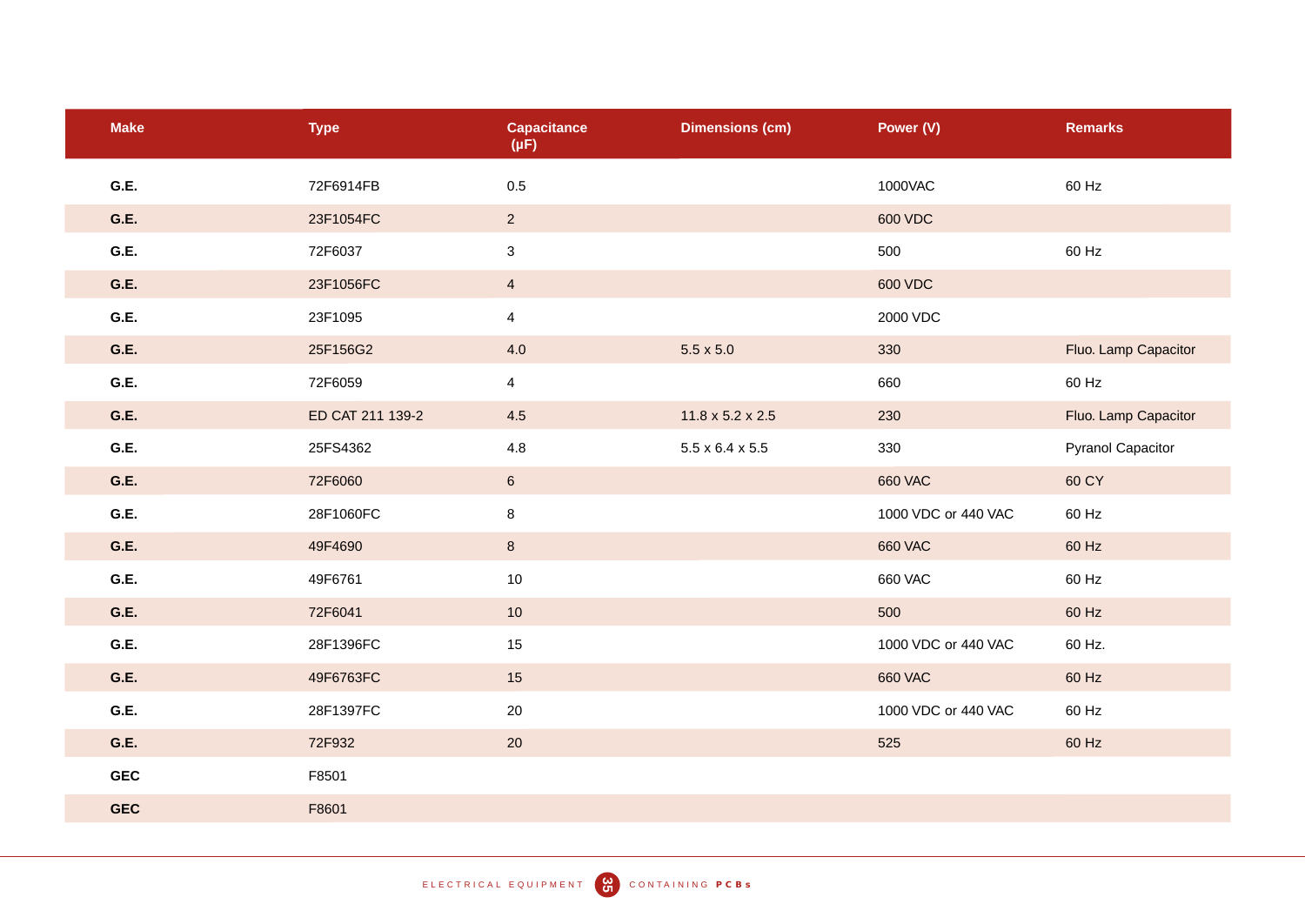| Make | Type | Capacitance (μF) | Dimensions (cm) | Power (V) | Remarks |
|---|---|---|---|---|---|
| **G.E.** | 72F6914FB | 0.5 | | 1000VAC | 60 Hz |
| **G.E.** | 23F1054FC | 2 | | 600 VDC | |
| **G.E.** | 72F6037 | 3 | | 500 | 60 Hz |
| **G.E.** | 23F1056FC | 4 | | 600 VDC | |
| **G.E.** | 23F1095 | 4 | | 2000 VDC | |
| **G.E.** | 25F156G2 | 4.0 | 5.5 x 5.0 | 330 | Fluo. Lamp Capacitor |
| **G.E.** | 72F6059 | 4 | | 660 | 60 Hz |
| **G.E.** | ED CAT 211 139-2 | 4.5 | 11.8 x 5.2 x 2.5 | 230 | Fluo. Lamp Capacitor |
| **G.E.** | 25FS4362 | 4.8 | 5.5 x 6.4 x 5.5 | 330 | Pyranol Capacitor |
| **G.E.** | 72F6060 | 6 | | 660 VAC | 60 CY |
| **G.E.** | 28F1060FC | 8 | | 1000 VDC or 440 VAC | 60 Hz |
| **G.E.** | 49F4690 | 8 | | 660 VAC | 60 Hz |
| **G.E.** | 49F6761 | 10 | | 660 VAC | 60 Hz |
| **G.E.** | 72F6041 | 10 | | 500 | 60 Hz |
| **G.E.** | 28F1396FC | 15 | | 1000 VDC or 440 VAC | 60 Hz. |
| **G.E.** | 49F6763FC | 15 | | 660 VAC | 60 Hz |
| **G.E.** | 28F1397FC | 20 | | 1000 VDC or 440 VAC | 60 Hz |
| **G.E.** | 72F932 | 20 | | 525 | 60 Hz |
| **GEC** | F8501 | | | | |
| **GEC** | F8601 | | | | |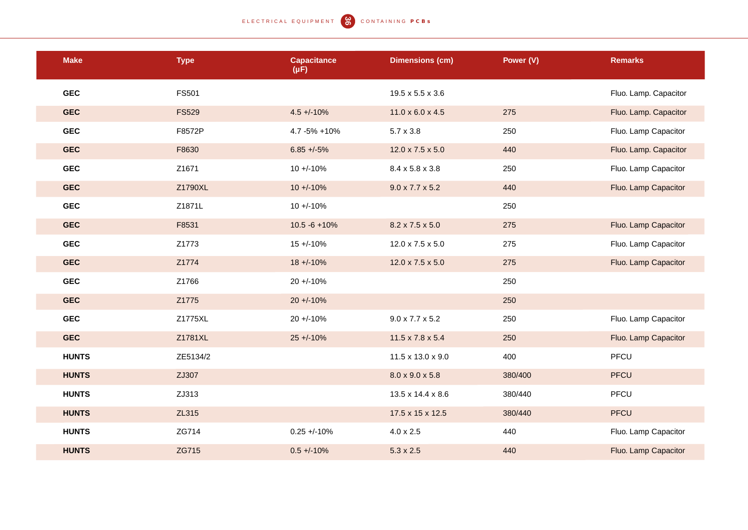| Make | Type | Capacitance (μF) | Dimensions (cm) | Power (V) | Remarks |
|---|---|---|---|---|---|
| **GEC** | FS501 | | 19.5 x 5.5 x 3.6 | | Fluo. Lamp. Capacitor |
| **GEC** | FS529 | 4.5 +/-10% | 11.0 x 6.0 x 4.5 | 275 | Fluo. Lamp. Capacitor |
| **GEC** | F8572P | 4.7 -5% +10% | 5.7 x 3.8 | 250 | Fluo. Lamp Capacitor |
| **GEC** | F8630 | 6.85 +/-5% | 12.0 x 7.5 x 5.0 | 440 | Fluo. Lamp. Capacitor |
| **GEC** | Z1671 | 10 +/-10% | 8.4 x 5.8 x 3.8 | 250 | Fluo. Lamp Capacitor |
| **GEC** | Z1790XL | 10 +/-10% | 9.0 x 7.7 x 5.2 | 440 | Fluo. Lamp Capacitor |
| **GEC** | Z1871L | 10 +/-10% | | 250 | |
| **GEC** | F8531 | 10.5 -6 +10% | 8.2 x 7.5 x 5.0 | 275 | Fluo. Lamp Capacitor |
| **GEC** | Z1773 | 15 +/-10% | 12.0 x 7.5 x 5.0 | 275 | Fluo. Lamp Capacitor |
| **GEC** | Z1774 | 18 +/-10% | 12.0 x 7.5 x 5.0 | 275 | Fluo. Lamp Capacitor |
| **GEC** | Z1766 | 20 +/-10% | | 250 | |
| **GEC** | Z1775 | 20 +/-10% | | 250 | |
| **GEC** | Z1775XL | 20 +/-10% | 9.0 x 7.7 x 5.2 | 250 | Fluo. Lamp Capacitor |
| **GEC** | Z1781XL | 25 +/-10% | 11.5 x 7.8 x 5.4 | 250 | Fluo. Lamp Capacitor |
| **HUNTS** | ZE5134/2 | | 11.5 x 13.0 x 9.0 | 400 | PFCU |
| **HUNTS** | ZJ307 | | 8.0 x 9.0 x 5.8 | 380/400 | PFCU |
| **HUNTS** | ZJ313 | | 13.5 x 14.4 x 8.6 | 380/440 | PFCU |
| **HUNTS** | ZL315 | | 17.5 x 15 x 12.5 | 380/440 | PFCU |
| **HUNTS** | ZG714 | 0.25 +/-10% | 4.0 x 2.5 | 440 | Fluo. Lamp Capacitor |
| **HUNTS** | ZG715 | 0.5 +/-10% | 5.3 x 2.5 | 440 | Fluo. Lamp Capacitor |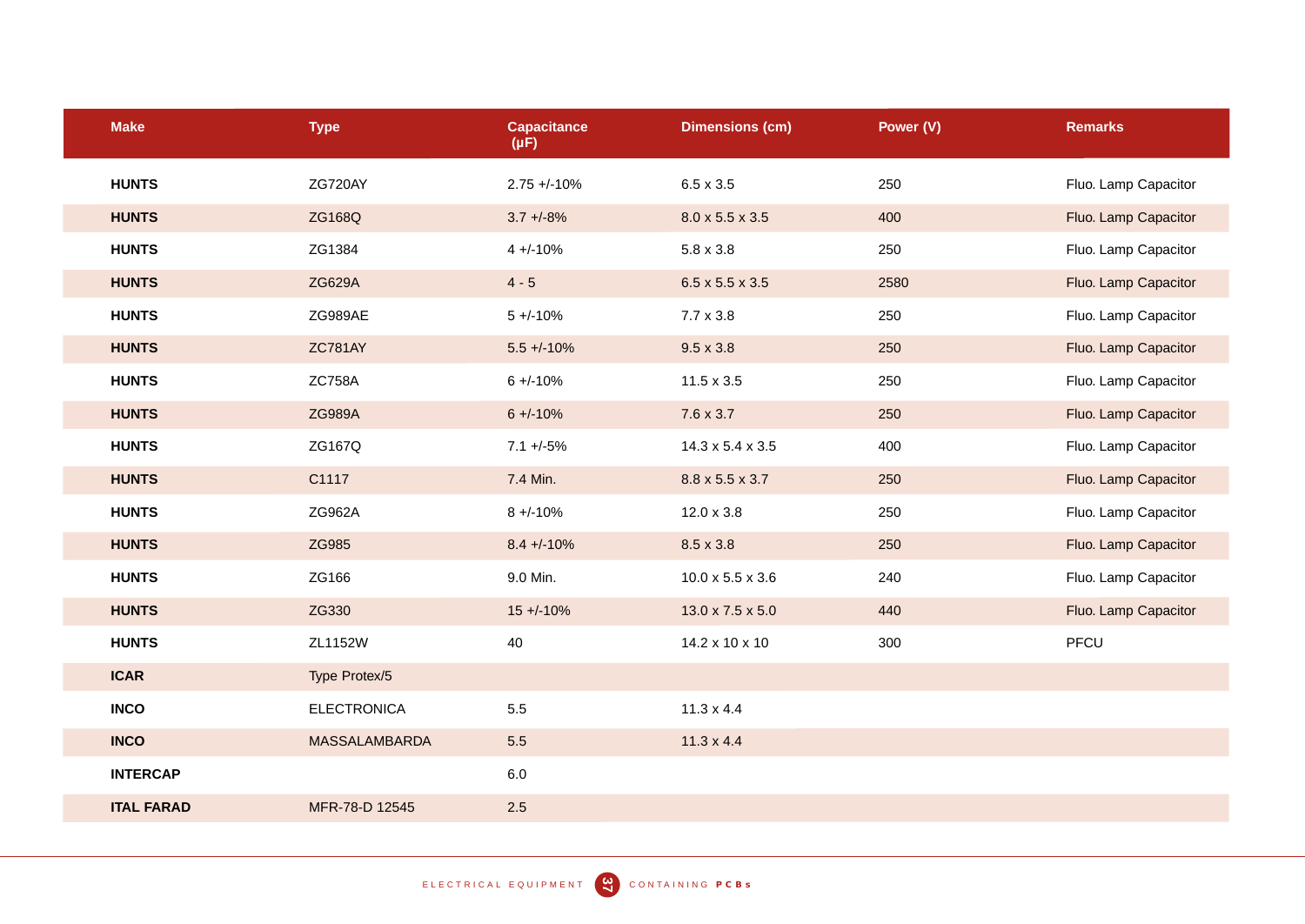| Make | Type | Capacitance (μF) | Dimensions (cm) | Power (V) | Remarks |
|---|---|---|---|---|---|
| **HUNTS** | ZG720AY | 2.75 +/-10% | 6.5 x 3.5 | 250 | Fluo. Lamp Capacitor |
| **HUNTS** | ZG168Q | 3.7 +/-8% | 8.0 x 5.5 x 3.5 | 400 | Fluo. Lamp Capacitor |
| **HUNTS** | ZG1384 | 4 +/-10% | 5.8 x 3.8 | 250 | Fluo. Lamp Capacitor |
| **HUNTS** | ZG629A | 4 - 5 | 6.5 x 5.5 x 3.5 | 2580 | Fluo. Lamp Capacitor |
| **HUNTS** | ZG989AE | 5 +/-10% | 7.7 x 3.8 | 250 | Fluo. Lamp Capacitor |
| **HUNTS** | ZC781AY | 5.5 +/-10% | 9.5 x 3.8 | 250 | Fluo. Lamp Capacitor |
| **HUNTS** | ZC758A | 6 +/-10% | 11.5 x 3.5 | 250 | Fluo. Lamp Capacitor |
| **HUNTS** | ZG989A | 6 +/-10% | 7.6 x 3.7 | 250 | Fluo. Lamp Capacitor |
| **HUNTS** | ZG167Q | 7.1 +/-5% | 14.3 x 5.4 x 3.5 | 400 | Fluo. Lamp Capacitor |
| **HUNTS** | C1117 | 7.4 Min. | 8.8 x 5.5 x 3.7 | 250 | Fluo. Lamp Capacitor |
| **HUNTS** | ZG962A | 8 +/-10% | 12.0 x 3.8 | 250 | Fluo. Lamp Capacitor |
| **HUNTS** | ZG985 | 8.4 +/-10% | 8.5 x 3.8 | 250 | Fluo. Lamp Capacitor |
| **HUNTS** | ZG166 | 9.0 Min. | 10.0 x 5.5 x 3.6 | 240 | Fluo. Lamp Capacitor |
| **HUNTS** | ZG330 | 15 +/-10% | 13.0 x 7.5 x 5.0 | 440 | Fluo. Lamp Capacitor |
| **HUNTS** | ZL1152W | 40 | 14.2 x 10 x 10 | 300 | PFCU |
| **ICAR** | Type Protex/5 | | | | |
| **INCO** | ELECTRONICA | 5.5 | 11.3 x 4.4 | | |
| **INCO** | MASSALAMBARDA | 5.5 | 11.3 x 4.4 | | |
| **INTERCAP** | | 6.0 | | | |
| **ITAL FARAD** | MFR-78-D 12545 | 2.5 | | | |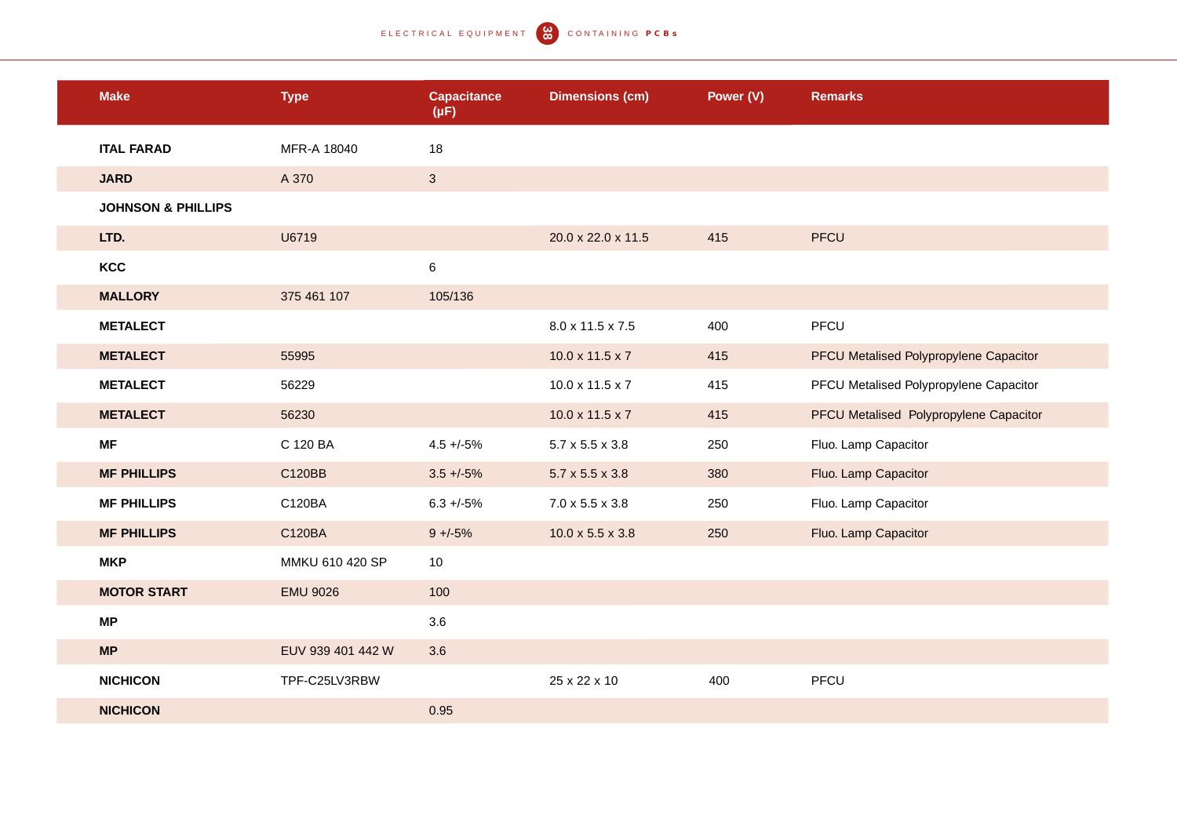| Make | Type | Capacitance (μF) | Dimensions (cm) | Power (V) | Remarks |
|---|---|---|---|---|---|
| **ITAL FARAD** | MFR-A 18040 | 18 | | | |
| **JARD** | A 370 | 3 | | | |
| **JOHNSON & PHILLIPS** | | | | | |
| **LTD.** | U6719 | | 20.0 x 22.0 x 11.5 | 415 | PFCU |
| **KCC** | | 6 | | | |
| **MALLORY** | 375 461 107 | 105/136 | | | |
| **METALECT** | | | 8.0 x 11.5 x 7.5 | 400 | PFCU |
| **METALECT** | 55995 | | 10.0 x 11.5 x 7 | 415 | PFCU Metalised Polypropylene Capacitor |
| **METALECT** | 56229 | | 10.0 x 11.5 x 7 | 415 | PFCU Metalised Polypropylene Capacitor |
| **METALECT** | 56230 | | 10.0 x 11.5 x 7 | 415 | PFCU Metalised Polypropylene Capacitor |
| **MF** | C 120 BA | 4.5 +/-5% | 5.7 x 5.5 x 3.8 | 250 | Fluo. Lamp Capacitor |
| **MF PHILLIPS** | C120BB | 3.5 +/-5% | 5.7 x 5.5 x 3.8 | 380 | Fluo. Lamp Capacitor |
| **MF PHILLIPS** | C120BA | 6.3 +/-5% | 7.0 x 5.5 x 3.8 | 250 | Fluo. Lamp Capacitor |
| **MF PHILLIPS** | C120BA | 9 +/-5% | 10.0 x 5.5 x 3.8 | 250 | Fluo. Lamp Capacitor |
| **MKP** | MMKU 610 420 SP | 10 | | | |
| **MOTOR START** | EMU 9026 | 100 | | | |
| **MP** | | 3.6 | | | |
| **MP** | EUV 939 401 442 W | 3.6 | | | |
| **NICHICON** | TPF-C25LV3RBW | | 25 x 22 x 10 | 400 | PFCU |
| **NICHICON** | | 0.95 | | | |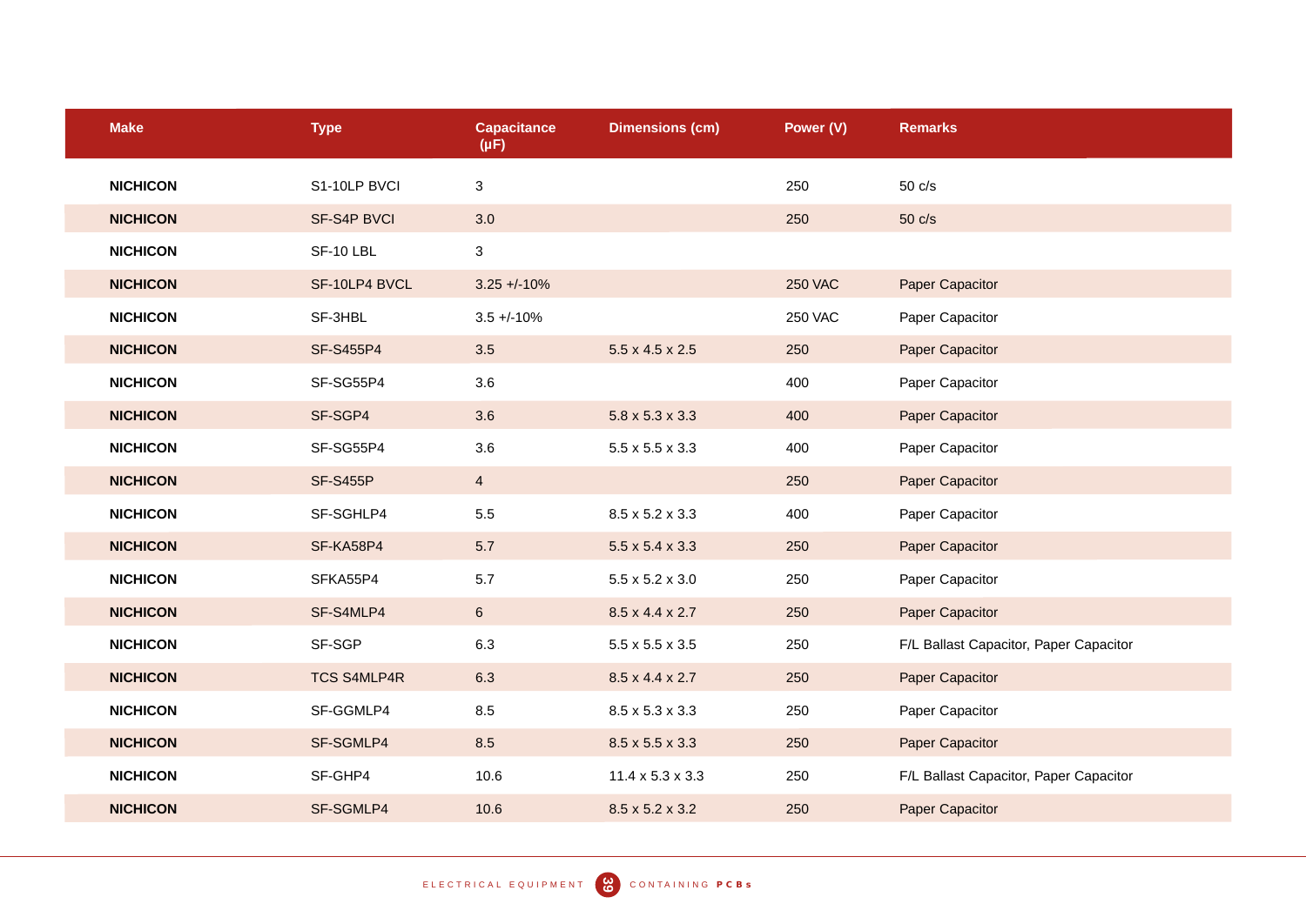| Make | Type | Capacitance (μF) | Dimensions (cm) | Power (V) | Remarks |
|---|---|---|---|---|---|
| **NICHICON** | S1-10LP BVCI | 3 | | 250 | 50 c/s |
| **NICHICON** | SF-S4P BVCI | 3.0 | | 250 | 50 c/s |
| **NICHICON** | SF-10 LBL | 3 | | | |
| **NICHICON** | SF-10LP4 BVCL | 3.25 +/-10% | | 250 VAC | Paper Capacitor |
| **NICHICON** | SF-3HBL | 3.5 +/-10% | | 250 VAC | Paper Capacitor |
| **NICHICON** | SF-S455P4 | 3.5 | 5.5 x 4.5 x 2.5 | 250 | Paper Capacitor |
| **NICHICON** | SF-SG55P4 | 3.6 | | 400 | Paper Capacitor |
| **NICHICON** | SF-SGP4 | 3.6 | 5.8 x 5.3 x 3.3 | 400 | Paper Capacitor |
| **NICHICON** | SF-SG55P4 | 3.6 | 5.5 x 5.5 x 3.3 | 400 | Paper Capacitor |
| **NICHICON** | SF-S455P | 4 | | 250 | Paper Capacitor |
| **NICHICON** | SF-SGHLP4 | 5.5 | 8.5 x 5.2 x 3.3 | 400 | Paper Capacitor |
| **NICHICON** | SF-KA58P4 | 5.7 | 5.5 x 5.4 x 3.3 | 250 | Paper Capacitor |
| **NICHICON** | SFKA55P4 | 5.7 | 5.5 x 5.2 x 3.0 | 250 | Paper Capacitor |
| **NICHICON** | SF-S4MLP4 | 6 | 8.5 x 4.4 x 2.7 | 250 | Paper Capacitor |
| **NICHICON** | SF-SGP | 6.3 | 5.5 x 5.5 x 3.5 | 250 | F/L Ballast Capacitor, Paper Capacitor |
| **NICHICON** | TCS S4MLP4R | 6.3 | 8.5 x 4.4 x 2.7 | 250 | Paper Capacitor |
| **NICHICON** | SF-GGMLP4 | 8.5 | 8.5 x 5.3 x 3.3 | 250 | Paper Capacitor |
| **NICHICON** | SF-SGMLP4 | 8.5 | 8.5 x 5.5 x 3.3 | 250 | Paper Capacitor |
| **NICHICON** | SF-GHP4 | 10.6 | 11.4 x 5.3 x 3.3 | 250 | F/L Ballast Capacitor, Paper Capacitor |
| **NICHICON** | SF-SGMLP4 | 10.6 | 8.5 x 5.2 x 3.2 | 250 | Paper Capacitor |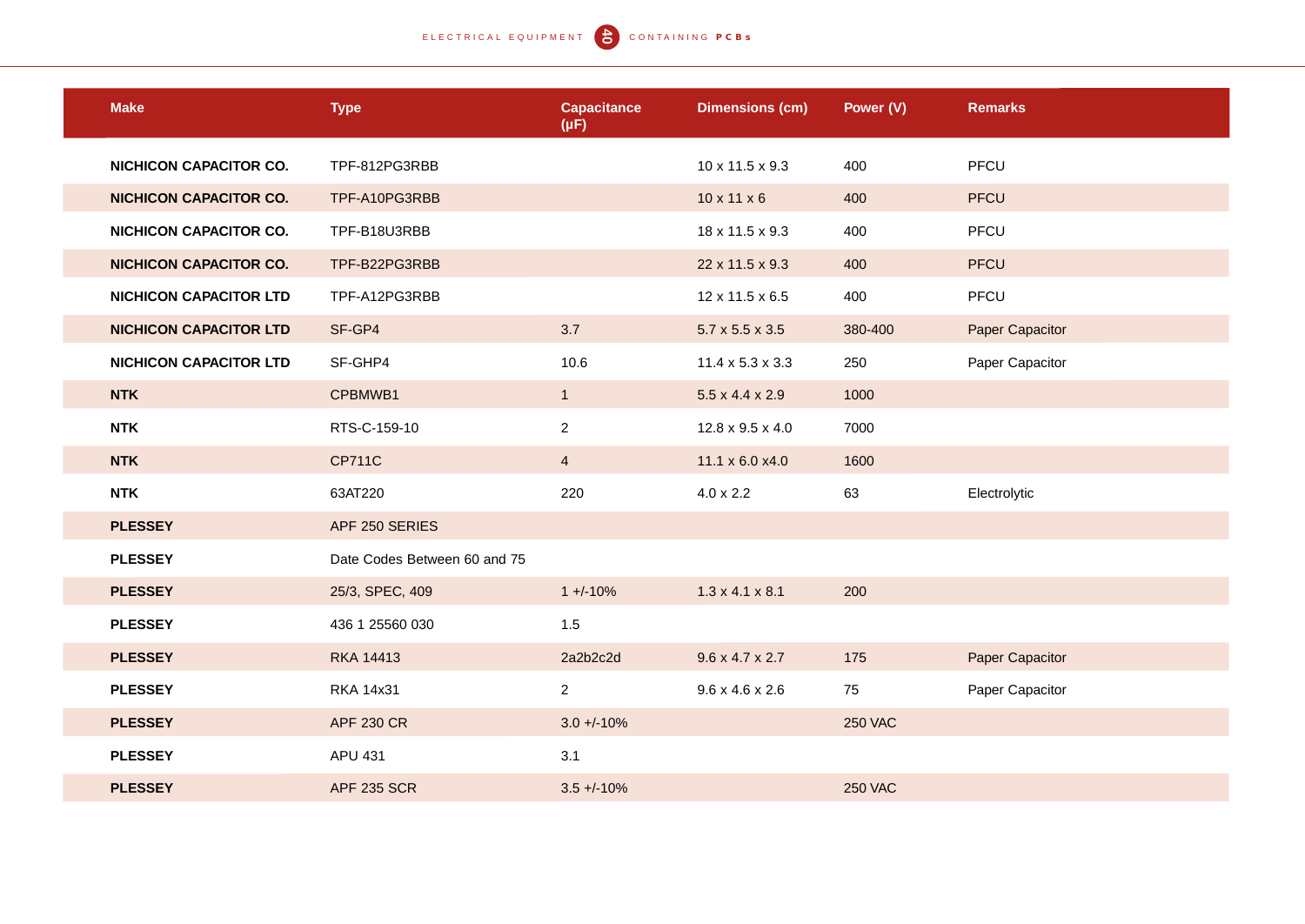| Make | Type | Capacitance (μF) | Dimensions (cm) | Power (V) | Remarks |
|---|---|---|---|---|---|
| **NICHICON CAPACITOR CO.** | TPF-812PG3RBB | | 10 x 11.5 x 9.3 | 400 | PFCU |
| **NICHICON CAPACITOR CO.** | TPF-A10PG3RBB | | 10 x 11 x 6 | 400 | PFCU |
| **NICHICON CAPACITOR CO.** | TPF-B18U3RBB | | 18 x 11.5 x 9.3 | 400 | PFCU |
| **NICHICON CAPACITOR CO.** | TPF-B22PG3RBB | | 22 x 11.5 x 9.3 | 400 | PFCU |
| **NICHICON CAPACITOR LTD** | TPF-A12PG3RBB | | 12 x 11.5 x 6.5 | 400 | PFCU |
| **NICHICON CAPACITOR LTD** | SF-GP4 | 3.7 | 5.7 x 5.5 x 3.5 | 380-400 | Paper Capacitor |
| **NICHICON CAPACITOR LTD** | SF-GHP4 | 10.6 | 11.4 x 5.3 x 3.3 | 250 | Paper Capacitor |
| **NTK** | CPBMWB1 | 1 | 5.5 x 4.4 x 2.9 | 1000 | |
| **NTK** | RTS-C-159-10 | 2 | 12.8 x 9.5 x 4.0 | 7000 | |
| **NTK** | CP711C | 4 | 11.1 x 6.0 x4.0 | 1600 | |
| **NTK** | 63AT220 | 220 | 4.0 x 2.2 | 63 | Electrolytic |
| **PLESSEY** | APF 250 SERIES | | | | |
| **PLESSEY** | Date Codes Between 60 and 75 | | | | |
| **PLESSEY** | 25/3, SPEC, 409 | 1 +/-10% | 1.3 x 4.1 x 8.1 | 200 | |
| **PLESSEY** | 436 1 25560 030 | 1.5 | | | |
| **PLESSEY** | RKA 14413 | 2a2b2c2d | 9.6 x 4.7 x 2.7 | 175 | Paper Capacitor |
| **PLESSEY** | RKA 14x31 | 2 | 9.6 x 4.6 x 2.6 | 75 | Paper Capacitor |
| **PLESSEY** | APF 230 CR | 3.0 +/-10% | | 250 VAC | |
| **PLESSEY** | APU 431 | 3.1 | | | |
| **PLESSEY** | APF 235 SCR | 3.5 +/-10% | | 250 VAC | |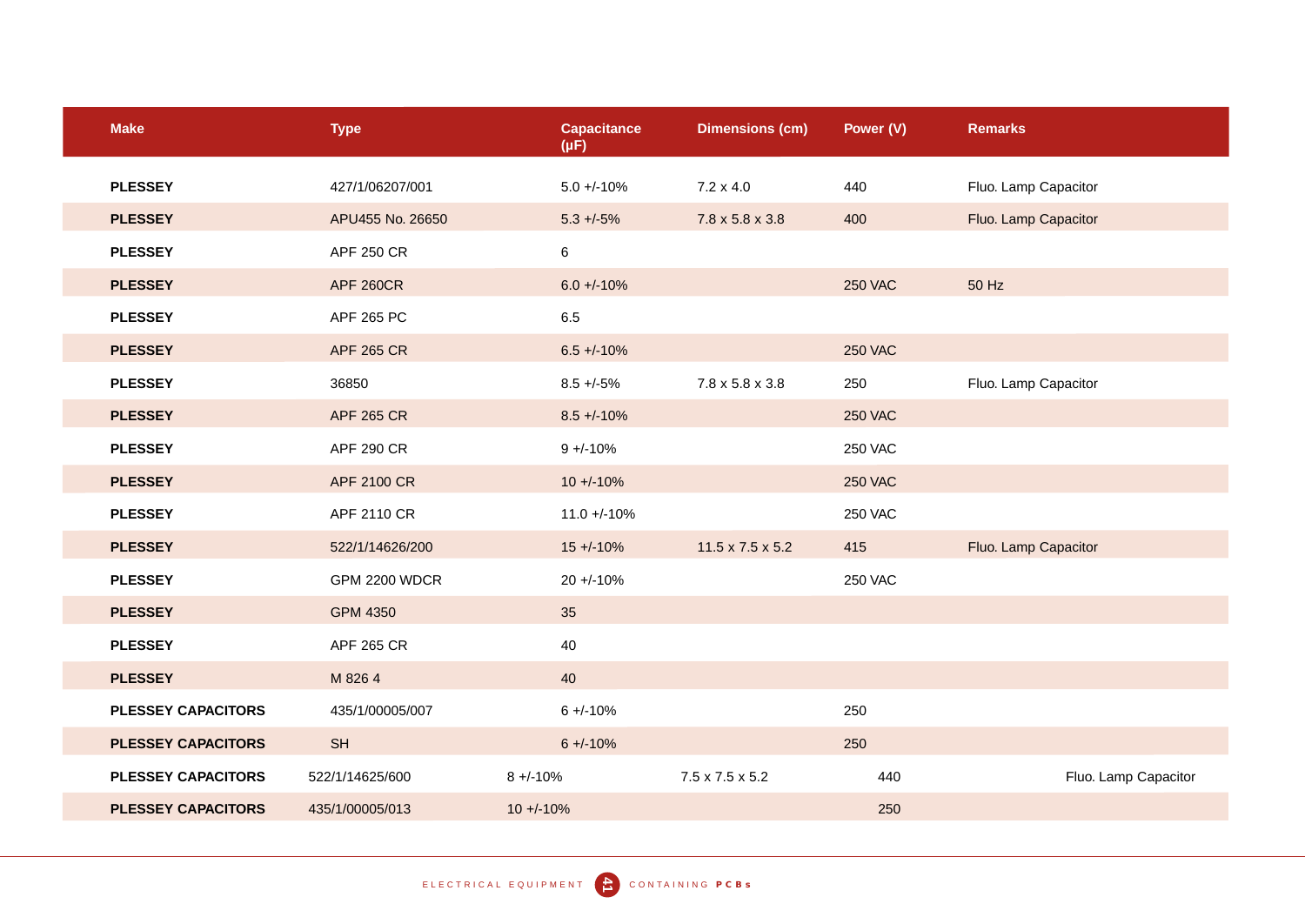| Make | Type | Capacitance (μF) | Dimensions (cm) | Power (V) | Remarks |
|---|---|---|---|---|---|
| **PLESSEY** | 427/1/06207/001 | 5.0 +/-10% | 7.2 x 4.0 | 440 | Fluo. Lamp Capacitor |
| **PLESSEY** | APU455 No. 26650 | 5.3 +/-5% | 7.8 x 5.8 x 3.8 | 400 | Fluo. Lamp Capacitor |
| **PLESSEY** | APF 250 CR | 6 | | | |
| **PLESSEY** | APF 260CR | 6.0 +/-10% | | 250 VAC | 50 Hz |
| **PLESSEY** | APF 265 PC | 6.5 | | | |
| **PLESSEY** | APF 265 CR | 6.5 +/-10% | | 250 VAC | |
| **PLESSEY** | 36850 | 8.5 +/-5% | 7.8 x 5.8 x 3.8 | 250 | Fluo. Lamp Capacitor |
| **PLESSEY** | APF 265 CR | 8.5 +/-10% | | 250 VAC | |
| **PLESSEY** | APF 290 CR | 9 +/-10% | | 250 VAC | |
| **PLESSEY** | APF 2100 CR | 10 +/-10% | | 250 VAC | |
| **PLESSEY** | APF 2110 CR | 11.0 +/-10% | | 250 VAC | |
| **PLESSEY** | 522/1/14626/200 | 15 +/-10% | 11.5 x 7.5 x 5.2 | 415 | Fluo. Lamp Capacitor |
| **PLESSEY** | GPM 2200 WDCR | 20 +/-10% | | 250 VAC | |
| **PLESSEY** | GPM 4350 | 35 | | | |
| **PLESSEY** | APF 265 CR | 40 | | | |
| **PLESSEY** | M 826 4 | 40 | | | |
| **PLESSEY CAPACITORS** | 435/1/00005/007 | 6 +/-10% | | 250 | |
| **PLESSEY CAPACITORS** | SH | 6 +/-10% | | 250 | |
| **PLESSEY CAPACITORS** | 522/1/14625/600 | 8 +/-10% | 7.5 x 7.5 x 5.2 | 440 | Fluo. Lamp Capacitor |
| **PLESSEY CAPACITORS** | 435/1/00005/013 | 10 +/-10% | | 250 | |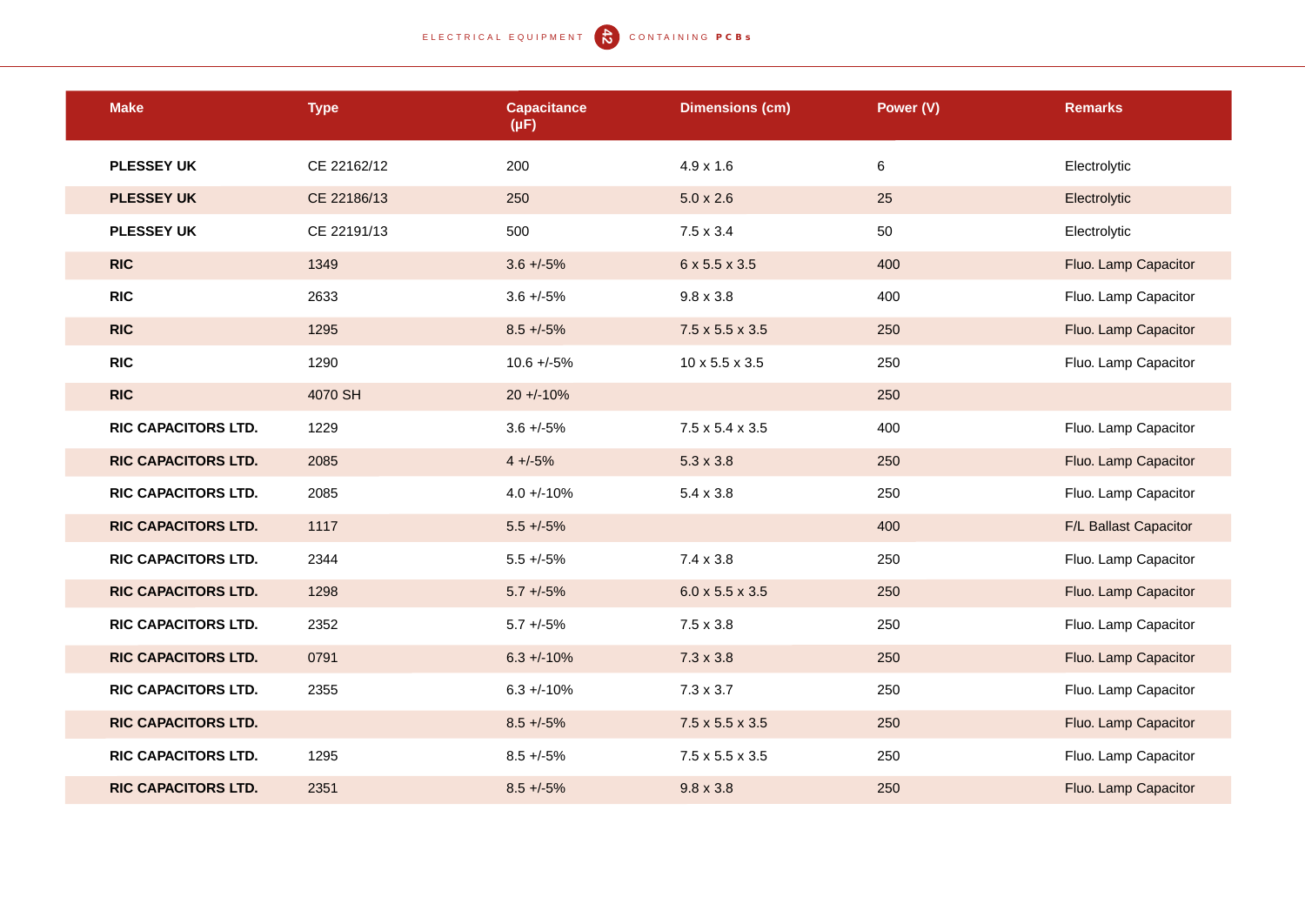| Make | Type | Capacitance (μF) | Dimensions (cm) | Power (V) | Remarks |
|---|---|---|---|---|---|
| **PLESSEY UK** | CE 22162/12 | 200 | 4.9 x 1.6 | 6 | Electrolytic |
| **PLESSEY UK** | CE 22186/13 | 250 | 5.0 x 2.6 | 25 | Electrolytic |
| **PLESSEY UK** | CE 22191/13 | 500 | 7.5 x 3.4 | 50 | Electrolytic |
| **RIC** | 1349 | 3.6 +/-5% | 6 x 5.5 x 3.5 | 400 | Fluo. Lamp Capacitor |
| **RIC** | 2633 | 3.6 +/-5% | 9.8 x 3.8 | 400 | Fluo. Lamp Capacitor |
| **RIC** | 1295 | 8.5 +/-5% | 7.5 x 5.5 x 3.5 | 250 | Fluo. Lamp Capacitor |
| **RIC** | 1290 | 10.6 +/-5% | 10 x 5.5 x 3.5 | 250 | Fluo. Lamp Capacitor |
| **RIC** | 4070 SH | 20 +/-10% | | 250 | |
| **RIC CAPACITORS LTD.** | 1229 | 3.6 +/-5% | 7.5 x 5.4 x 3.5 | 400 | Fluo. Lamp Capacitor |
| **RIC CAPACITORS LTD.** | 2085 | 4 +/-5% | 5.3 x 3.8 | 250 | Fluo. Lamp Capacitor |
| **RIC CAPACITORS LTD.** | 2085 | 4.0 +/-10% | 5.4 x 3.8 | 250 | Fluo. Lamp Capacitor |
| **RIC CAPACITORS LTD.** | 1117 | 5.5 +/-5% | | 400 | F/L Ballast Capacitor |
| **RIC CAPACITORS LTD.** | 2344 | 5.5 +/-5% | 7.4 x 3.8 | 250 | Fluo. Lamp Capacitor |
| **RIC CAPACITORS LTD.** | 1298 | 5.7 +/-5% | 6.0 x 5.5 x 3.5 | 250 | Fluo. Lamp Capacitor |
| **RIC CAPACITORS LTD.** | 2352 | 5.7 +/-5% | 7.5 x 3.8 | 250 | Fluo. Lamp Capacitor |
| **RIC CAPACITORS LTD.** | 0791 | 6.3 +/-10% | 7.3 x 3.8 | 250 | Fluo. Lamp Capacitor |
| **RIC CAPACITORS LTD.** | 2355 | 6.3 +/-10% | 7.3 x 3.7 | 250 | Fluo. Lamp Capacitor |
| **RIC CAPACITORS LTD.** | | 8.5 +/-5% | 7.5 x 5.5 x 3.5 | 250 | Fluo. Lamp Capacitor |
| **RIC CAPACITORS LTD.** | 1295 | 8.5 +/-5% | 7.5 x 5.5 x 3.5 | 250 | Fluo. Lamp Capacitor |
| **RIC CAPACITORS LTD.** | 2351 | 8.5 +/-5% | 9.8 x 3.8 | 250 | Fluo. Lamp Capacitor |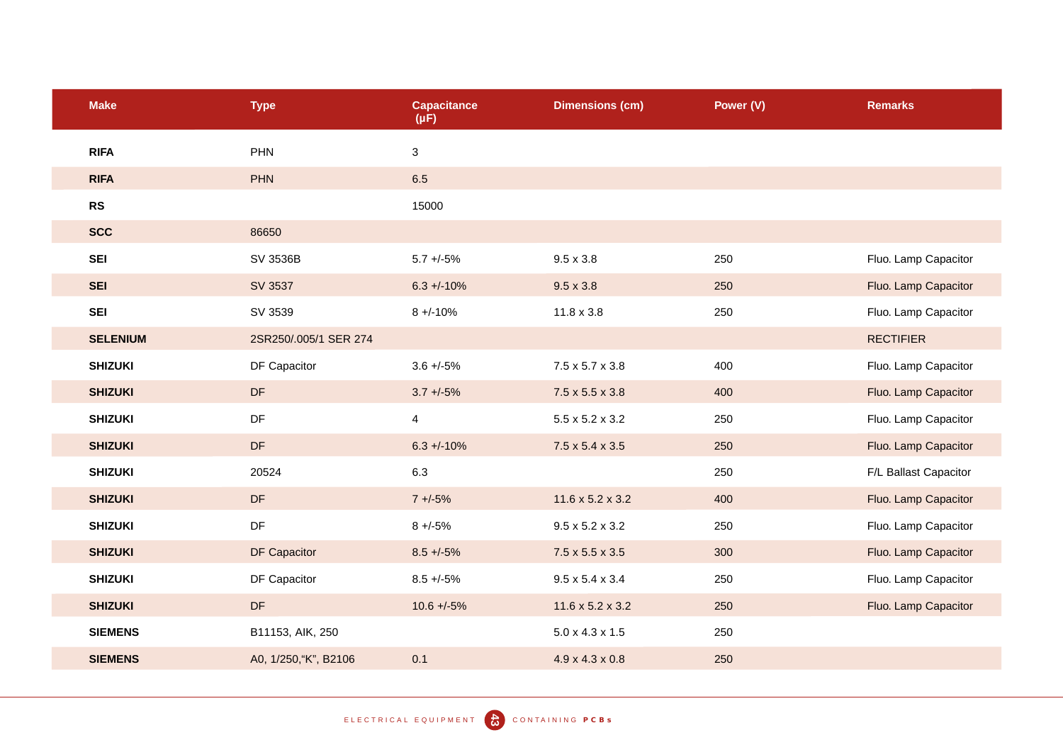| Make | Type | Capacitance (μF) | Dimensions (cm) | Power (V) | Remarks |
|---|---|---|---|---|---|
| **RIFA** | PHN | 3 | | | |
| **RIFA** | PHN | 6.5 | | | |
| **RS** | | 15000 | | | |
| **SCC** | 86650 | | | | |
| **SEI** | SV 3536B | 5.7 +/-5% | 9.5 x 3.8 | 250 | Fluo. Lamp Capacitor |
| **SEI** | SV 3537 | 6.3 +/-10% | 9.5 x 3.8 | 250 | Fluo. Lamp Capacitor |
| **SEI** | SV 3539 | 8 +/-10% | 11.8 x 3.8 | 250 | Fluo. Lamp Capacitor |
| **SELENIUM** | 2SR250/.005/1 SER 274 | | | | RECTIFIER |
| **SHIZUKI** | DF Capacitor | 3.6 +/-5% | 7.5 x 5.7 x 3.8 | 400 | Fluo. Lamp Capacitor |
| **SHIZUKI** | DF | 3.7 +/-5% | 7.5 x 5.5 x 3.8 | 400 | Fluo. Lamp Capacitor |
| **SHIZUKI** | DF | 4 | 5.5 x 5.2 x 3.2 | 250 | Fluo. Lamp Capacitor |
| **SHIZUKI** | DF | 6.3 +/-10% | 7.5 x 5.4 x 3.5 | 250 | Fluo. Lamp Capacitor |
| **SHIZUKI** | 20524 | 6.3 | | 250 | F/L Ballast Capacitor |
| **SHIZUKI** | DF | 7 +/-5% | 11.6 x 5.2 x 3.2 | 400 | Fluo. Lamp Capacitor |
| **SHIZUKI** | DF | 8 +/-5% | 9.5 x 5.2 x 3.2 | 250 | Fluo. Lamp Capacitor |
| **SHIZUKI** | DF Capacitor | 8.5 +/-5% | 7.5 x 5.5 x 3.5 | 300 | Fluo. Lamp Capacitor |
| **SHIZUKI** | DF Capacitor | 8.5 +/-5% | 9.5 x 5.4 x 3.4 | 250 | Fluo. Lamp Capacitor |
| **SHIZUKI** | DF | 10.6 +/-5% | 11.6 x 5.2 x 3.2 | 250 | Fluo. Lamp Capacitor |
| **SIEMENS** | B11153, AIK, 250 | | 5.0 x 4.3 x 1.5 | 250 | |
| **SIEMENS** | A0, 1/250,"K", B2106 | 0.1 | 4.9 x 4.3 x 0.8 | 250 | |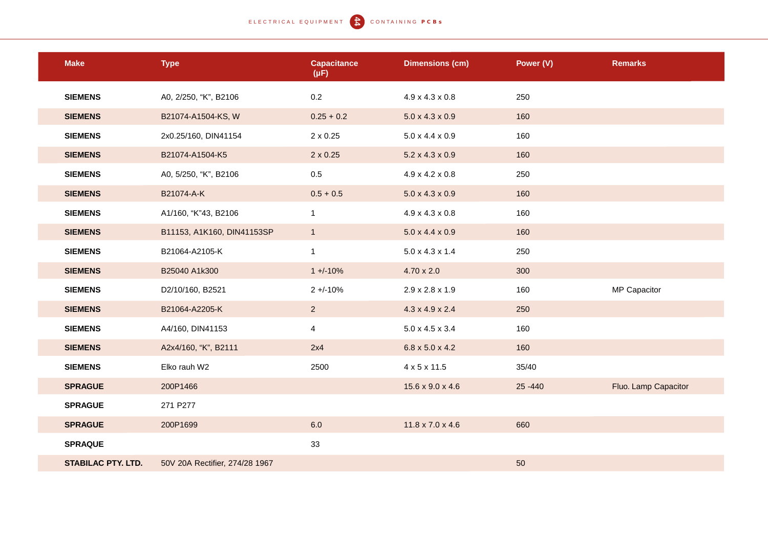| Make | Type | Capacitance (μF) | Dimensions (cm) | Power (V) | Remarks |
|---|---|---|---|---|---|
| **SIEMENS** | A0, 2/250, “K”, B2106 | 0.2 | 4.9 x 4.3 x 0.8 | 250 | |
| **SIEMENS** | B21074-A1504-KS, W | 0.25 + 0.2 | 5.0 x 4.3 x 0.9 | 160 | |
| **SIEMENS** | 2x0.25/160, DIN41154 | 2 x 0.25 | 5.0 x 4.4 x 0.9 | 160 | |
| **SIEMENS** | B21074-A1504-K5 | 2 x 0.25 | 5.2 x 4.3 x 0.9 | 160 | |
| **SIEMENS** | A0, 5/250, “K”, B2106 | 0.5 | 4.9 x 4.2 x 0.8 | 250 | |
| **SIEMENS** | B21074-A-K | 0.5 + 0.5 | 5.0 x 4.3 x 0.9 | 160 | |
| **SIEMENS** | A1/160, “K”43, B2106 | 1 | 4.9 x 4.3 x 0.8 | 160 | |
| **SIEMENS** | B11153, A1K160, DIN41153SP | 1 | 5.0 x 4.4 x 0.9 | 160 | |
| **SIEMENS** | B21064-A2105-K | 1 | 5.0 x 4.3 x 1.4 | 250 | |
| **SIEMENS** | B25040 A1k300 | 1 +/-10% | 4.70 x 2.0 | 300 | |
| **SIEMENS** | D2/10/160, B2521 | 2 +/-10% | 2.9 x 2.8 x 1.9 | 160 | MP Capacitor |
| **SIEMENS** | B21064-A2205-K | 2 | 4.3 x 4.9 x 2.4 | 250 | |
| **SIEMENS** | A4/160, DIN41153 | 4 | 5.0 x 4.5 x 3.4 | 160 | |
| **SIEMENS** | A2x4/160, “K”, B2111 | 2x4 | 6.8 x 5.0 x 4.2 | 160 | |
| **SIEMENS** | Elko rauh W2 | 2500 | 4 x 5 x 11.5 | 35/40 | |
| **SPRAGUE** | 200P1466 | | 15.6 x 9.0 x 4.6 | 25 -440 | Fluo. Lamp Capacitor |
| **SPRAGUE** | 271 P277 | | | | |
| **SPRAGUE** | 200P1699 | 6.0 | 11.8 x 7.0 x 4.6 | 660 | |
| **SPRAQUE** | | 33 | | | |
| **STABILAC PTY. LTD.** | 50V 20A Rectifier, 274/28 1967 | | | 50 | |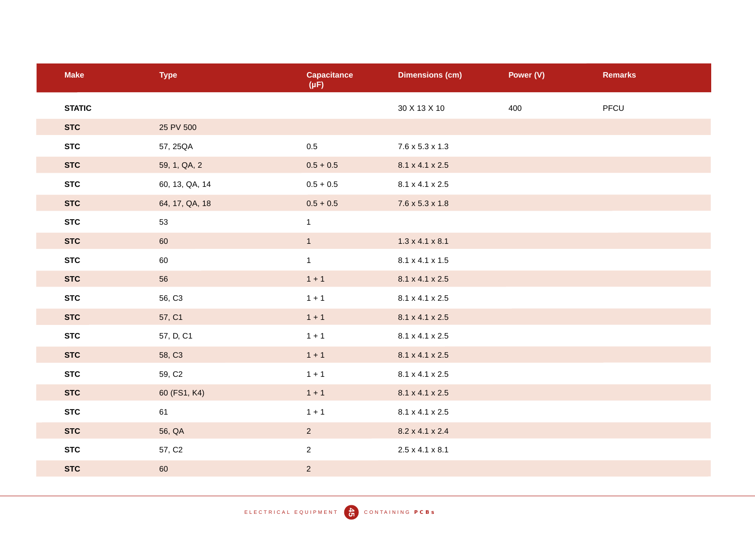| Make | Type | Capacitance (μF) | Dimensions (cm) | Power (V) | Remarks |
|---|---|---|---|---|---|
| **STATIC** | | | 30 X 13 X 10 | 400 | PFCU |
| **STC** | 25 PV 500 | | | | |
| **STC** | 57, 25QA | 0.5 | 7.6 x 5.3 x 1.3 | | |
| **STC** | 59, 1, QA, 2 | 0.5 + 0.5 | 8.1 x 4.1 x 2.5 | | |
| **STC** | 60, 13, QA, 14 | 0.5 + 0.5 | 8.1 x 4.1 x 2.5 | | |
| **STC** | 64, 17, QA, 18 | 0.5 + 0.5 | 7.6 x 5.3 x 1.8 | | |
| **STC** | 53 | 1 | | | |
| **STC** | 60 | 1 | 1.3 x 4.1 x 8.1 | | |
| **STC** | 60 | 1 | 8.1 x 4.1 x 1.5 | | |
| **STC** | 56 | 1 + 1 | 8.1 x 4.1 x 2.5 | | |
| **STC** | 56, C3 | 1 + 1 | 8.1 x 4.1 x 2.5 | | |
| **STC** | 57, C1 | 1 + 1 | 8.1 x 4.1 x 2.5 | | |
| **STC** | 57, D, C1 | 1 + 1 | 8.1 x 4.1 x 2.5 | | |
| **STC** | 58, C3 | 1 + 1 | 8.1 x 4.1 x 2.5 | | |
| **STC** | 59, C2 | 1 + 1 | 8.1 x 4.1 x 2.5 | | |
| **STC** | 60 (FS1, K4) | 1 + 1 | 8.1 x 4.1 x 2.5 | | |
| **STC** | 61 | 1 + 1 | 8.1 x 4.1 x 2.5 | | |
| **STC** | 56, QA | 2 | 8.2 x 4.1 x 2.4 | | |
| **STC** | 57, C2 | 2 | 2.5 x 4.1 x 8.1 | | |
| **STC** | 60 | 2 | | | |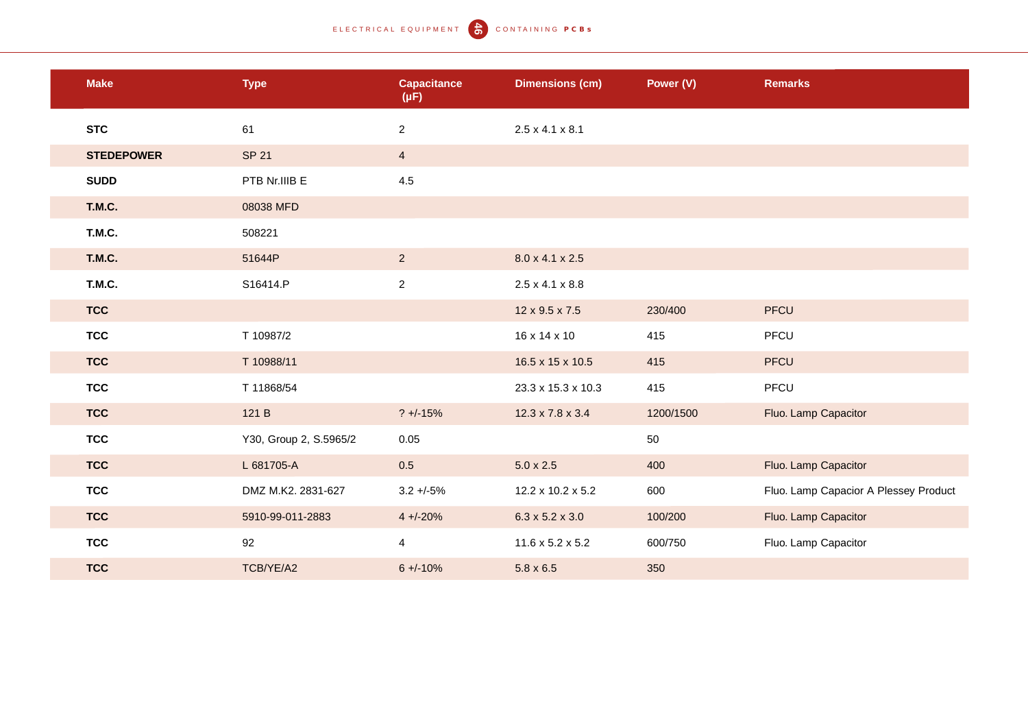| Make | Type | Capacitance (μF) | Dimensions (cm) | Power (V) | Remarks |
|---|---|---|---|---|---|
| **STC** | 61 | 2 | 2.5 x 4.1 x 8.1 | | |
| **STEDEPOWER** | SP 21 | 4 | | | |
| **SUDD** | PTB Nr.IIIB E | 4.5 | | | |
| **T.M.C.** | 08038 MFD | | | | |
| **T.M.C.** | 508221 | | | | |
| **T.M.C.** | 51644P | 2 | 8.0 x 4.1 x 2.5 | | |
| **T.M.C.** | S16414.P | 2 | 2.5 x 4.1 x 8.8 | | |
| **TCC** | | | 12 x 9.5 x 7.5 | 230/400 | PFCU |
| **TCC** | T 10987/2 | | 16 x 14 x 10 | 415 | PFCU |
| **TCC** | T 10988/11 | | 16.5 x 15 x 10.5 | 415 | PFCU |
| **TCC** | T 11868/54 | | 23.3 x 15.3 x 10.3 | 415 | PFCU |
| **TCC** | 121 B | ? +/-15% | 12.3 x 7.8 x 3.4 | 1200/1500 | Fluo. Lamp Capacitor |
| **TCC** | Y30, Group 2, S.5965/2 | 0.05 | | 50 | |
| **TCC** | L 681705-A | 0.5 | 5.0 x 2.5 | 400 | Fluo. Lamp Capacitor |
| **TCC** | DMZ M.K2. 2831-627 | 3.2 +/-5% | 12.2 x 10.2 x 5.2 | 600 | Fluo. Lamp Capacior A Plessey Product |
| **TCC** | 5910-99-011-2883 | 4 +/-20% | 6.3 x 5.2 x 3.0 | 100/200 | Fluo. Lamp Capacitor |
| **TCC** | 92 | 4 | 11.6 x 5.2 x 5.2 | 600/750 | Fluo. Lamp Capacitor |
| **TCC** | TCB/YE/A2 | 6 +/-10% | 5.8 x 6.5 | 350 | |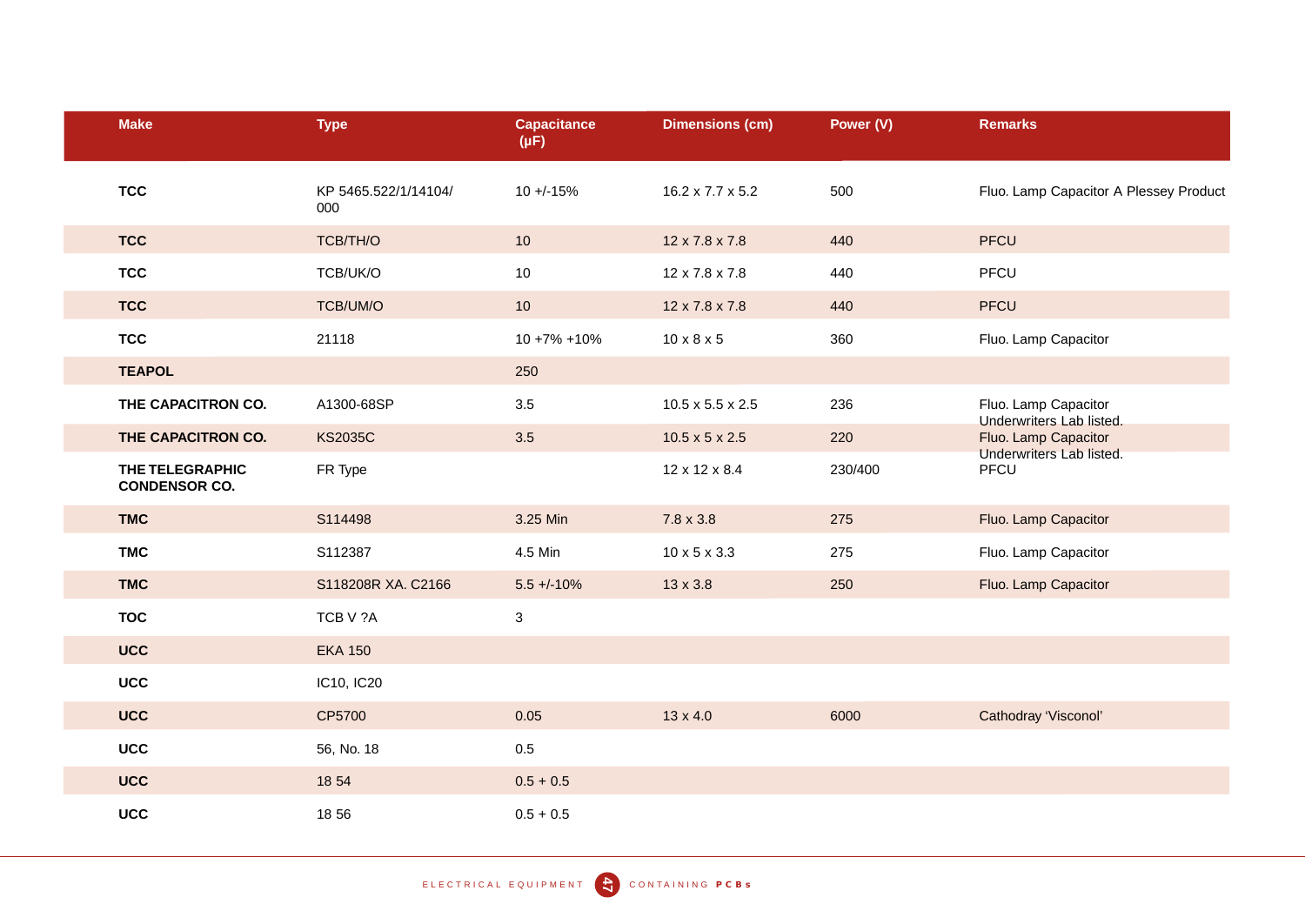| Make | Type | Capacitance (μF) | Dimensions (cm) | Power (V) | Remarks |
|---|---|---|---|---|---|
| **TCC** | KP 5465.522/1/14104/ 000 | 10 +/-15% | 16.2 x 7.7 x 5.2 | 500 | Fluo. Lamp Capacitor A Plessey Product |
| **TCC** | TCB/TH/O | 10 | 12 x 7.8 x 7.8 | 440 | PFCU |
| **TCC** | TCB/UK/O | 10 | 12 x 7.8 x 7.8 | 440 | PFCU |
| **TCC** | TCB/UM/O | 10 | 12 x 7.8 x 7.8 | 440 | PFCU |
| **TCC** | 21118 | 10 +7% +10% | 10 x 8 x 5 | 360 | Fluo. Lamp Capacitor |
| **TEAPOL** | | 250 | | | |
| **THE CAPACITRON CO.** | A1300-68SP | 3.5 | 10.5 x 5.5 x 2.5 | 236 | Fluo. Lamp Capacitor Underwriters Lab listed. |
| **THE CAPACITRON CO.** | KS2035C | 3.5 | 10.5 x 5 x 2.5 | 220 | Fluo. Lamp Capacitor Underwriters Lab listed. |
| **THE TELEGRAPHIC CONDENSOR CO.** | FR Type | | 12 x 12 x 8.4 | 230/400 | PFCU |
| **TMC** | S114498 | 3.25 Min | 7.8 x 3.8 | 275 | Fluo. Lamp Capacitor |
| **TMC** | S112387 | 4.5 Min | 10 x 5 x 3.3 | 275 | Fluo. Lamp Capacitor |
| **TMC** | S118208R XA. C2166 | 5.5 +/-10% | 13 x 3.8 | 250 | Fluo. Lamp Capacitor |
| **TOC** | TCB V ?A | 3 | | | |
| **UCC** | EKA 150 | | | | |
| **UCC** | IC10, IC20 | | | | |
| **UCC** | CP5700 | 0.05 | 13 x 4.0 | 6000 | Cathodray 'Visconol' |
| **UCC** | 56, No. 18 | 0.5 | | | |
| **UCC** | 18 54 | 0.5 + 0.5 | | | |
| **UCC** | 18 56 | 0.5 + 0.5 | | | |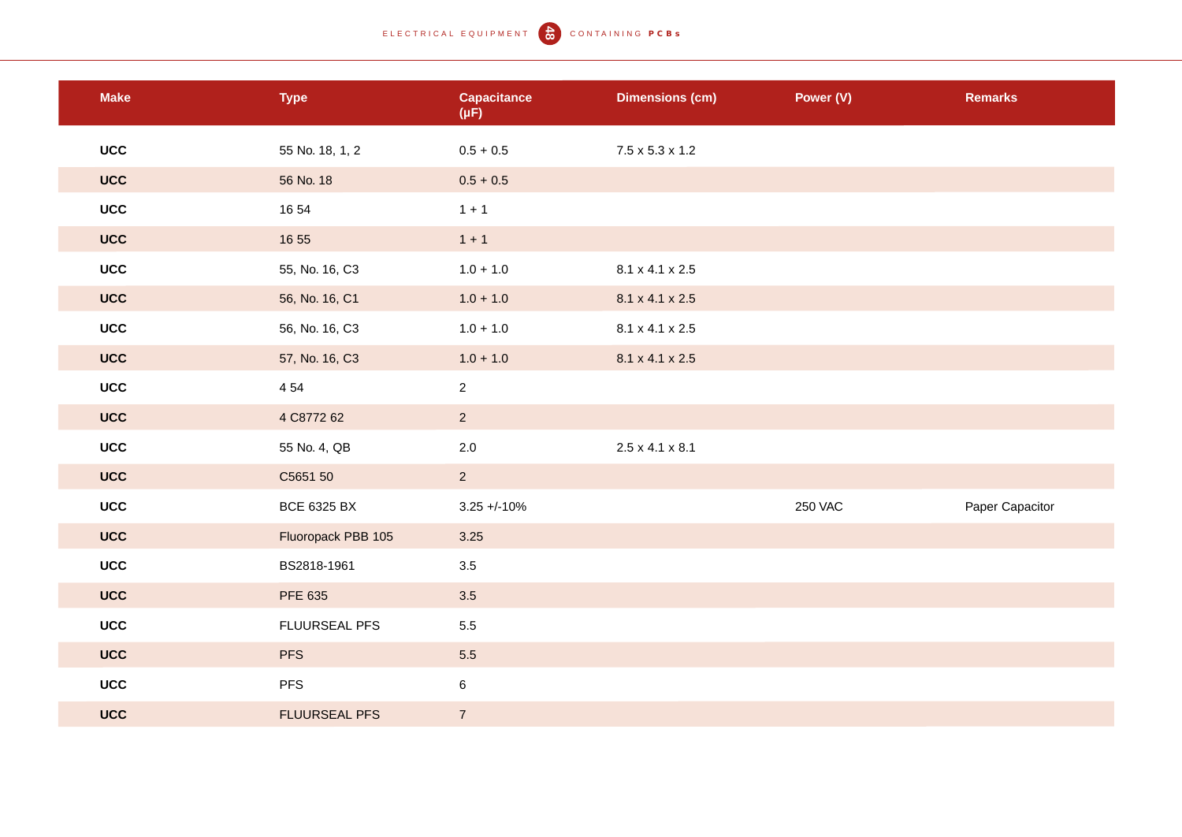| Make | Type | Capacitance (μF) | Dimensions (cm) | Power (V) | Remarks |
|---|---|---|---|---|---|
| **UCC** | 55 No. 18, 1, 2 | 0.5 + 0.5 | 7.5 x 5.3 x 1.2 | | |
| **UCC** | 56 No. 18 | 0.5 + 0.5 | | | |
| **UCC** | 16 54 | 1 + 1 | | | |
| **UCC** | 16 55 | 1 + 1 | | | |
| **UCC** | 55, No. 16, C3 | 1.0 + 1.0 | 8.1 x 4.1 x 2.5 | | |
| **UCC** | 56, No. 16, C1 | 1.0 + 1.0 | 8.1 x 4.1 x 2.5 | | |
| **UCC** | 56, No. 16, C3 | 1.0 + 1.0 | 8.1 x 4.1 x 2.5 | | |
| **UCC** | 57, No. 16, C3 | 1.0 + 1.0 | 8.1 x 4.1 x 2.5 | | |
| **UCC** | 4 54 | 2 | | | |
| **UCC** | 4 C8772 62 | 2 | | | |
| **UCC** | 55 No. 4, QB | 2.0 | 2.5 x 4.1 x 8.1 | | |
| **UCC** | C5651 50 | 2 | | | |
| **UCC** | BCE 6325 BX | 3.25 +/-10% | | 250 VAC | Paper Capacitor |
| **UCC** | Fluoropack PBB 105 | 3.25 | | | |
| **UCC** | BS2818-1961 | 3.5 | | | |
| **UCC** | PFE 635 | 3.5 | | | |
| **UCC** | FLUURSEAL PFS | 5.5 | | | |
| **UCC** | PFS | 5.5 | | | |
| **UCC** | PFS | 6 | | | |
| **UCC** | FLUURSEAL PFS | 7 | | | |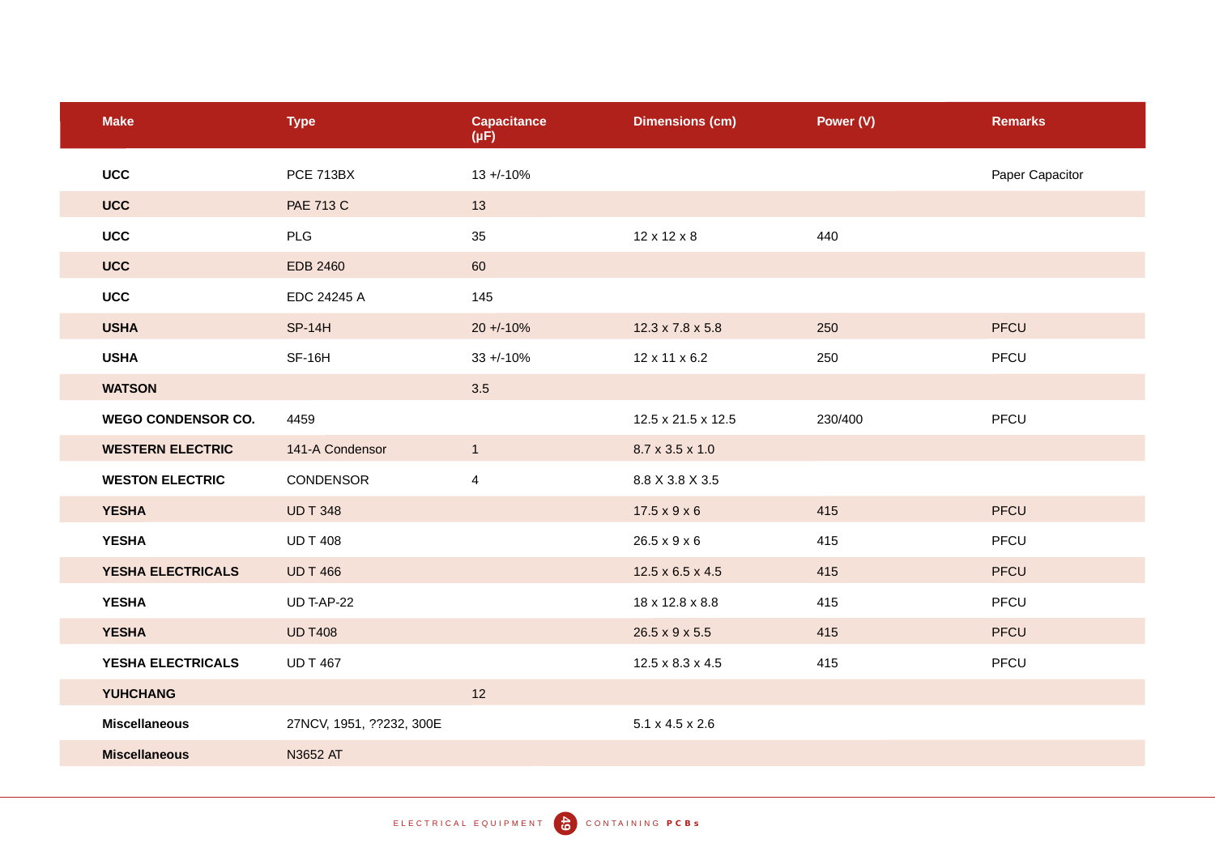| Make | Type | Capacitance (μF) | Dimensions (cm) | Power (V) | Remarks |
|---|---|---|---|---|---|
| **UCC** | PCE 713BX | 13 +/-10% | | | Paper Capacitor |
| **UCC** | PAE 713 C | 13 | | | |
| **UCC** | PLG | 35 | 12 x 12 x 8 | 440 | |
| **UCC** | EDB 2460 | 60 | | | |
| **UCC** | EDC 24245 A | 145 | | | |
| **USHA** | SP-14H | 20 +/-10% | 12.3 x 7.8 x 5.8 | 250 | PFCU |
| **USHA** | SF-16H | 33 +/-10% | 12 x 11 x 6.2 | 250 | PFCU |
| **WATSON** | | 3.5 | | | |
| **WEGO CONDENSOR CO.** | 4459 | | 12.5 x 21.5 x 12.5 | 230/400 | PFCU |
| **WESTERN ELECTRIC** | 141-A Condensor | 1 | 8.7 x 3.5 x 1.0 | | |
| **WESTON ELECTRIC** | CONDENSOR | 4 | 8.8 X 3.8 X 3.5 | | |
| **YESHA** | UD T 348 | | 17.5 x 9 x 6 | 415 | PFCU |
| **YESHA** | UD T 408 | | 26.5 x 9 x 6 | 415 | PFCU |
| **YESHA ELECTRICALS** | UD T 466 | | 12.5 x 6.5 x 4.5 | 415 | PFCU |
| **YESHA** | UD T-AP-22 | | 18 x 12.8 x 8.8 | 415 | PFCU |
| **YESHA** | UD T408 | | 26.5 x 9 x 5.5 | 415 | PFCU |
| **YESHA ELECTRICALS** | UD T 467 | | 12.5 x 8.3 x 4.5 | 415 | PFCU |
| **YUHCHANG** | | 12 | | | |
| **Miscellaneous** | 27NCV, 1951, ??232, 300E | | 5.1 x 4.5 x 2.6 | | |
| **Miscellaneous** | N3652 AT | | | | |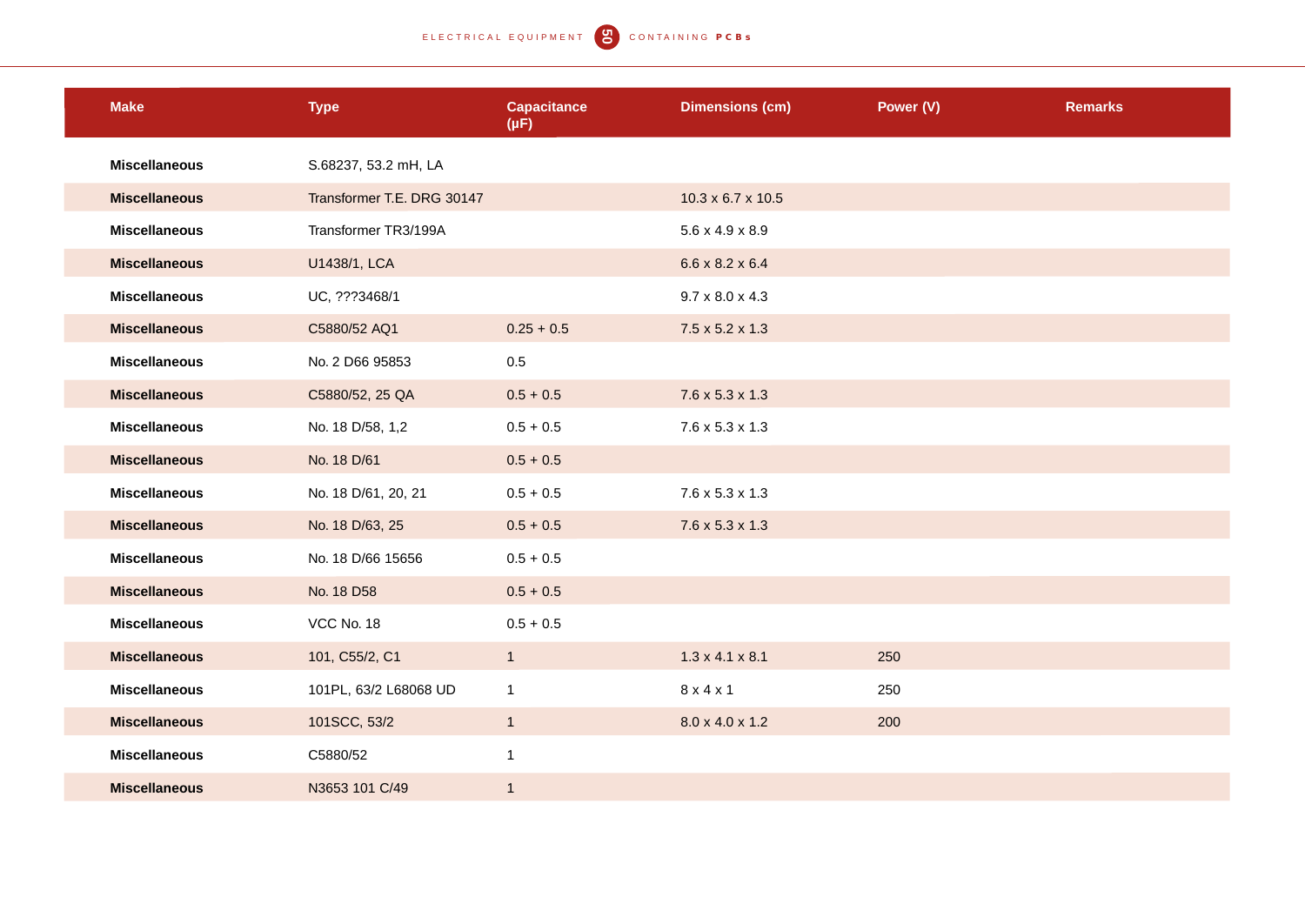| Make | Type | Capacitance (µF) | Dimensions (cm) | Power (V) | Remarks |
| --- | --- | --- | --- | --- | --- |
| **Miscellaneous** | S.68237, 53.2 mH, LA | | | | |
| **Miscellaneous** | Transformer T.E. DRG 30147 | | 10.3 x 6.7 x 10.5 | | |
| **Miscellaneous** | Transformer TR3/199A | | 5.6 x 4.9 x 8.9 | | |
| **Miscellaneous** | U1438/1, LCA | | 6.6 x 8.2 x 6.4 | | |
| **Miscellaneous** | UC, ???3468/1 | | 9.7 x 8.0 x 4.3 | | |
| **Miscellaneous** | C5880/52 AQ1 | 0.25 + 0.5 | 7.5 x 5.2 x 1.3 | | |
| **Miscellaneous** | No. 2 D66 95853 | 0.5 | | | |
| **Miscellaneous** | C5880/52, 25 QA | 0.5 + 0.5 | 7.6 x 5.3 x 1.3 | | |
| **Miscellaneous** | No. 18 D/58, 1,2 | 0.5 + 0.5 | 7.6 x 5.3 x 1.3 | | |
| **Miscellaneous** | No. 18 D/61 | 0.5 + 0.5 | | | |
| **Miscellaneous** | No. 18 D/61, 20, 21 | 0.5 + 0.5 | 7.6 x 5.3 x 1.3 | | |
| **Miscellaneous** | No. 18 D/63, 25 | 0.5 + 0.5 | 7.6 x 5.3 x 1.3 | | |
| **Miscellaneous** | No. 18 D/66 15656 | 0.5 + 0.5 | | | |
| **Miscellaneous** | No. 18 D58 | 0.5 + 0.5 | | | |
| **Miscellaneous** | VCC No. 18 | 0.5 + 0.5 | | | |
| **Miscellaneous** | 101, C55/2, C1 | 1 | 1.3 x 4.1 x 8.1 | 250 | |
| **Miscellaneous** | 101PL, 63/2 L68068 UD | 1 | 8 x 4 x 1 | 250 | |
| **Miscellaneous** | 101SCC, 53/2 | 1 | 8.0 x 4.0 x 1.2 | 200 | |
| **Miscellaneous** | C5880/52 | 1 | | | |
| **Miscellaneous** | N3653 101 C/49 | 1 | | | |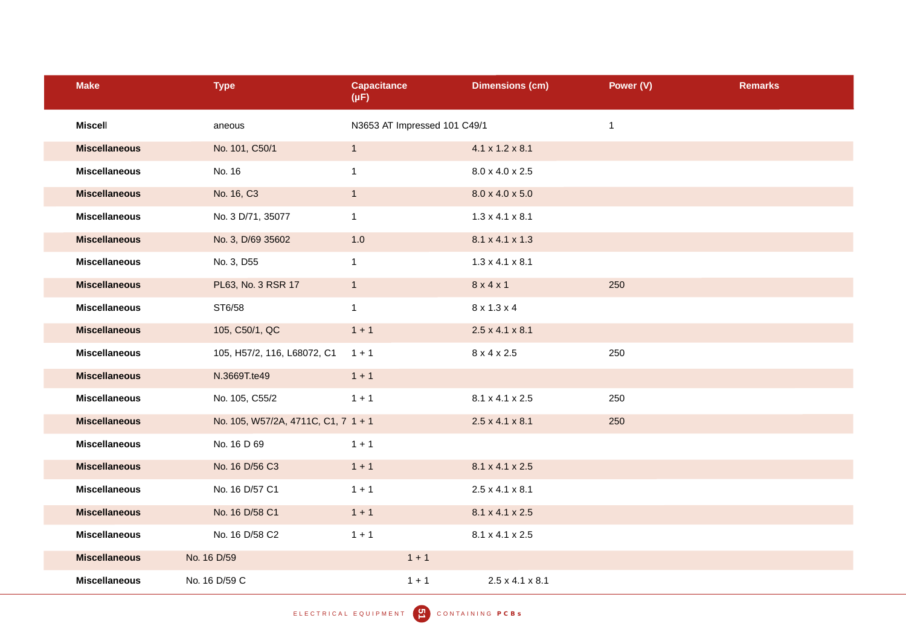| Make | Type | Capacitance (μF) | Dimensions (cm) | Power (V) | Remarks |
|---|---|---|---|---|---|
| **Miscell** | aneous | N3653 AT Impressed 101 C49/1 | | 1 | |
| **Miscellaneous** | No. 101, C50/1 | 1 | 4.1 x 1.2 x 8.1 | | |
| **Miscellaneous** | No. 16 | 1 | 8.0 x 4.0 x 2.5 | | |
| **Miscellaneous** | No. 16, C3 | 1 | 8.0 x 4.0 x 5.0 | | |
| **Miscellaneous** | No. 3 D/71, 35077 | 1 | 1.3 x 4.1 x 8.1 | | |
| **Miscellaneous** | No. 3, D/69 35602 | 1.0 | 8.1 x 4.1 x 1.3 | | |
| **Miscellaneous** | No. 3, D55 | 1 | 1.3 x 4.1 x 8.1 | | |
| **Miscellaneous** | PL63, No. 3 RSR 17 | 1 | 8 x 4 x 1 | 250 | |
| **Miscellaneous** | ST6/58 | 1 | 8 x 1.3 x 4 | | |
| **Miscellaneous** | 105, C50/1, QC | 1 + 1 | 2.5 x 4.1 x 8.1 | | |
| **Miscellaneous** | 105, H57/2, 116, L68072, C1 | 1 + 1 | 8 x 4 x 2.5 | 250 | |
| **Miscellaneous** | N.3669T.te49 | 1 + 1 | | | |
| **Miscellaneous** | No. 105, C55/2 | 1 + 1 | 8.1 x 4.1 x 2.5 | 250 | |
| **Miscellaneous** | No. 105, W57/2A, 4711C, C1, 7 | 1 + 1 | 2.5 x 4.1 x 8.1 | 250 | |
| **Miscellaneous** | No. 16 D 69 | 1 + 1 | | | |
| **Miscellaneous** | No. 16 D/56 C3 | 1 + 1 | 8.1 x 4.1 x 2.5 | | |
| **Miscellaneous** | No. 16 D/57 C1 | 1 + 1 | 2.5 x 4.1 x 8.1 | | |
| **Miscellaneous** | No. 16 D/58 C1 | 1 + 1 | 8.1 x 4.1 x 2.5 | | |
| **Miscellaneous** | No. 16 D/58 C2 | 1 + 1 | 8.1 x 4.1 x 2.5 | | |
| **Miscellaneous** | No. 16 D/59 | 1 + 1 | | | |
| **Miscellaneous** | No. 16 D/59 C | 1 + 1 | 2.5 x 4.1 x 8.1 | | |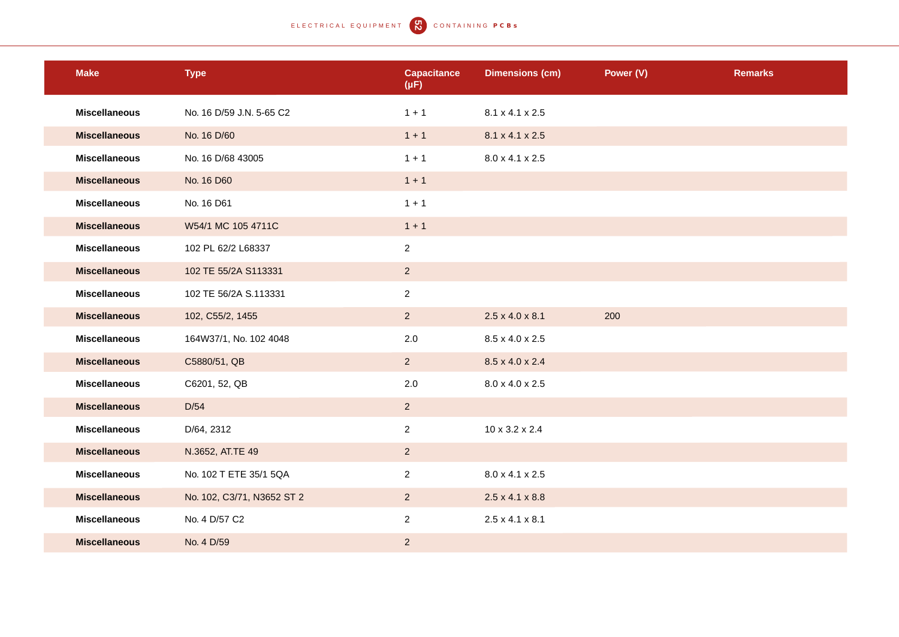| Make | Type | Capacitance (μF) | Dimensions (cm) | Power (V) | Remarks |
|---|---|---|---|---|---|
| **Miscellaneous** | No. 16 D/59 J.N. 5-65 C2 | 1 + 1 | 8.1 x 4.1 x 2.5 | | |
| **Miscellaneous** | No. 16 D/60 | 1 + 1 | 8.1 x 4.1 x 2.5 | | |
| **Miscellaneous** | No. 16 D/68 43005 | 1 + 1 | 8.0 x 4.1 x 2.5 | | |
| **Miscellaneous** | No. 16 D60 | 1 + 1 | | | |
| **Miscellaneous** | No. 16 D61 | 1 + 1 | | | |
| **Miscellaneous** | W54/1 MC 105 4711C | 1 + 1 | | | |
| **Miscellaneous** | 102 PL 62/2 L68337 | 2 | | | |
| **Miscellaneous** | 102 TE 55/2A S113331 | 2 | | | |
| **Miscellaneous** | 102 TE 56/2A S.113331 | 2 | | | |
| **Miscellaneous** | 102, C55/2, 1455 | 2 | 2.5 x 4.0 x 8.1 | 200 | |
| **Miscellaneous** | 164W37/1, No. 102 4048 | 2.0 | 8.5 x 4.0 x 2.5 | | |
| **Miscellaneous** | C5880/51, QB | 2 | 8.5 x 4.0 x 2.4 | | |
| **Miscellaneous** | C6201, 52, QB | 2.0 | 8.0 x 4.0 x 2.5 | | |
| **Miscellaneous** | D/54 | 2 | | | |
| **Miscellaneous** | D/64, 2312 | 2 | 10 x 3.2 x 2.4 | | |
| **Miscellaneous** | N.3652, AT.TE 49 | 2 | | | |
| **Miscellaneous** | No. 102 T ETE 35/1 5QA | 2 | 8.0 x 4.1 x 2.5 | | |
| **Miscellaneous** | No. 102, C3/71, N3652 ST 2 | 2 | 2.5 x 4.1 x 8.8 | | |
| **Miscellaneous** | No. 4 D/57 C2 | 2 | 2.5 x 4.1 x 8.1 | | |
| **Miscellaneous** | No. 4 D/59 | 2 | | | |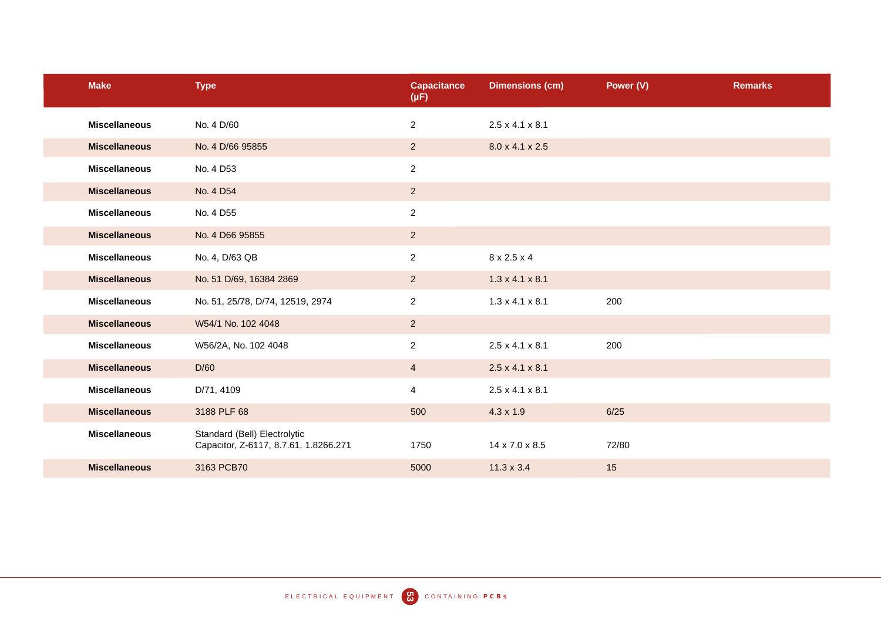| Make | Type | Capacitance (μF) | Dimensions (cm) | Power (V) | Remarks |
|---|---|---|---|---|---|
| **Miscellaneous** | No. 4 D/60 | 2 | 2.5 x 4.1 x 8.1 | | |
| **Miscellaneous** | No. 4 D/66 95855 | 2 | 8.0 x 4.1 x 2.5 | | |
| **Miscellaneous** | No. 4 D53 | 2 | | | |
| **Miscellaneous** | No. 4 D54 | 2 | | | |
| **Miscellaneous** | No. 4 D55 | 2 | | | |
| **Miscellaneous** | No. 4 D66 95855 | 2 | | | |
| **Miscellaneous** | No. 4, D/63 QB | 2 | 8 x 2.5 x 4 | | |
| **Miscellaneous** | No. 51 D/69, 16384 2869 | 2 | 1.3 x 4.1 x 8.1 | | |
| **Miscellaneous** | No. 51, 25/78, D/74, 12519, 2974 | 2 | 1.3 x 4.1 x 8.1 | 200 | |
| **Miscellaneous** | W54/1 No. 102 4048 | 2 | | | |
| **Miscellaneous** | W56/2A, No. 102 4048 | 2 | 2.5 x 4.1 x 8.1 | 200 | |
| **Miscellaneous** | D/60 | 4 | 2.5 x 4.1 x 8.1 | | |
| **Miscellaneous** | D/71, 4109 | 4 | 2.5 x 4.1 x 8.1 | | |
| **Miscellaneous** | 3188 PLF 68 | 500 | 4.3 x 1.9 | 6/25 | |
| **Miscellaneous** | Standard (Bell) Electrolytic Capacitor, Z-6117, 8.7.61, 1.8266.271 | 1750 | 14 x 7.0 x 8.5 | 72/80 | |
| **Miscellaneous** | 3163 PCB70 | 5000 | 11.3 x 3.4 | 15 | |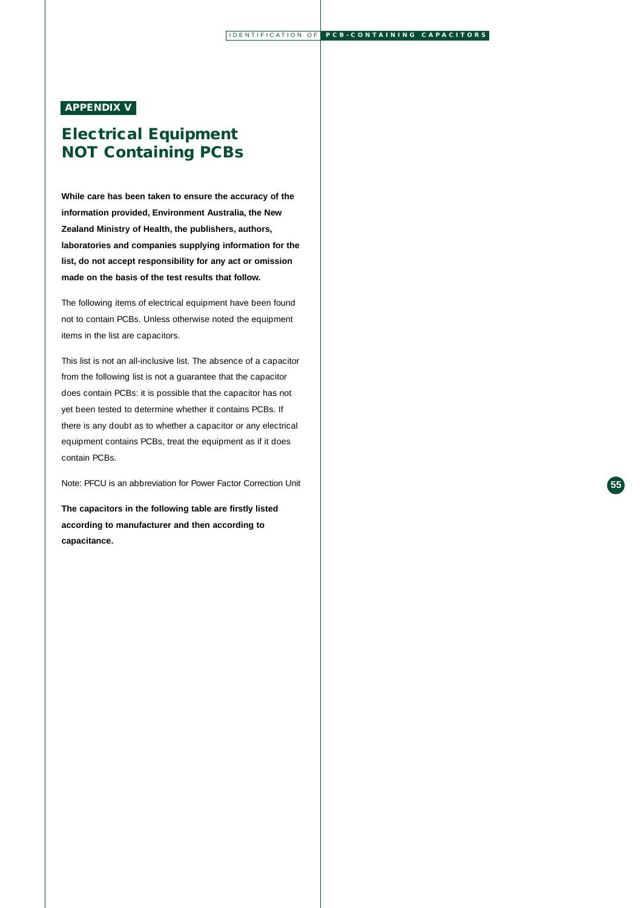## APPENDIX V

# Electrical Equipment NOT Containing PCBs

**While care has been taken to ensure the accuracy of the information provided, Environment Australia, the New Zealand Ministry of Health, the publishers, authors, laboratories and companies supplying information for the list, do not accept responsibility for any act or omission made on the basis of the test results that follow.**

The following items of electrical equipment have been found not to contain PCBs. Unless otherwise noted the equipment items in the list are capacitors.

This list is not an all-inclusive list. The absence of a capacitor from the following list is not a guarantee that the capacitor does contain PCBs: it is possible that the capacitor has not yet been tested to determine whether it contains PCBs. If there is any doubt as to whether a capacitor or any electrical equipment contains PCBs, treat the equipment as if it does contain PCBs.

Note: PFCU is an abbreviation for Power Factor Correction Unit

**The capacitors in the following table are firstly listed according to manufacturer and then according to capacitance.**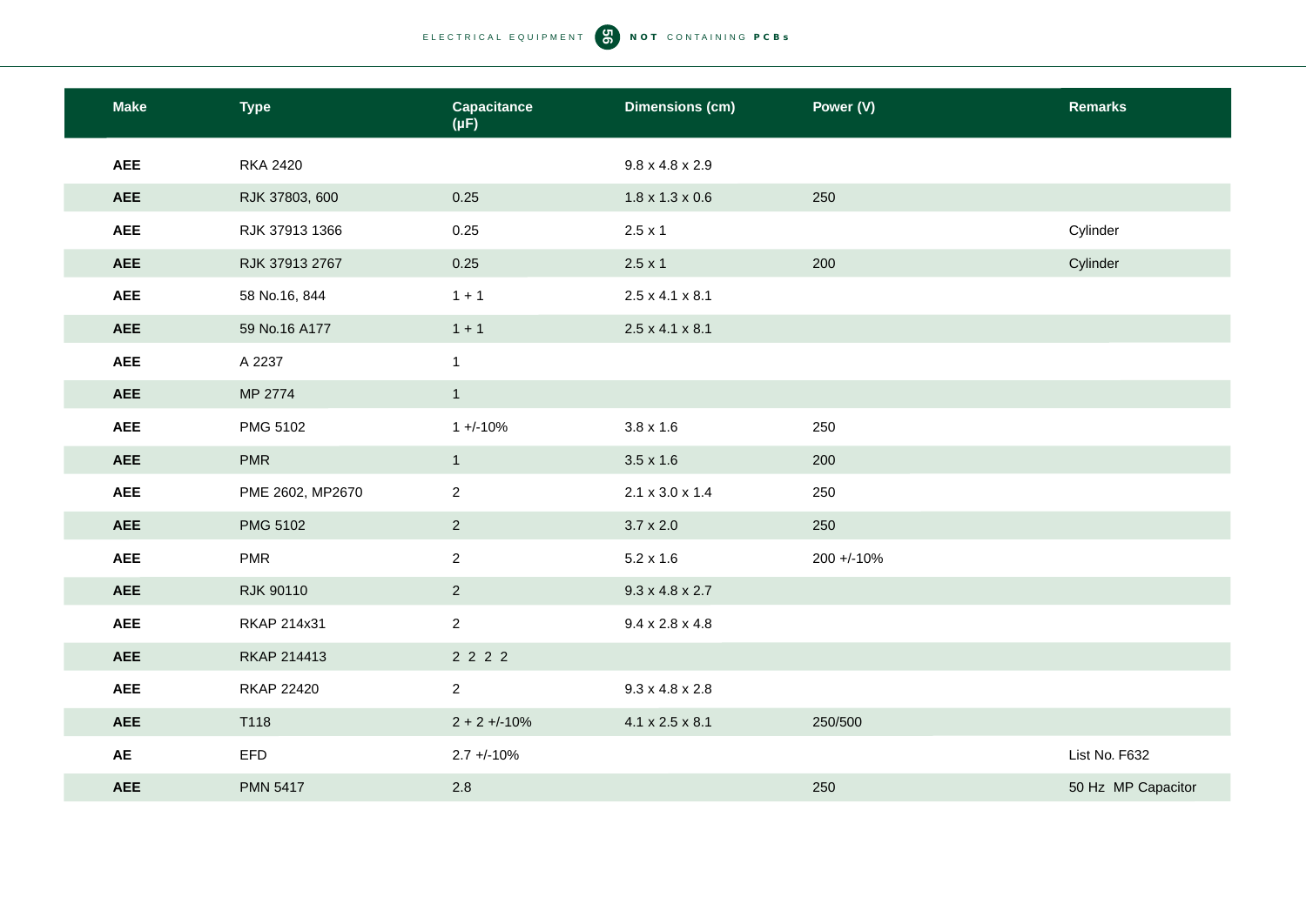| Make | Type | Capacitance (μF) | Dimensions (cm) | Power (V) | Remarks |
|---|---|---|---|---|---|
| **AEE** | RKA 2420 | | 9.8 x 4.8 x 2.9 | | |
| **AEE** | RJK 37803, 600 | 0.25 | 1.8 x 1.3 x 0.6 | 250 | |
| **AEE** | RJK 37913 1366 | 0.25 | 2.5 x 1 | | Cylinder |
| **AEE** | RJK 37913 2767 | 0.25 | 2.5 x 1 | 200 | Cylinder |
| **AEE** | 58 No.16, 844 | 1 + 1 | 2.5 x 4.1 x 8.1 | | |
| **AEE** | 59 No.16 A177 | 1 + 1 | 2.5 x 4.1 x 8.1 | | |
| **AEE** | A 2237 | 1 | | | |
| **AEE** | MP 2774 | 1 | | | |
| **AEE** | PMG 5102 | 1 +/-10% | 3.8 x 1.6 | 250 | |
| **AEE** | PMR | 1 | 3.5 x 1.6 | 200 | |
| **AEE** | PME 2602, MP2670 | 2 | 2.1 x 3.0 x 1.4 | 250 | |
| **AEE** | PMG 5102 | 2 | 3.7 x 2.0 | 250 | |
| **AEE** | PMR | 2 | 5.2 x 1.6 | 200 +/-10% | |
| **AEE** | RJK 90110 | 2 | 9.3 x 4.8 x 2.7 | | |
| **AEE** | RKAP 214x31 | 2 | 9.4 x 2.8 x 4.8 | | |
| **AEE** | RKAP 214413 | 2 2 2 2 | | | |
| **AEE** | RKAP 22420 | 2 | 9.3 x 4.8 x 2.8 | | |
| **AEE** | T118 | 2 + 2 +/-10% | 4.1 x 2.5 x 8.1 | 250/500 | |
| **AE** | EFD | 2.7 +/-10% | | | List No. F632 |
| **AEE** | PMN 5417 | 2.8 | | 250 | 50 Hz MP Capacitor |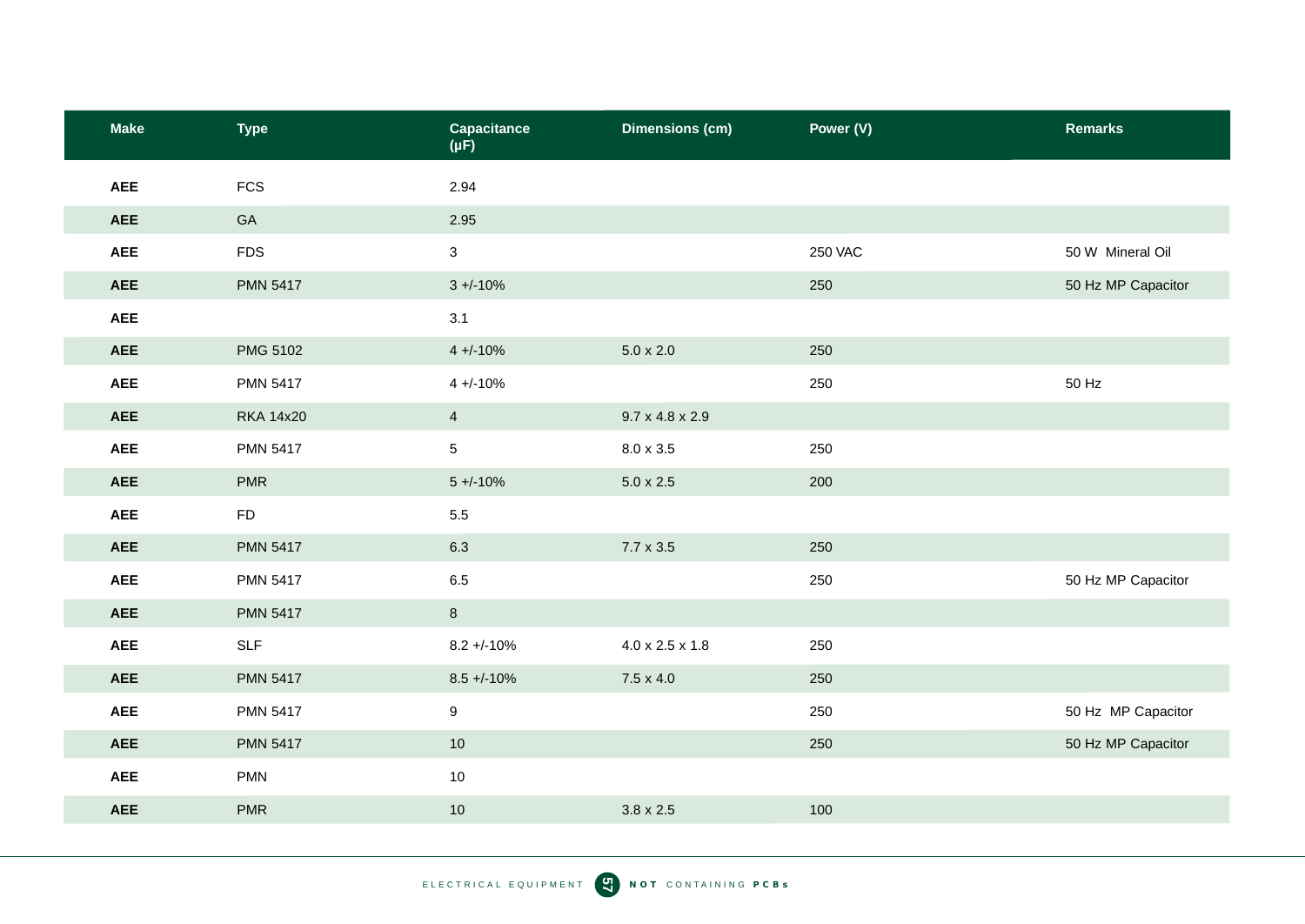| Make | Type | Capacitance (μF) | Dimensions (cm) | Power (V) | Remarks |
|---|---|---|---|---|---|
| **AEE** | FCS | 2.94 | | | |
| **AEE** | GA | 2.95 | | | |
| **AEE** | FDS | 3 | | 250 VAC | 50 W Mineral Oil |
| **AEE** | PMN 5417 | 3 +/-10% | | 250 | 50 Hz MP Capacitor |
| **AEE** | | 3.1 | | | |
| **AEE** | PMG 5102 | 4 +/-10% | 5.0 x 2.0 | 250 | |
| **AEE** | PMN 5417 | 4 +/-10% | | 250 | 50 Hz |
| **AEE** | RKA 14x20 | 4 | 9.7 x 4.8 x 2.9 | | |
| **AEE** | PMN 5417 | 5 | 8.0 x 3.5 | 250 | |
| **AEE** | PMR | 5 +/-10% | 5.0 x 2.5 | 200 | |
| **AEE** | FD | 5.5 | | | |
| **AEE** | PMN 5417 | 6.3 | 7.7 x 3.5 | 250 | |
| **AEE** | PMN 5417 | 6.5 | | 250 | 50 Hz MP Capacitor |
| **AEE** | PMN 5417 | 8 | | | |
| **AEE** | SLF | 8.2 +/-10% | 4.0 x 2.5 x 1.8 | 250 | |
| **AEE** | PMN 5417 | 8.5 +/-10% | 7.5 x 4.0 | 250 | |
| **AEE** | PMN 5417 | 9 | | 250 | 50 Hz MP Capacitor |
| **AEE** | PMN 5417 | 10 | | 250 | 50 Hz MP Capacitor |
| **AEE** | PMN | 10 | | | |
| **AEE** | PMR | 10 | 3.8 x 2.5 | 100 | |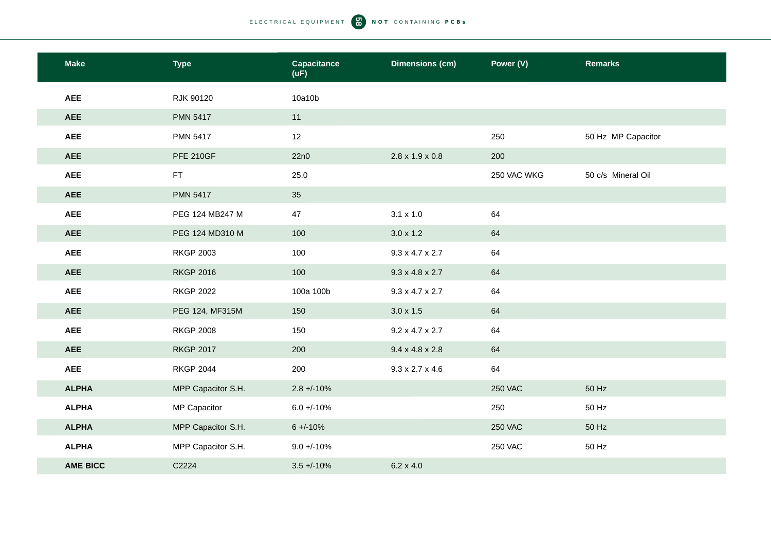| Make | Type | Capacitance (uF) | Dimensions (cm) | Power (V) | Remarks |
|---|---|---|---|---|---|
| **AEE** | RJK 90120 | 10a10b | | | |
| **AEE** | PMN 5417 | 11 | | | |
| **AEE** | PMN 5417 | 12 | | 250 | 50 Hz  MP Capacitor |
| **AEE** | PFE 210GF | 22n0 | 2.8 x 1.9 x 0.8 | 200 | |
| **AEE** | FT | 25.0 | | 250 VAC WKG | 50 c/s  Mineral Oil |
| **AEE** | PMN 5417 | 35 | | | |
| **AEE** | PEG 124 MB247 M | 47 | 3.1 x 1.0 | 64 | |
| **AEE** | PEG 124 MD310 M | 100 | 3.0 x 1.2 | 64 | |
| **AEE** | RKGP 2003 | 100 | 9.3 x 4.7 x 2.7 | 64 | |
| **AEE** | RKGP 2016 | 100 | 9.3 x 4.8 x 2.7 | 64 | |
| **AEE** | RKGP 2022 | 100a 100b | 9.3 x 4.7 x 2.7 | 64 | |
| **AEE** | PEG 124, MF315M | 150 | 3.0 x 1.5 | 64 | |
| **AEE** | RKGP 2008 | 150 | 9.2 x 4.7 x 2.7 | 64 | |
| **AEE** | RKGP 2017 | 200 | 9.4 x 4.8 x 2.8 | 64 | |
| **AEE** | RKGP 2044 | 200 | 9.3 x 2.7 x 4.6 | 64 | |
| **ALPHA** | MPP Capacitor S.H. | 2.8 +/-10% | | 250 VAC | 50 Hz |
| **ALPHA** | MP Capacitor | 6.0 +/-10% | | 250 | 50 Hz |
| **ALPHA** | MPP Capacitor S.H. | 6 +/-10% | | 250 VAC | 50 Hz |
| **ALPHA** | MPP Capacitor S.H. | 9.0 +/-10% | | 250 VAC | 50 Hz |
| **AME BICC** | C2224 | 3.5 +/-10% | 6.2 x 4.0 | | |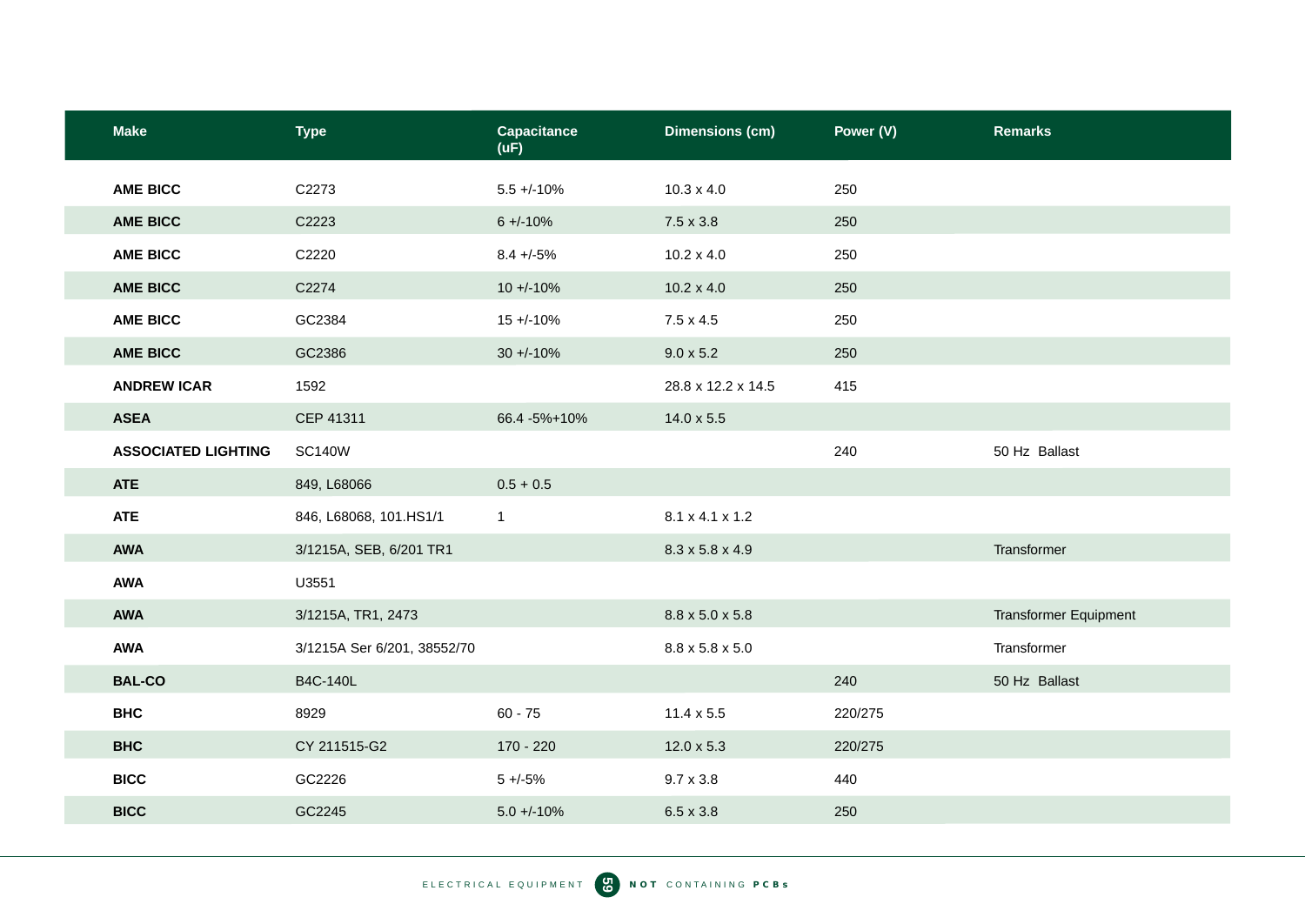| Make | Type | Capacitance (uF) | Dimensions (cm) | Power (V) | Remarks |
|---|---|---|---|---|---|
| **AME BICC** | C2273 | 5.5 +/-10% | 10.3 x 4.0 | 250 | |
| **AME BICC** | C2223 | 6 +/-10% | 7.5 x 3.8 | 250 | |
| **AME BICC** | C2220 | 8.4 +/-5% | 10.2 x 4.0 | 250 | |
| **AME BICC** | C2274 | 10 +/-10% | 10.2 x 4.0 | 250 | |
| **AME BICC** | GC2384 | 15 +/-10% | 7.5 x 4.5 | 250 | |
| **AME BICC** | GC2386 | 30 +/-10% | 9.0 x 5.2 | 250 | |
| **ANDREW ICAR** | 1592 | | 28.8 x 12.2 x 14.5 | 415 | |
| **ASEA** | CEP 41311 | 66.4 -5%+10% | 14.0 x 5.5 | | |
| **ASSOCIATED LIGHTING** | SC140W | | | 240 | 50 Hz Ballast |
| **ATE** | 849, L68066 | 0.5 + 0.5 | | | |
| **ATE** | 846, L68068, 101.HS1/1 | 1 | 8.1 x 4.1 x 1.2 | | |
| **AWA** | 3/1215A, SEB, 6/201 TR1 | | 8.3 x 5.8 x 4.9 | | Transformer |
| **AWA** | U3551 | | | | |
| **AWA** | 3/1215A, TR1, 2473 | | 8.8 x 5.0 x 5.8 | | Transformer Equipment |
| **AWA** | 3/1215A Ser 6/201, 38552/70 | | 8.8 x 5.8 x 5.0 | | Transformer |
| **BAL-CO** | B4C-140L | | | 240 | 50 Hz Ballast |
| **BHC** | 8929 | 60 - 75 | 11.4 x 5.5 | 220/275 | |
| **BHC** | CY 211515-G2 | 170 - 220 | 12.0 x 5.3 | 220/275 | |
| **BICC** | GC2226 | 5 +/-5% | 9.7 x 3.8 | 440 | |
| **BICC** | GC2245 | 5.0 +/-10% | 6.5 x 3.8 | 250 | |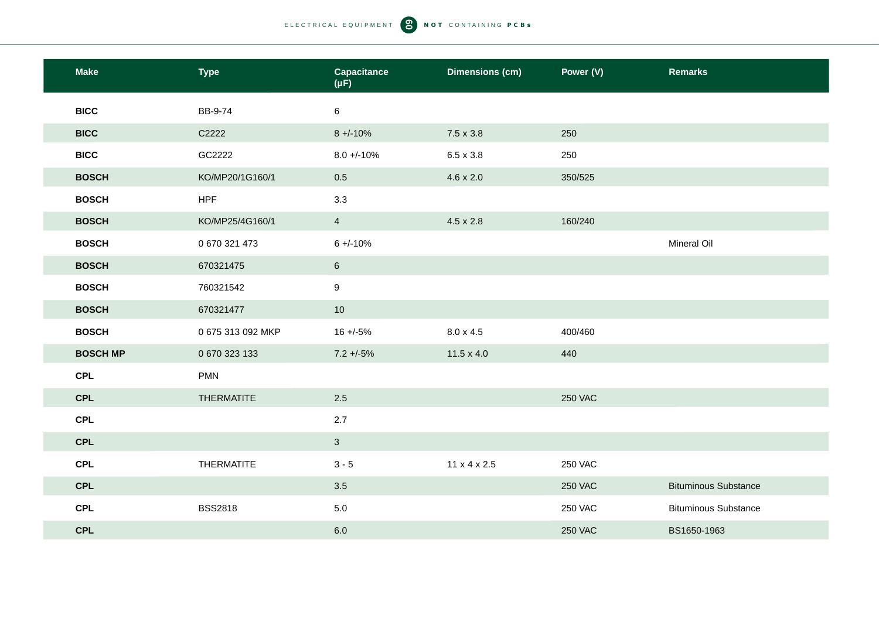| Make | Type | Capacitance (µF) | Dimensions (cm) | Power (V) | Remarks |
|---|---|---|---|---|---|
| **BICC** | BB-9-74 | 6 | | | |
| **BICC** | C2222 | 8 +/-10% | 7.5 x 3.8 | 250 | |
| **BICC** | GC2222 | 8.0 +/-10% | 6.5 x 3.8 | 250 | |
| **BOSCH** | KO/MP20/1G160/1 | 0.5 | 4.6 x 2.0 | 350/525 | |
| **BOSCH** | HPF | 3.3 | | | |
| **BOSCH** | KO/MP25/4G160/1 | 4 | 4.5 x 2.8 | 160/240 | |
| **BOSCH** | 0 670 321 473 | 6 +/-10% | | | Mineral Oil |
| **BOSCH** | 670321475 | 6 | | | |
| **BOSCH** | 760321542 | 9 | | | |
| **BOSCH** | 670321477 | 10 | | | |
| **BOSCH** | 0 675 313 092 MKP | 16 +/-5% | 8.0 x 4.5 | 400/460 | |
| **BOSCH MP** | 0 670 323 133 | 7.2 +/-5% | 11.5 x 4.0 | 440 | |
| **CPL** | PMN | | | | |
| **CPL** | THERMATITE | 2.5 | | 250 VAC | |
| **CPL** | | 2.7 | | | |
| **CPL** | | 3 | | | |
| **CPL** | THERMATITE | 3 - 5 | 11 x 4 x 2.5 | 250 VAC | |
| **CPL** | | 3.5 | | 250 VAC | Bituminous Substance |
| **CPL** | BSS2818 | 5.0 | | 250 VAC | Bituminous Substance |
| **CPL** | | 6.0 | | 250 VAC | BS1650-1963 |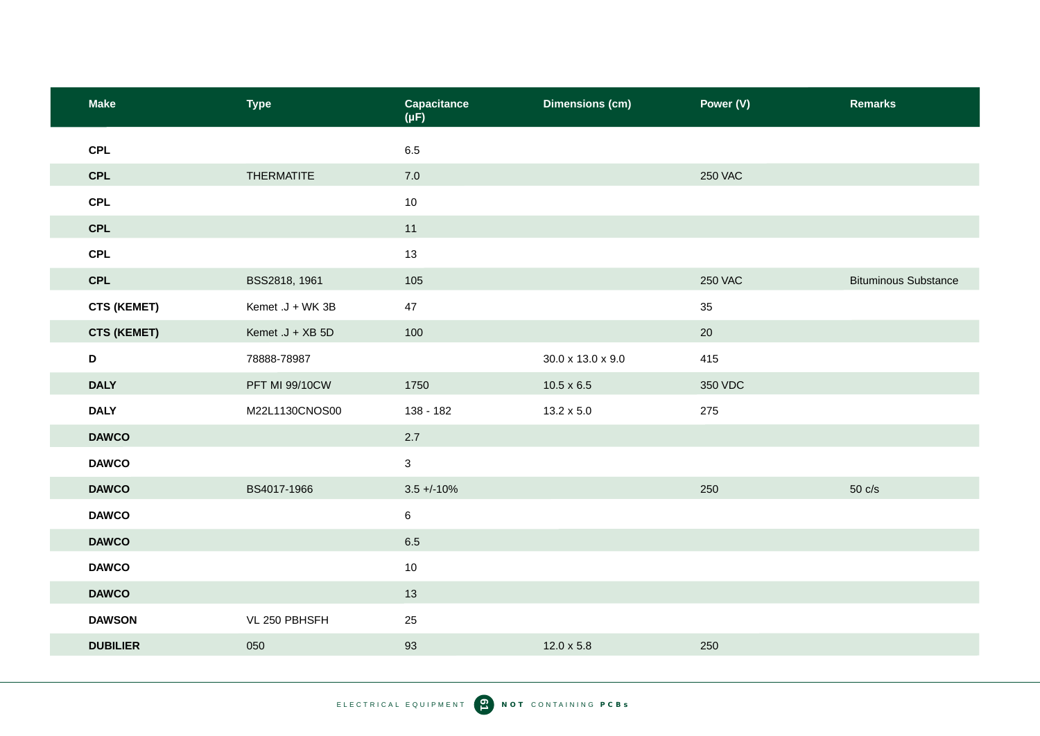| Make | Type | Capacitance (µF) | Dimensions (cm) | Power (V) | Remarks |
|---|---|---|---|---|---|
| **CPL** | | 6.5 | | | |
| **CPL** | THERMATITE | 7.0 | | 250 VAC | |
| **CPL** | | 10 | | | |
| **CPL** | | 11 | | | |
| **CPL** | | 13 | | | |
| **CPL** | BSS2818, 1961 | 105 | | 250 VAC | Bituminous Substance |
| **CTS (KEMET)** | Kemet .J + WK 3B | 47 | | 35 | |
| **CTS (KEMET)** | Kemet .J + XB 5D | 100 | | 20 | |
| **D** | 78888-78987 | | 30.0 x 13.0 x 9.0 | 415 | |
| **DALY** | PFT MI 99/10CW | 1750 | 10.5 x 6.5 | 350 VDC | |
| **DALY** | M22L1130CNOS00 | 138 - 182 | 13.2 x 5.0 | 275 | |
| **DAWCO** | | 2.7 | | | |
| **DAWCO** | | 3 | | | |
| **DAWCO** | BS4017-1966 | 3.5 +/-10% | | 250 | 50 c/s |
| **DAWCO** | | 6 | | | |
| **DAWCO** | | 6.5 | | | |
| **DAWCO** | | 10 | | | |
| **DAWCO** | | 13 | | | |
| **DAWSON** | VL 250 PBHSFH | 25 | | | |
| **DUBILIER** | 050 | 93 | 12.0 x 5.8 | 250 | |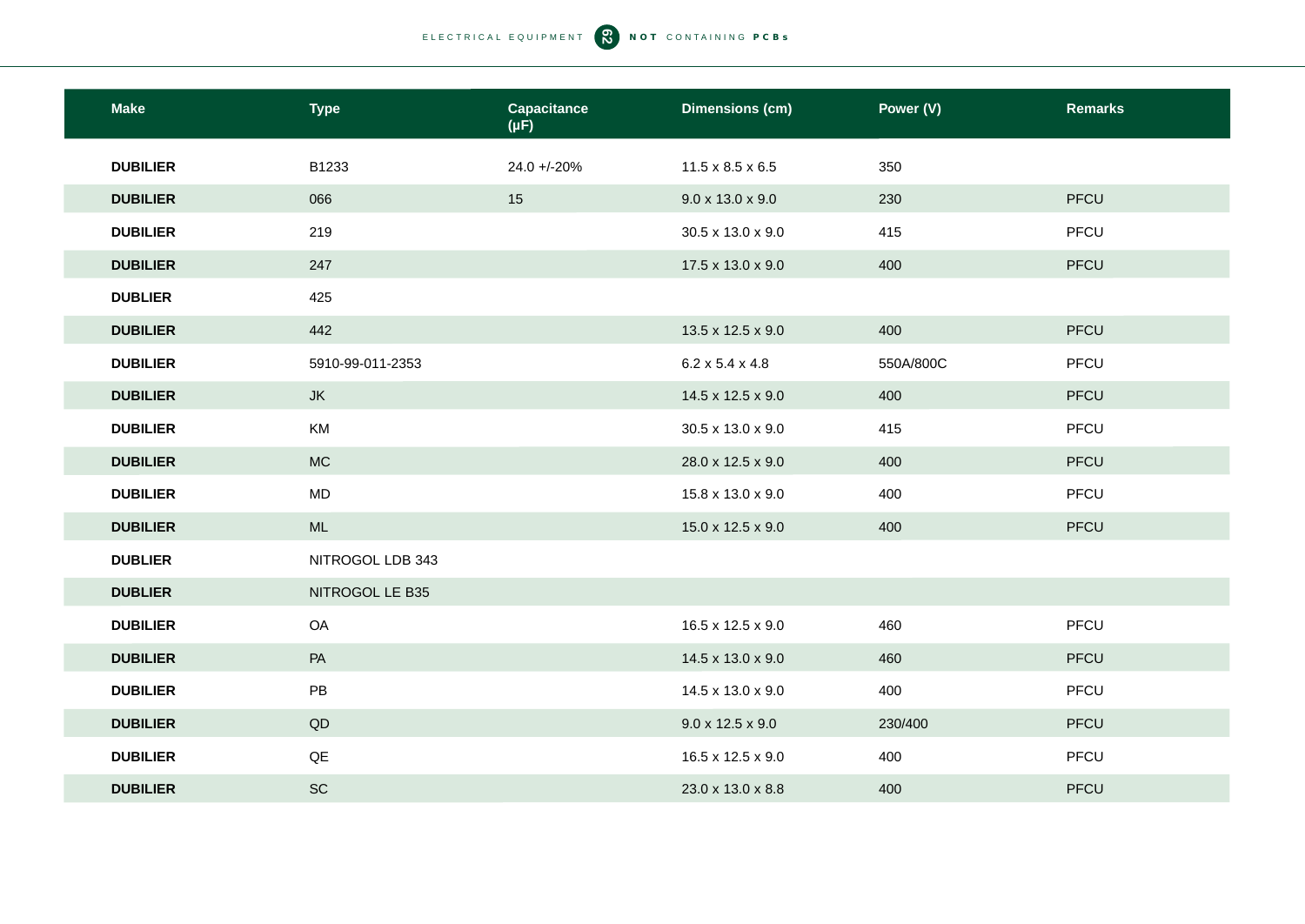| Make | Type | Capacitance (μF) | Dimensions (cm) | Power (V) | Remarks |
|---|---|---|---|---|---|
| **DUBILIER** | B1233 | 24.0 +/-20% | 11.5 x 8.5 x 6.5 | 350 | |
| **DUBILIER** | 066 | 15 | 9.0 x 13.0 x 9.0 | 230 | PFCU |
| **DUBILIER** | 219 | | 30.5 x 13.0 x 9.0 | 415 | PFCU |
| **DUBILIER** | 247 | | 17.5 x 13.0 x 9.0 | 400 | PFCU |
| **DUBLIER** | 425 | | | | |
| **DUBILIER** | 442 | | 13.5 x 12.5 x 9.0 | 400 | PFCU |
| **DUBILIER** | 5910-99-011-2353 | | 6.2 x 5.4 x 4.8 | 550A/800C | PFCU |
| **DUBILIER** | JK | | 14.5 x 12.5 x 9.0 | 400 | PFCU |
| **DUBILIER** | KM | | 30.5 x 13.0 x 9.0 | 415 | PFCU |
| **DUBILIER** | MC | | 28.0 x 12.5 x 9.0 | 400 | PFCU |
| **DUBILIER** | MD | | 15.8 x 13.0 x 9.0 | 400 | PFCU |
| **DUBILIER** | ML | | 15.0 x 12.5 x 9.0 | 400 | PFCU |
| **DUBLIER** | NITROGOL LDB 343 | | | | |
| **DUBLIER** | NITROGOL LE B35 | | | | |
| **DUBILIER** | OA | | 16.5 x 12.5 x 9.0 | 460 | PFCU |
| **DUBILIER** | PA | | 14.5 x 13.0 x 9.0 | 460 | PFCU |
| **DUBILIER** | PB | | 14.5 x 13.0 x 9.0 | 400 | PFCU |
| **DUBILIER** | QD | | 9.0 x 12.5 x 9.0 | 230/400 | PFCU |
| **DUBILIER** | QE | | 16.5 x 12.5 x 9.0 | 400 | PFCU |
| **DUBILIER** | SC | | 23.0 x 13.0 x 8.8 | 400 | PFCU |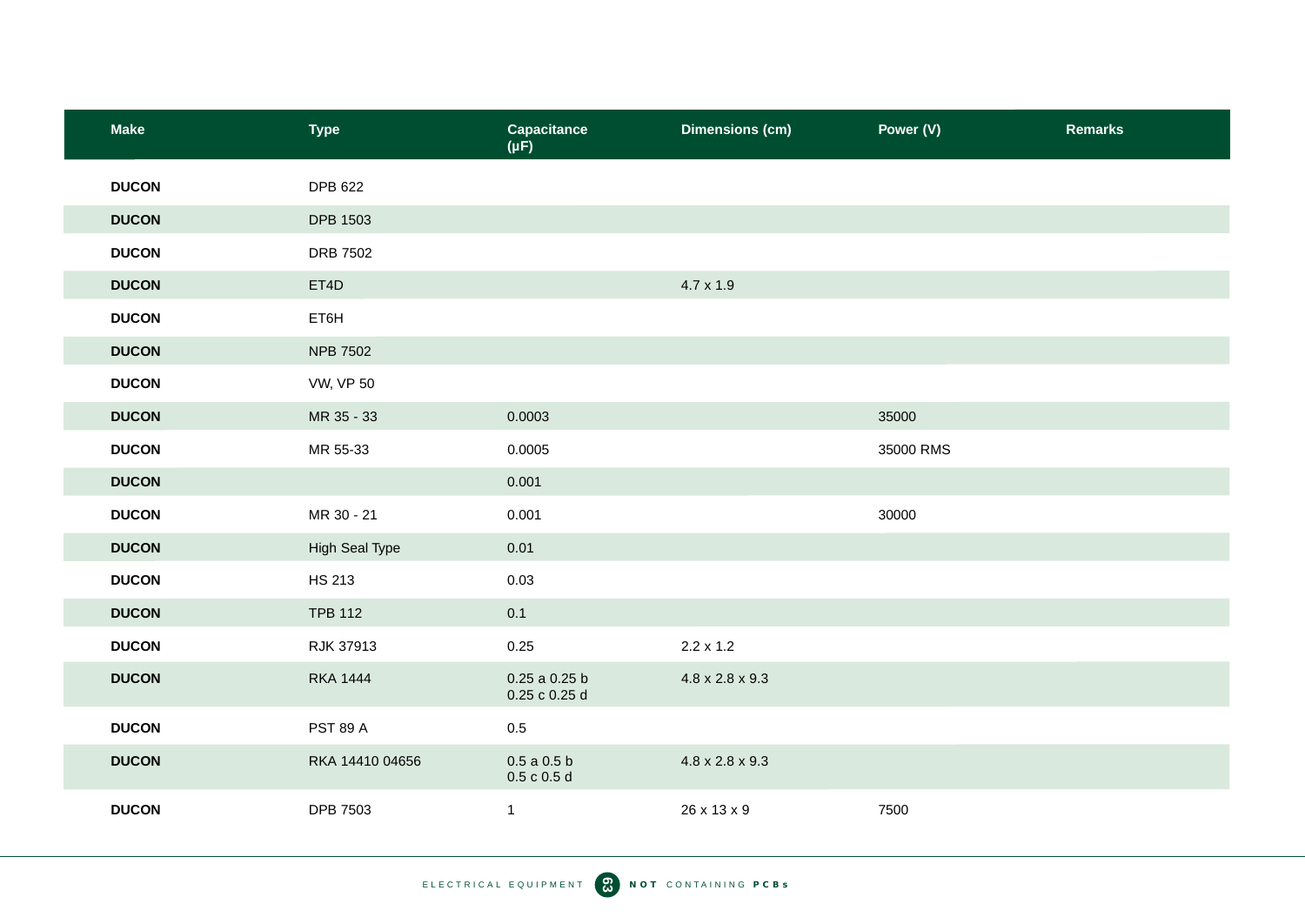| Make | Type | Capacitance (µF) | Dimensions (cm) | Power (V) | Remarks |
|---|---|---|---|---|---|
| **DUCON** | DPB 622 | | | | |
| **DUCON** | DPB 1503 | | | | |
| **DUCON** | DRB 7502 | | | | |
| **DUCON** | ET4D | | 4.7 x 1.9 | | |
| **DUCON** | ET6H | | | | |
| **DUCON** | NPB 7502 | | | | |
| **DUCON** | VW, VP 50 | | | | |
| **DUCON** | MR 35 - 33 | 0.0003 | | 35000 | |
| **DUCON** | MR 55-33 | 0.0005 | | 35000 RMS | |
| **DUCON** | | 0.001 | | | |
| **DUCON** | MR 30 - 21 | 0.001 | | 30000 | |
| **DUCON** | High Seal Type | 0.01 | | | |
| **DUCON** | HS 213 | 0.03 | | | |
| **DUCON** | TPB 112 | 0.1 | | | |
| **DUCON** | RJK 37913 | 0.25 | 2.2 x 1.2 | | |
| **DUCON** | RKA 1444 | 0.25 a 0.25 b 0.25 c 0.25 d | 4.8 x 2.8 x 9.3 | | |
| **DUCON** | PST 89 A | 0.5 | | | |
| **DUCON** | RKA 14410 04656 | 0.5 a 0.5 b 0.5 c 0.5 d | 4.8 x 2.8 x 9.3 | | |
| **DUCON** | DPB 7503 | 1 | 26 x 13 x 9 | 7500 | |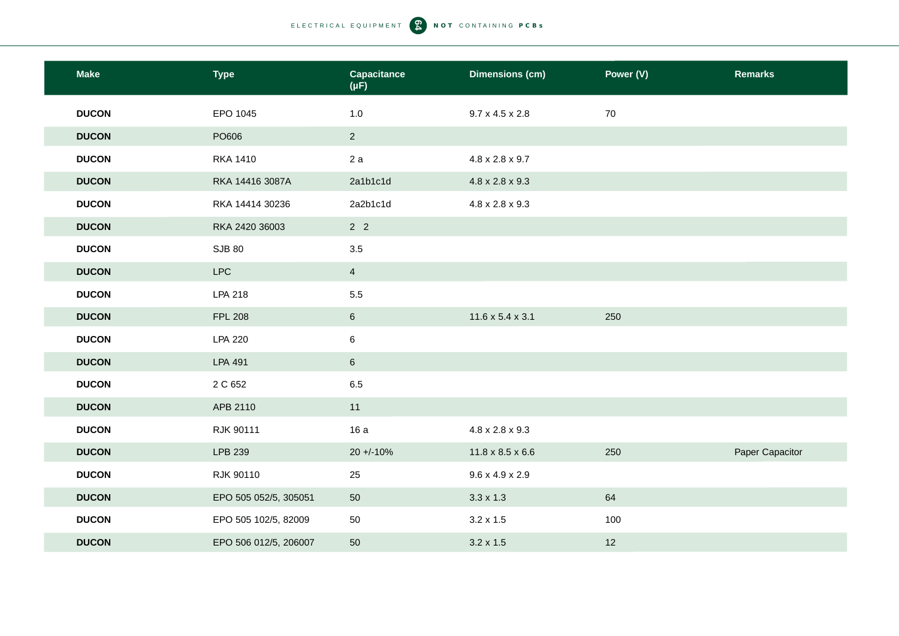| Make | Type | Capacitance (μF) | Dimensions (cm) | Power (V) | Remarks |
|---|---|---|---|---|---|
| **DUCON** | EPO 1045 | 1.0 | 9.7 x 4.5 x 2.8 | 70 | |
| **DUCON** | PO606 | 2 | | | |
| **DUCON** | RKA 1410 | 2 a | 4.8 x 2.8 x 9.7 | | |
| **DUCON** | RKA 14416 3087A | 2a1b1c1d | 4.8 x 2.8 x 9.3 | | |
| **DUCON** | RKA 14414 30236 | 2a2b1c1d | 4.8 x 2.8 x 9.3 | | |
| **DUCON** | RKA 2420 36003 | 2 2 | | | |
| **DUCON** | SJB 80 | 3.5 | | | |
| **DUCON** | LPC | 4 | | | |
| **DUCON** | LPA 218 | 5.5 | | | |
| **DUCON** | FPL 208 | 6 | 11.6 x 5.4 x 3.1 | 250 | |
| **DUCON** | LPA 220 | 6 | | | |
| **DUCON** | LPA 491 | 6 | | | |
| **DUCON** | 2 C 652 | 6.5 | | | |
| **DUCON** | APB 2110 | 11 | | | |
| **DUCON** | RJK 90111 | 16 a | 4.8 x 2.8 x 9.3 | | |
| **DUCON** | LPB 239 | 20 +/-10% | 11.8 x 8.5 x 6.6 | 250 | Paper Capacitor |
| **DUCON** | RJK 90110 | 25 | 9.6 x 4.9 x 2.9 | | |
| **DUCON** | EPO 505 052/5, 305051 | 50 | 3.3 x 1.3 | 64 | |
| **DUCON** | EPO 505 102/5, 82009 | 50 | 3.2 x 1.5 | 100 | |
| **DUCON** | EPO 506 012/5, 206007 | 50 | 3.2 x 1.5 | 12 | |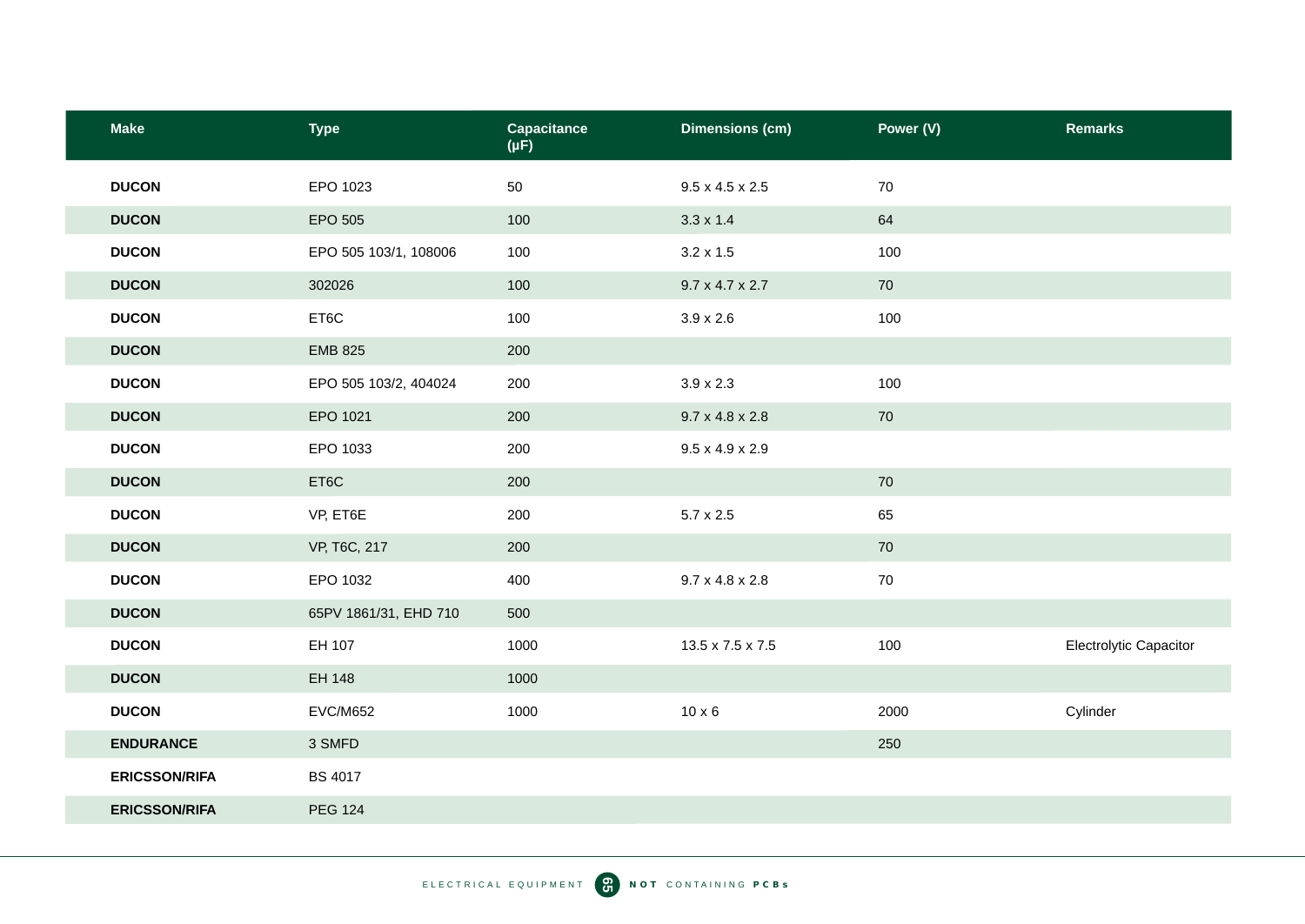| Make | Type | Capacitance (μF) | Dimensions (cm) | Power (V) | Remarks |
|---|---|---|---|---|---|
| **DUCON** | EPO 1023 | 50 | 9.5 x 4.5 x 2.5 | 70 | |
| **DUCON** | EPO 505 | 100 | 3.3 x 1.4 | 64 | |
| **DUCON** | EPO 505 103/1, 108006 | 100 | 3.2 x 1.5 | 100 | |
| **DUCON** | 302026 | 100 | 9.7 x 4.7 x 2.7 | 70 | |
| **DUCON** | ET6C | 100 | 3.9 x 2.6 | 100 | |
| **DUCON** | EMB 825 | 200 | | | |
| **DUCON** | EPO 505 103/2, 404024 | 200 | 3.9 x 2.3 | 100 | |
| **DUCON** | EPO 1021 | 200 | 9.7 x 4.8 x 2.8 | 70 | |
| **DUCON** | EPO 1033 | 200 | 9.5 x 4.9 x 2.9 | | |
| **DUCON** | ET6C | 200 | | 70 | |
| **DUCON** | VP, ET6E | 200 | 5.7 x 2.5 | 65 | |
| **DUCON** | VP, T6C, 217 | 200 | | 70 | |
| **DUCON** | EPO 1032 | 400 | 9.7 x 4.8 x 2.8 | 70 | |
| **DUCON** | 65PV 1861/31, EHD 710 | 500 | | | |
| **DUCON** | EH 107 | 1000 | 13.5 x 7.5 x 7.5 | 100 | Electrolytic Capacitor |
| **DUCON** | EH 148 | 1000 | | | |
| **DUCON** | EVC/M652 | 1000 | 10 x 6 | 2000 | Cylinder |
| **ENDURANCE** | 3 SMFD | | | 250 | |
| **ERICSSON/RIFA** | BS 4017 | | | | |
| **ERICSSON/RIFA** | PEG 124 | | | | |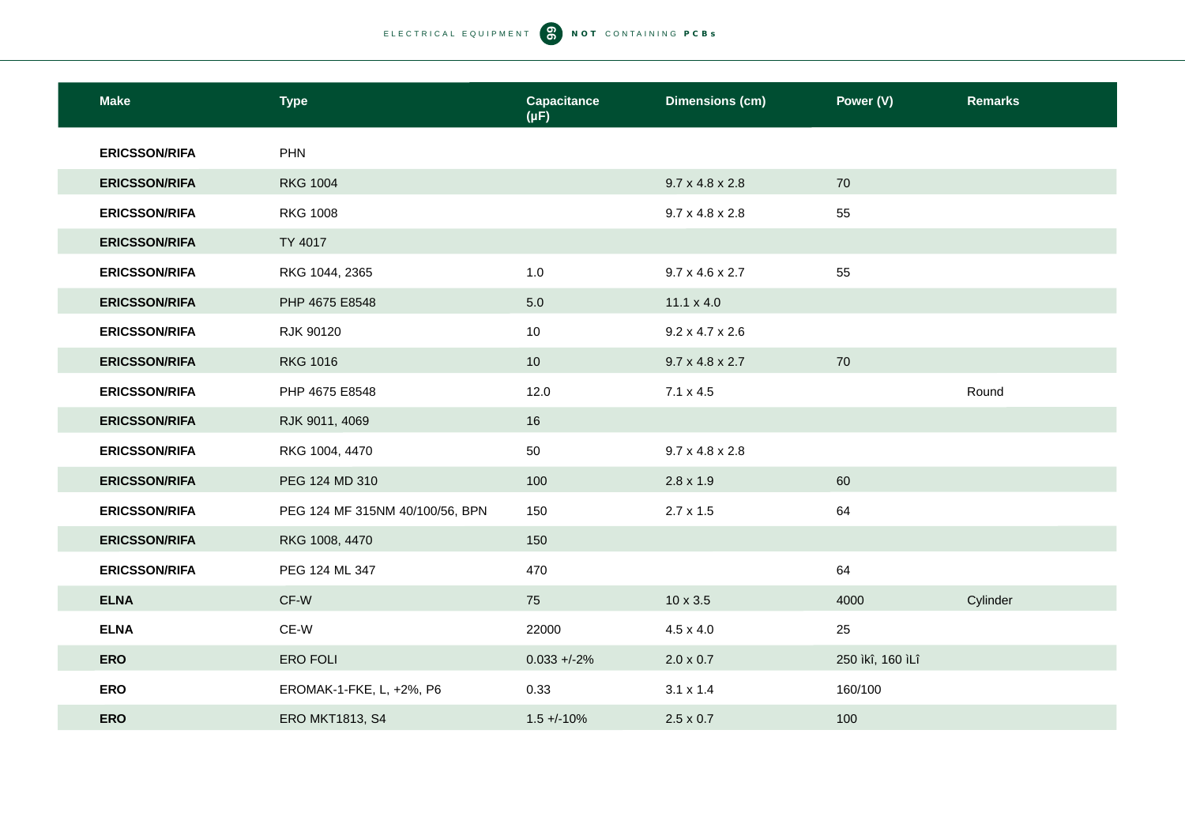| Make | Type | Capacitance (µF) | Dimensions (cm) | Power (V) | Remarks |
|---|---|---|---|---|---|
| **ERICSSON/RIFA** | PHN | | | | |
| **ERICSSON/RIFA** | RKG 1004 | | 9.7 x 4.8 x 2.8 | 70 | |
| **ERICSSON/RIFA** | RKG 1008 | | 9.7 x 4.8 x 2.8 | 55 | |
| **ERICSSON/RIFA** | TY 4017 | | | | |
| **ERICSSON/RIFA** | RKG 1044, 2365 | 1.0 | 9.7 x 4.6 x 2.7 | 55 | |
| **ERICSSON/RIFA** | PHP 4675 E8548 | 5.0 | 11.1 x 4.0 | | |
| **ERICSSON/RIFA** | RJK 90120 | 10 | 9.2 x 4.7 x 2.6 | | |
| **ERICSSON/RIFA** | RKG 1016 | 10 | 9.7 x 4.8 x 2.7 | 70 | |
| **ERICSSON/RIFA** | PHP 4675 E8548 | 12.0 | 7.1 x 4.5 | | Round |
| **ERICSSON/RIFA** | RJK 9011, 4069 | 16 | | | |
| **ERICSSON/RIFA** | RKG 1004, 4470 | 50 | 9.7 x 4.8 x 2.8 | | |
| **ERICSSON/RIFA** | PEG 124 MD 310 | 100 | 2.8 x 1.9 | 60 | |
| **ERICSSON/RIFA** | PEG 124 MF 315NM 40/100/56, BPN | 150 | 2.7 x 1.5 | 64 | |
| **ERICSSON/RIFA** | RKG 1008, 4470 | 150 | | | |
| **ERICSSON/RIFA** | PEG 124 ML 347 | 470 | | 64 | |
| **ELNA** | CF-W | 75 | 10 x 3.5 | 4000 | Cylinder |
| **ELNA** | CE-W | 22000 | 4.5 x 4.0 | 25 | |
| **ERO** | ERO FOLI | 0.033 +/-2% | 2.0 x 0.7 | 250 ìkî, 160 ìLî | |
| **ERO** | EROMAK-1-FKE, L, +2%, P6 | 0.33 | 3.1 x 1.4 | 160/100 | |
| **ERO** | ERO MKT1813, S4 | 1.5 +/-10% | 2.5 x 0.7 | 100 | |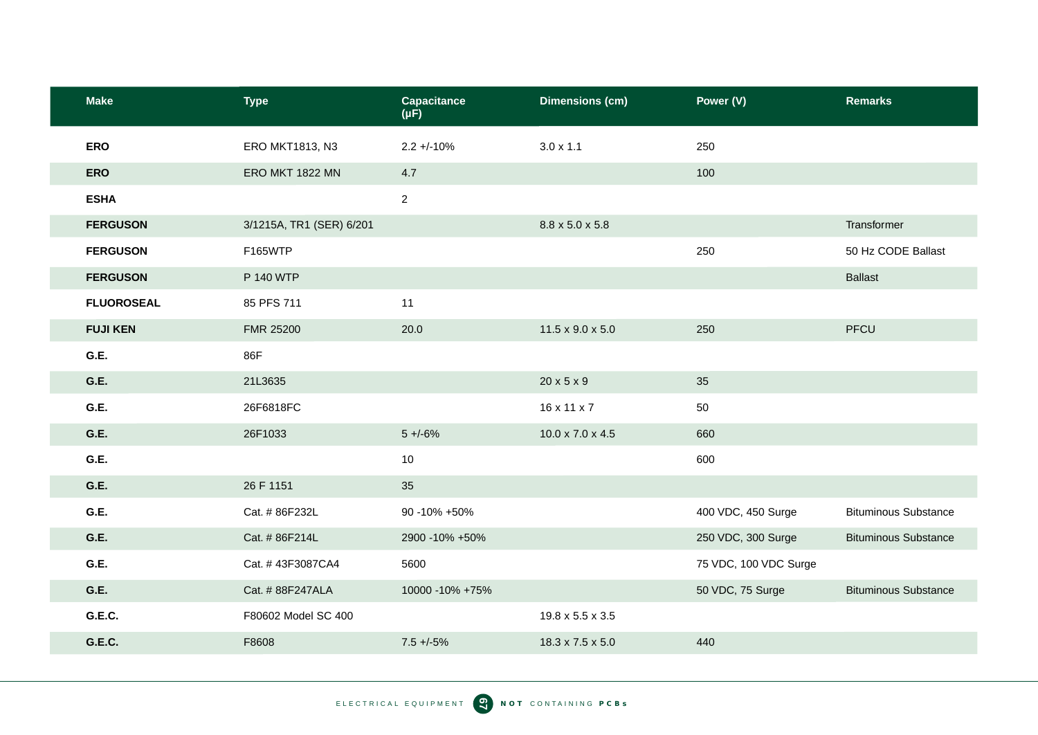| Make | Type | Capacitance (µF) | Dimensions (cm) | Power (V) | Remarks |
|---|---|---|---|---|---|
| **ERO** | ERO MKT1813, N3 | 2.2 +/-10% | 3.0 x 1.1 | 250 | |
| **ERO** | ERO MKT 1822 MN | 4.7 | | 100 | |
| **ESHA** | | 2 | | | |
| **FERGUSON** | 3/1215A, TR1 (SER) 6/201 | | 8.8 x 5.0 x 5.8 | | Transformer |
| **FERGUSON** | F165WTP | | | 250 | 50 Hz CODE Ballast |
| **FERGUSON** | P 140 WTP | | | | Ballast |
| **FLUOROSEAL** | 85 PFS 711 | 11 | | | |
| **FUJI KEN** | FMR 25200 | 20.0 | 11.5 x 9.0 x 5.0 | 250 | PFCU |
| **G.E.** | 86F | | | | |
| **G.E.** | 21L3635 | | 20 x 5 x 9 | 35 | |
| **G.E.** | 26F6818FC | | 16 x 11 x 7 | 50 | |
| **G.E.** | 26F1033 | 5 +/-6% | 10.0 x 7.0 x 4.5 | 660 | |
| **G.E.** | | 10 | | 600 | |
| **G.E.** | 26 F 1151 | 35 | | | |
| **G.E.** | Cat. # 86F232L | 90 -10% +50% | | 400 VDC, 450 Surge | Bituminous Substance |
| **G.E.** | Cat. # 86F214L | 2900 -10% +50% | | 250 VDC, 300 Surge | Bituminous Substance |
| **G.E.** | Cat. # 43F3087CA4 | 5600 | | 75 VDC, 100 VDC Surge | |
| **G.E.** | Cat. # 88F247ALA | 10000 -10% +75% | | 50 VDC, 75 Surge | Bituminous Substance |
| **G.E.C.** | F80602 Model SC 400 | | 19.8 x 5.5 x 3.5 | | |
| **G.E.C.** | F8608 | 7.5 +/-5% | 18.3 x 7.5 x 5.0 | 440 | |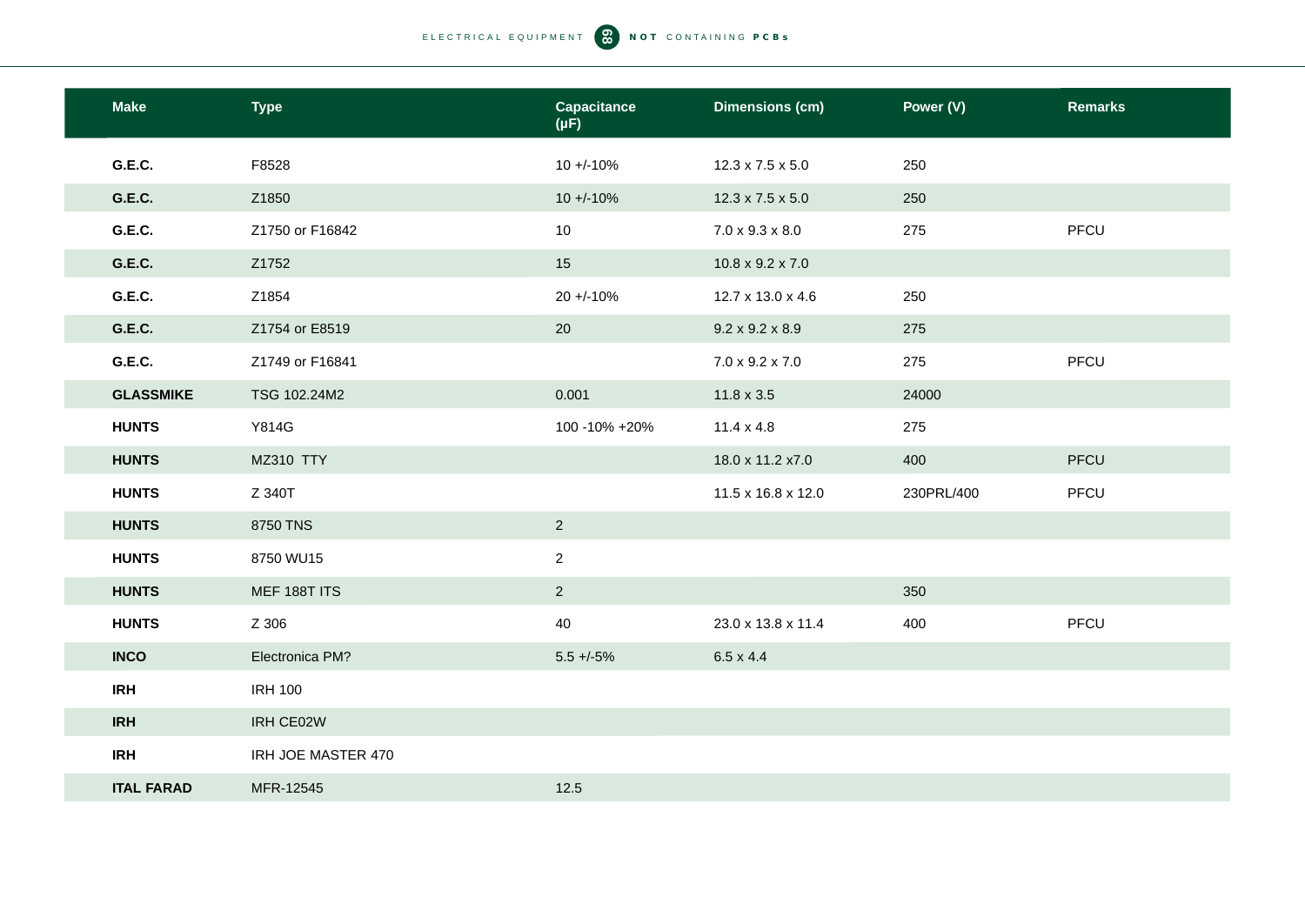| Make | Type | Capacitance (μF) | Dimensions (cm) | Power (V) | Remarks |
|---|---|---|---|---|---|
| **G.E.C.** | F8528 | 10 +/-10% | 12.3 x 7.5 x 5.0 | 250 | |
| **G.E.C.** | Z1850 | 10 +/-10% | 12.3 x 7.5 x 5.0 | 250 | |
| **G.E.C.** | Z1750 or F16842 | 10 | 7.0 x 9.3 x 8.0 | 275 | PFCU |
| **G.E.C.** | Z1752 | 15 | 10.8 x 9.2 x 7.0 | | |
| **G.E.C.** | Z1854 | 20 +/-10% | 12.7 x 13.0 x 4.6 | 250 | |
| **G.E.C.** | Z1754 or E8519 | 20 | 9.2 x 9.2 x 8.9 | 275 | |
| **G.E.C.** | Z1749 or F16841 | | 7.0 x 9.2 x 7.0 | 275 | PFCU |
| **GLASSMIKE** | TSG 102.24M2 | 0.001 | 11.8 x 3.5 | 24000 | |
| **HUNTS** | Y814G | 100 -10% +20% | 11.4 x 4.8 | 275 | |
| **HUNTS** | MZ310 TTY | | 18.0 x 11.2 x7.0 | 400 | PFCU |
| **HUNTS** | Z 340T | | 11.5 x 16.8 x 12.0 | 230PRL/400 | PFCU |
| **HUNTS** | 8750 TNS | 2 | | | |
| **HUNTS** | 8750 WU15 | 2 | | | |
| **HUNTS** | MEF 188T ITS | 2 | | 350 | |
| **HUNTS** | Z 306 | 40 | 23.0 x 13.8 x 11.4 | 400 | PFCU |
| **INCO** | Electronica PM? | 5.5 +/-5% | 6.5 x 4.4 | | |
| **IRH** | IRH 100 | | | | |
| **IRH** | IRH CE02W | | | | |
| **IRH** | IRH JOE MASTER 470 | | | | |
| **ITAL FARAD** | MFR-12545 | 12.5 | | | |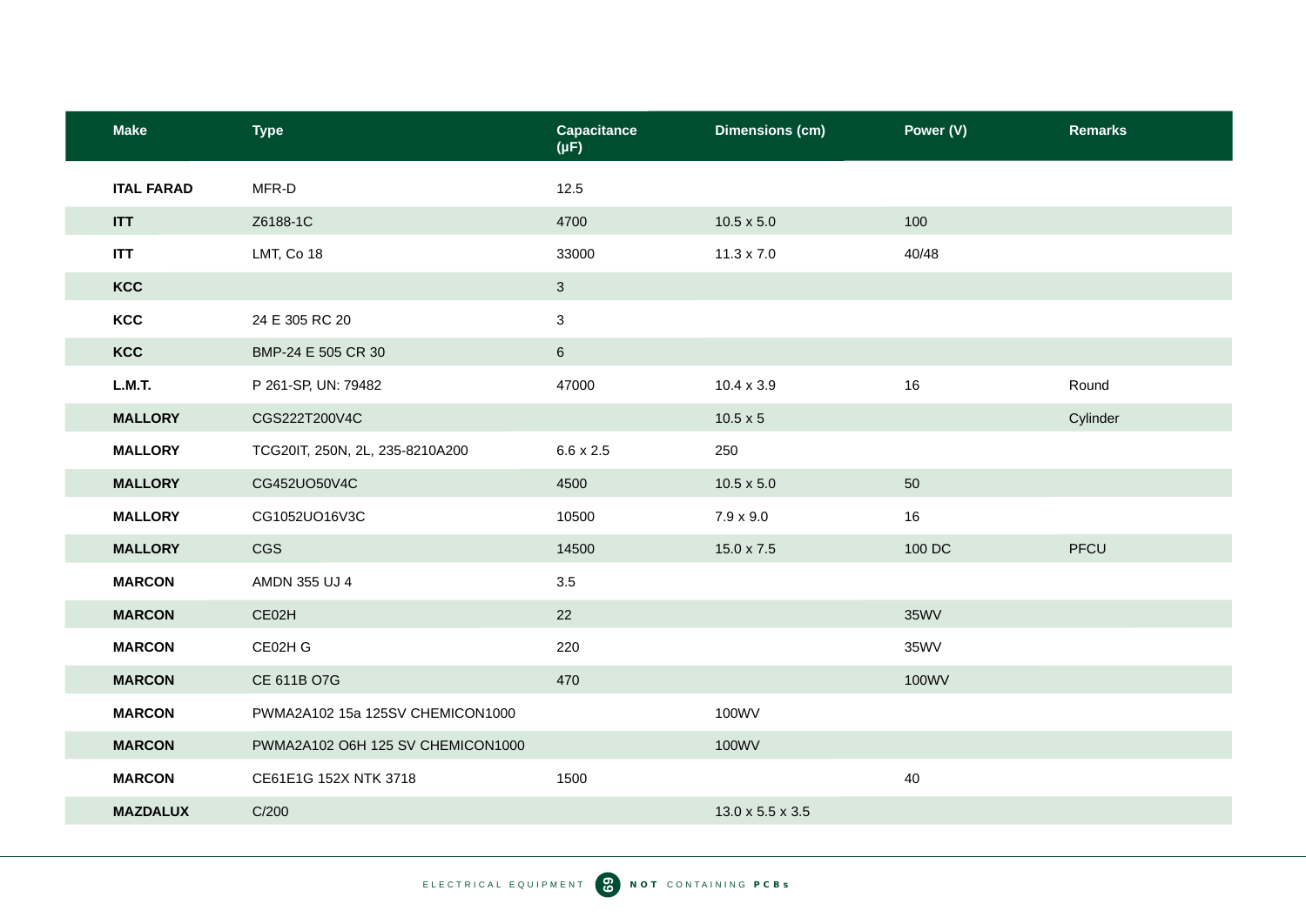| Make | Type | Capacitance (µF) | Dimensions (cm) | Power (V) | Remarks |
|---|---|---|---|---|---|
| **ITAL FARAD** | MFR-D | 12.5 | | | |
| **ITT** | Z6188-1C | 4700 | 10.5 x 5.0 | 100 | |
| **ITT** | LMT, Co 18 | 33000 | 11.3 x 7.0 | 40/48 | |
| **KCC** | | 3 | | | |
| **KCC** | 24 E 305 RC 20 | 3 | | | |
| **KCC** | BMP-24 E 505 CR 30 | 6 | | | |
| **L.M.T.** | P 261-SP, UN: 79482 | 47000 | 10.4 x 3.9 | 16 | Round |
| **MALLORY** | CGS222T200V4C | | 10.5 x 5 | | Cylinder |
| **MALLORY** | TCG20IT, 250N, 2L, 235-8210A200 | 6.6 x 2.5 | 250 | | |
| **MALLORY** | CG452UO50V4C | 4500 | 10.5 x 5.0 | 50 | |
| **MALLORY** | CG1052UO16V3C | 10500 | 7.9 x 9.0 | 16 | |
| **MALLORY** | CGS | 14500 | 15.0 x 7.5 | 100 DC | PFCU |
| **MARCON** | AMDN 355 UJ 4 | 3.5 | | | |
| **MARCON** | CE02H | 22 | | 35WV | |
| **MARCON** | CE02H G | 220 | | 35WV | |
| **MARCON** | CE 611B O7G | 470 | | 100WV | |
| **MARCON** | PWMA2A102 15a 125SV CHEMICON1000 | | 100WV | | |
| **MARCON** | PWMA2A102 O6H 125 SV CHEMICON1000 | | 100WV | | |
| **MARCON** | CE61E1G 152X NTK 3718 | 1500 | | 40 | |
| **MAZDALUX** | C/200 | | 13.0 x 5.5 x 3.5 | | |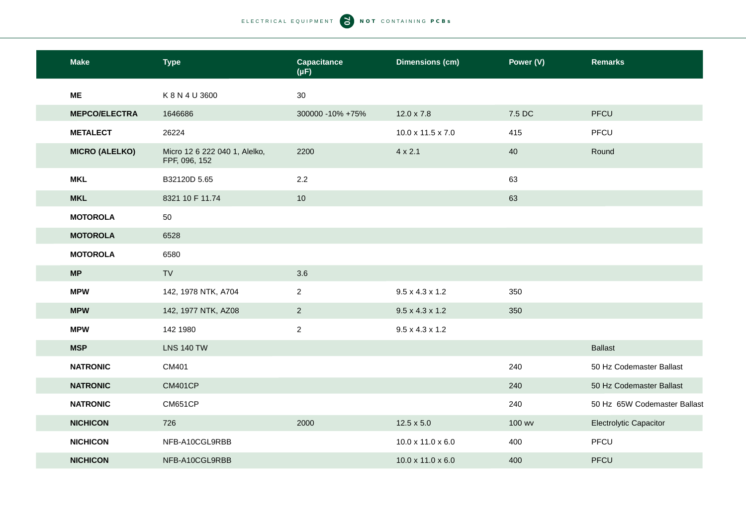| Make | Type | Capacitance (μF) | Dimensions (cm) | Power (V) | Remarks |
|---|---|---|---|---|---|
| **ME** | K 8 N 4 U 3600 | 30 | | | |
| **MEPCO/ELECTRA** | 1646686 | 300000 -10% +75% | 12.0 x 7.8 | 7.5 DC | PFCU |
| **METALECT** | 26224 | | 10.0 x 11.5 x 7.0 | 415 | PFCU |
| **MICRO (ALELKO)** | Micro 12 6 222 040 1, Alelko, FPF, 096, 152 | 2200 | 4 x 2.1 | 40 | Round |
| **MKL** | B32120D 5.65 | 2.2 | | 63 | |
| **MKL** | 8321 10 F 11.74 | 10 | | 63 | |
| **MOTOROLA** | 50 | | | | |
| **MOTOROLA** | 6528 | | | | |
| **MOTOROLA** | 6580 | | | | |
| **MP** | TV | 3.6 | | | |
| **MPW** | 142, 1978 NTK, A704 | 2 | 9.5 x 4.3 x 1.2 | 350 | |
| **MPW** | 142, 1977 NTK, AZ08 | 2 | 9.5 x 4.3 x 1.2 | 350 | |
| **MPW** | 142 1980 | 2 | 9.5 x 4.3 x 1.2 | | |
| **MSP** | LNS 140 TW | | | | Ballast |
| **NATRONIC** | CM401 | | | 240 | 50 Hz Codemaster Ballast |
| **NATRONIC** | CM401CP | | | 240 | 50 Hz Codemaster Ballast |
| **NATRONIC** | CM651CP | | | 240 | 50 Hz 65W Codemaster Ballast |
| **NICHICON** | 726 | 2000 | 12.5 x 5.0 | 100 wv | Electrolytic Capacitor |
| **NICHICON** | NFB-A10CGL9RBB | | 10.0 x 11.0 x 6.0 | 400 | PFCU |
| **NICHICON** | NFB-A10CGL9RBB | | 10.0 x 11.0 x 6.0 | 400 | PFCU |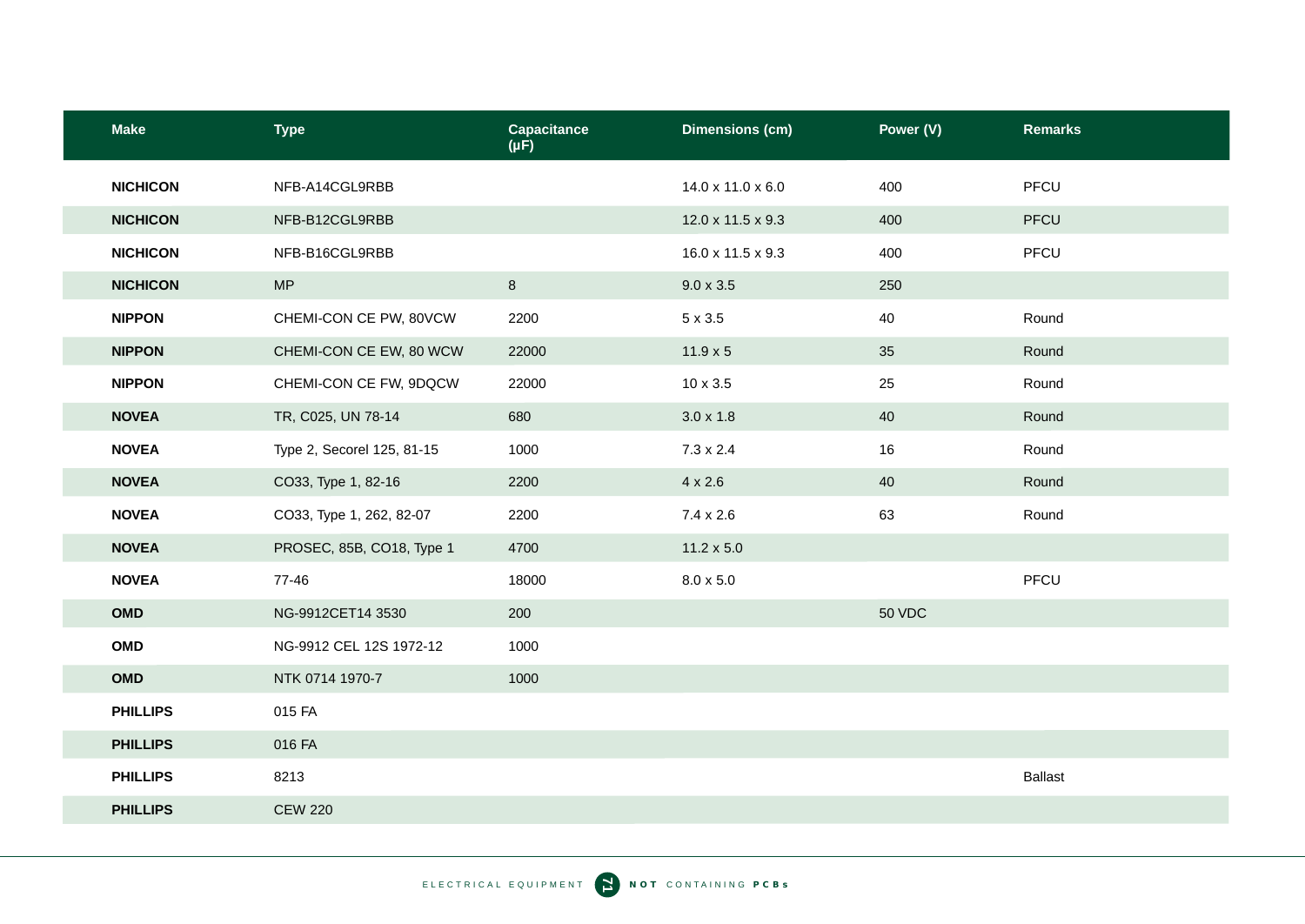| Make | Type | Capacitance (µF) | Dimensions (cm) | Power (V) | Remarks |
|---|---|---|---|---|---|
| **NICHICON** | NFB-A14CGL9RBB | | 14.0 x 11.0 x 6.0 | 400 | PFCU |
| **NICHICON** | NFB-B12CGL9RBB | | 12.0 x 11.5 x 9.3 | 400 | PFCU |
| **NICHICON** | NFB-B16CGL9RBB | | 16.0 x 11.5 x 9.3 | 400 | PFCU |
| **NICHICON** | MP | 8 | 9.0 x 3.5 | 250 | |
| **NIPPON** | CHEMI-CON CE PW, 80VCW | 2200 | 5 x 3.5 | 40 | Round |
| **NIPPON** | CHEMI-CON CE EW, 80 WCW | 22000 | 11.9 x 5 | 35 | Round |
| **NIPPON** | CHEMI-CON CE FW, 9DQCW | 22000 | 10 x 3.5 | 25 | Round |
| **NOVEA** | TR, C025, UN 78-14 | 680 | 3.0 x 1.8 | 40 | Round |
| **NOVEA** | Type 2, Secorel 125, 81-15 | 1000 | 7.3 x 2.4 | 16 | Round |
| **NOVEA** | CO33, Type 1, 82-16 | 2200 | 4 x 2.6 | 40 | Round |
| **NOVEA** | CO33, Type 1, 262, 82-07 | 2200 | 7.4 x 2.6 | 63 | Round |
| **NOVEA** | PROSEC, 85B, CO18, Type 1 | 4700 | 11.2 x 5.0 | | |
| **NOVEA** | 77-46 | 18000 | 8.0 x 5.0 | | PFCU |
| **OMD** | NG-9912CET14 3530 | 200 | | 50 VDC | |
| **OMD** | NG-9912 CEL 12S 1972-12 | 1000 | | | |
| **OMD** | NTK 0714 1970-7 | 1000 | | | |
| **PHILLIPS** | 015 FA | | | | |
| **PHILLIPS** | 016 FA | | | | |
| **PHILLIPS** | 8213 | | | | Ballast |
| **PHILLIPS** | CEW 220 | | | | |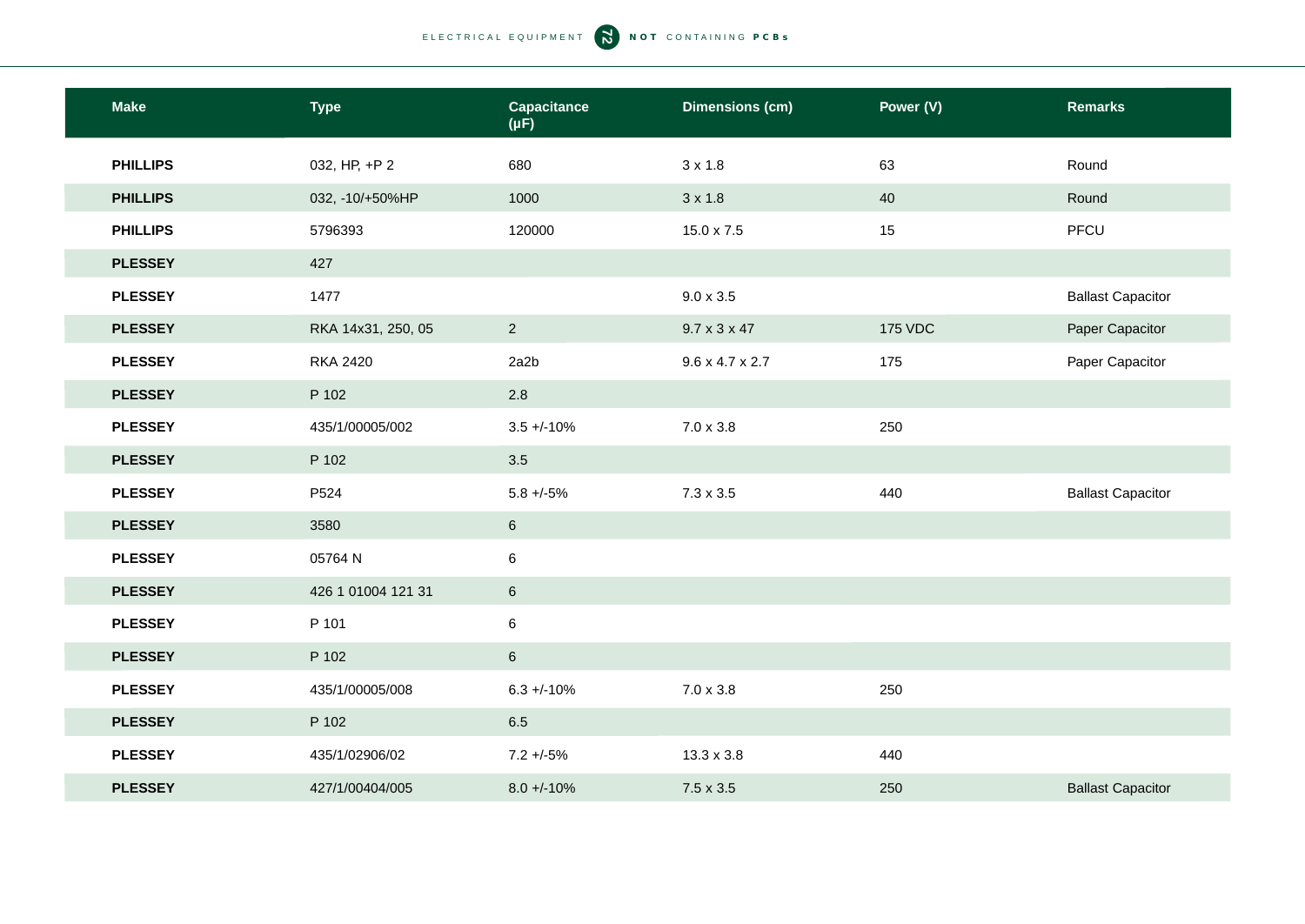| Make | Type | Capacitance (μF) | Dimensions (cm) | Power (V) | Remarks |
|---|---|---|---|---|---|
| **PHILLIPS** | 032, HP, +P 2 | 680 | 3 x 1.8 | 63 | Round |
| **PHILLIPS** | 032, -10/+50%HP | 1000 | 3 x 1.8 | 40 | Round |
| **PHILLIPS** | 5796393 | 120000 | 15.0 x 7.5 | 15 | PFCU |
| **PLESSEY** | 427 | | | | |
| **PLESSEY** | 1477 | | 9.0 x 3.5 | | Ballast Capacitor |
| **PLESSEY** | RKA 14x31, 250, 05 | 2 | 9.7 x 3 x 47 | 175 VDC | Paper Capacitor |
| **PLESSEY** | RKA 2420 | 2a2b | 9.6 x 4.7 x 2.7 | 175 | Paper Capacitor |
| **PLESSEY** | P 102 | 2.8 | | | |
| **PLESSEY** | 435/1/00005/002 | 3.5 +/-10% | 7.0 x 3.8 | 250 | |
| **PLESSEY** | P 102 | 3.5 | | | |
| **PLESSEY** | P524 | 5.8 +/-5% | 7.3 x 3.5 | 440 | Ballast Capacitor |
| **PLESSEY** | 3580 | 6 | | | |
| **PLESSEY** | 05764 N | 6 | | | |
| **PLESSEY** | 426 1 01004 121 31 | 6 | | | |
| **PLESSEY** | P 101 | 6 | | | |
| **PLESSEY** | P 102 | 6 | | | |
| **PLESSEY** | 435/1/00005/008 | 6.3 +/-10% | 7.0 x 3.8 | 250 | |
| **PLESSEY** | P 102 | 6.5 | | | |
| **PLESSEY** | 435/1/02906/02 | 7.2 +/-5% | 13.3 x 3.8 | 440 | |
| **PLESSEY** | 427/1/00404/005 | 8.0 +/-10% | 7.5 x 3.5 | 250 | Ballast Capacitor |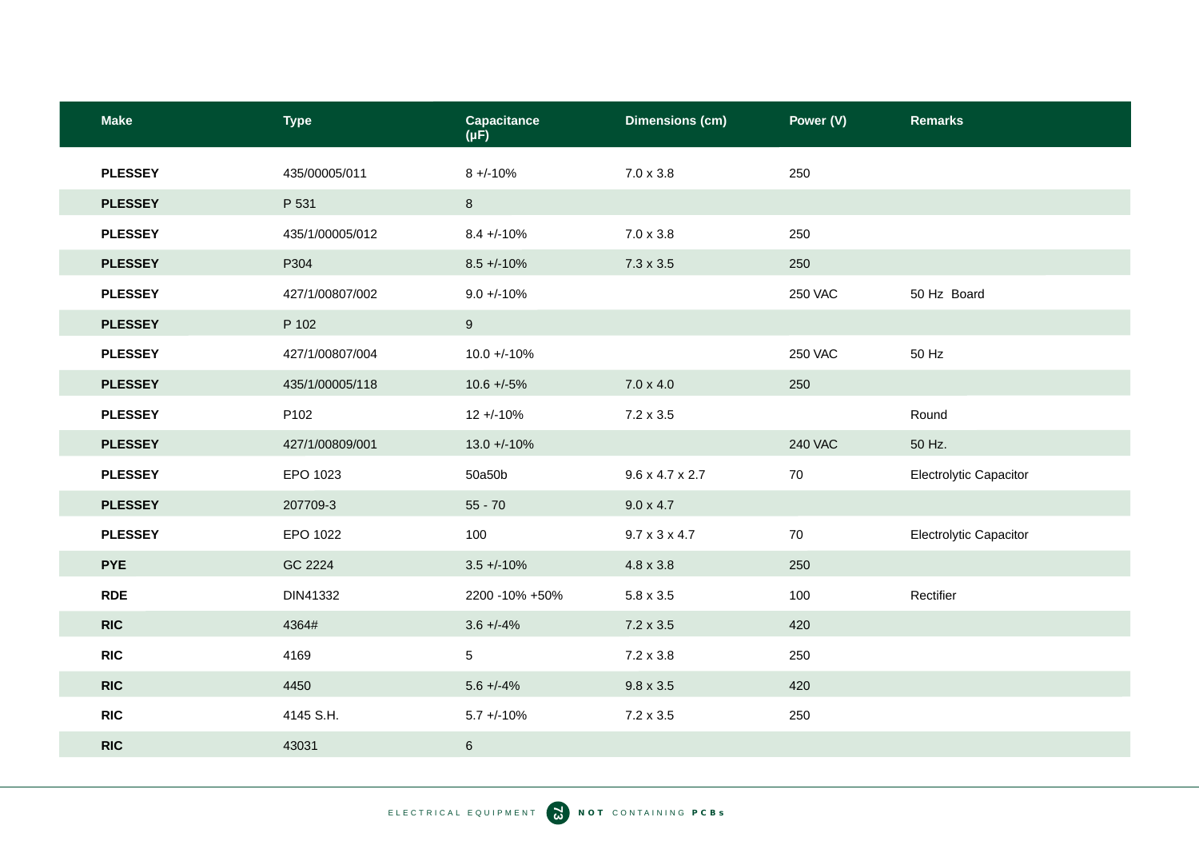| Make | Type | Capacitance (μF) | Dimensions (cm) | Power (V) | Remarks |
|---|---|---|---|---|---|
| **PLESSEY** | 435/00005/011 | 8 +/-10% | 7.0 x 3.8 | 250 | |
| **PLESSEY** | P 531 | 8 | | | |
| **PLESSEY** | 435/1/00005/012 | 8.4 +/-10% | 7.0 x 3.8 | 250 | |
| **PLESSEY** | P304 | 8.5 +/-10% | 7.3 x 3.5 | 250 | |
| **PLESSEY** | 427/1/00807/002 | 9.0 +/-10% | | 250 VAC | 50 Hz Board |
| **PLESSEY** | P 102 | 9 | | | |
| **PLESSEY** | 427/1/00807/004 | 10.0 +/-10% | | 250 VAC | 50 Hz |
| **PLESSEY** | 435/1/00005/118 | 10.6 +/-5% | 7.0 x 4.0 | 250 | |
| **PLESSEY** | P102 | 12 +/-10% | 7.2 x 3.5 | | Round |
| **PLESSEY** | 427/1/00809/001 | 13.0 +/-10% | | 240 VAC | 50 Hz. |
| **PLESSEY** | EPO 1023 | 50a50b | 9.6 x 4.7 x 2.7 | 70 | Electrolytic Capacitor |
| **PLESSEY** | 207709-3 | 55 - 70 | 9.0 x 4.7 | | |
| **PLESSEY** | EPO 1022 | 100 | 9.7 x 3 x 4.7 | 70 | Electrolytic Capacitor |
| **PYE** | GC 2224 | 3.5 +/-10% | 4.8 x 3.8 | 250 | |
| **RDE** | DIN41332 | 2200 -10% +50% | 5.8 x 3.5 | 100 | Rectifier |
| **RIC** | 4364# | 3.6 +/-4% | 7.2 x 3.5 | 420 | |
| **RIC** | 4169 | 5 | 7.2 x 3.8 | 250 | |
| **RIC** | 4450 | 5.6 +/-4% | 9.8 x 3.5 | 420 | |
| **RIC** | 4145 S.H. | 5.7 +/-10% | 7.2 x 3.5 | 250 | |
| **RIC** | 43031 | 6 | | | |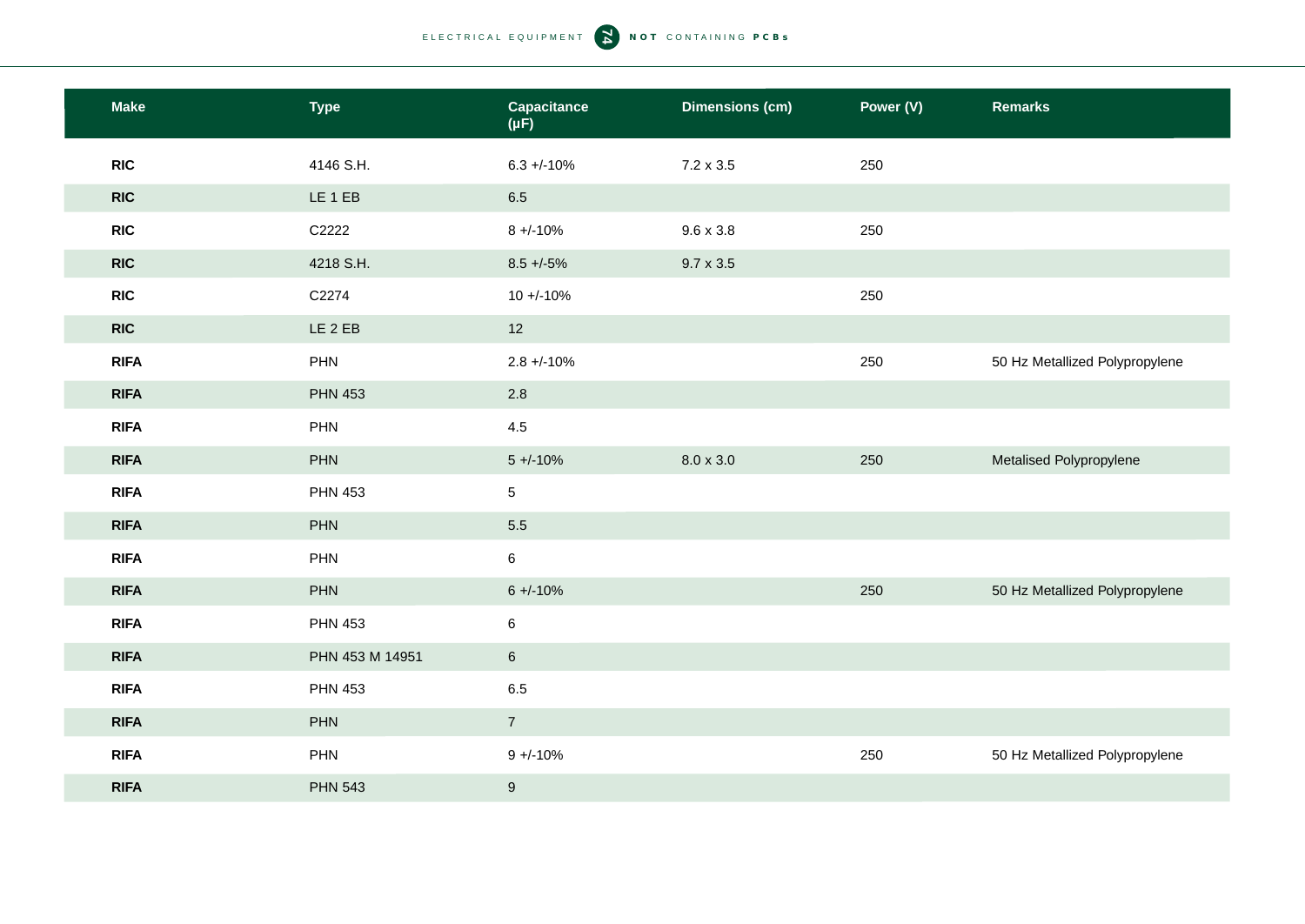| Make | Type | Capacitance (µF) | Dimensions (cm) | Power (V) | Remarks |
|---|---|---|---|---|---|
| **RIC** | 4146 S.H. | 6.3 +/-10% | 7.2 x 3.5 | 250 | |
| **RIC** | LE 1 EB | 6.5 | | | |
| **RIC** | C2222 | 8 +/-10% | 9.6 x 3.8 | 250 | |
| **RIC** | 4218 S.H. | 8.5 +/-5% | 9.7 x 3.5 | | |
| **RIC** | C2274 | 10 +/-10% | | 250 | |
| **RIC** | LE 2 EB | 12 | | | |
| **RIFA** | PHN | 2.8 +/-10% | | 250 | 50 Hz Metallized Polypropylene |
| **RIFA** | PHN 453 | 2.8 | | | |
| **RIFA** | PHN | 4.5 | | | |
| **RIFA** | PHN | 5 +/-10% | 8.0 x 3.0 | 250 | Metalised Polypropylene |
| **RIFA** | PHN 453 | 5 | | | |
| **RIFA** | PHN | 5.5 | | | |
| **RIFA** | PHN | 6 | | | |
| **RIFA** | PHN | 6 +/-10% | | 250 | 50 Hz Metallized Polypropylene |
| **RIFA** | PHN 453 | 6 | | | |
| **RIFA** | PHN 453 M 14951 | 6 | | | |
| **RIFA** | PHN 453 | 6.5 | | | |
| **RIFA** | PHN | 7 | | | |
| **RIFA** | PHN | 9 +/-10% | | 250 | 50 Hz Metallized Polypropylene |
| **RIFA** | PHN 543 | 9 | | | |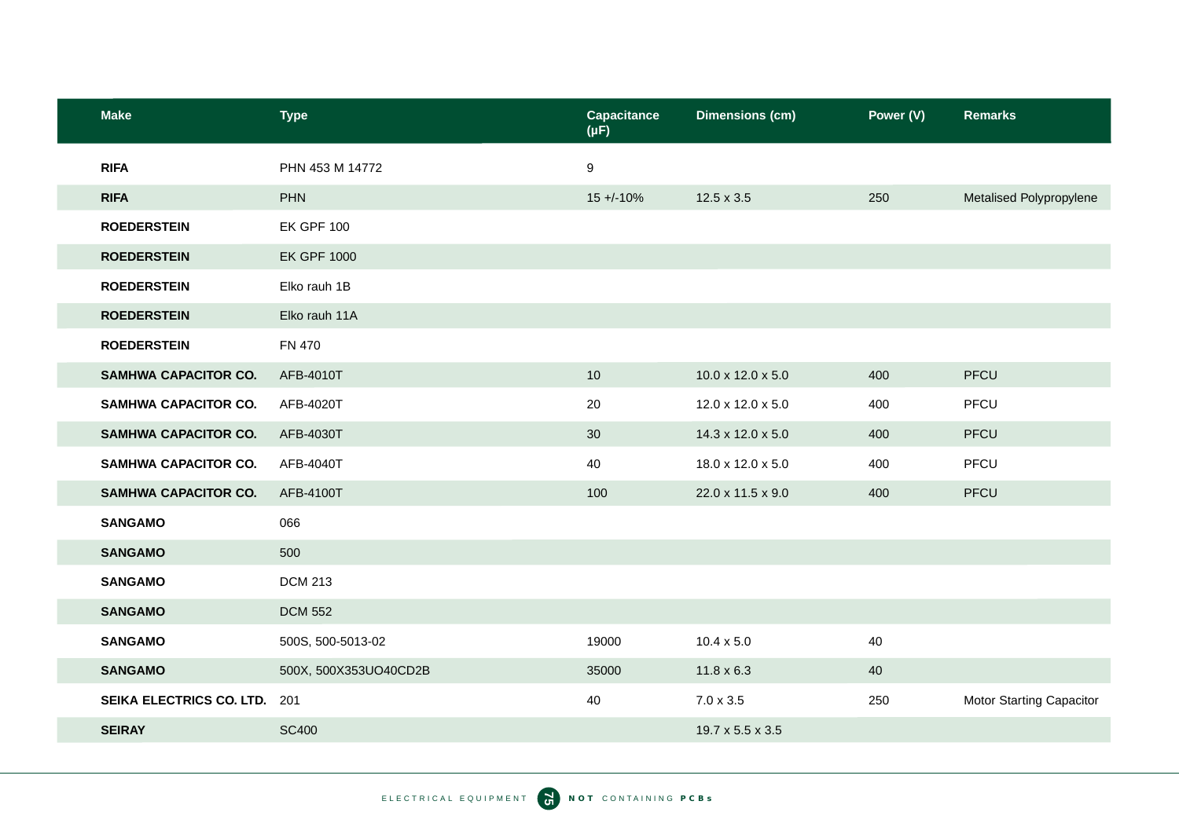| Make | Type | Capacitance (µF) | Dimensions (cm) | Power (V) | Remarks |
|---|---|---|---|---|---|
| **RIFA** | PHN 453 M 14772 | 9 | | | |
| **RIFA** | PHN | 15 +/-10% | 12.5 x 3.5 | 250 | Metalised Polypropylene |
| **ROEDERSTEIN** | EK GPF 100 | | | | |
| **ROEDERSTEIN** | EK GPF 1000 | | | | |
| **ROEDERSTEIN** | Elko rauh 1B | | | | |
| **ROEDERSTEIN** | Elko rauh 11A | | | | |
| **ROEDERSTEIN** | FN 470 | | | | |
| **SAMHWA CAPACITOR CO.** | AFB-4010T | 10 | 10.0 x 12.0 x 5.0 | 400 | PFCU |
| **SAMHWA CAPACITOR CO.** | AFB-4020T | 20 | 12.0 x 12.0 x 5.0 | 400 | PFCU |
| **SAMHWA CAPACITOR CO.** | AFB-4030T | 30 | 14.3 x 12.0 x 5.0 | 400 | PFCU |
| **SAMHWA CAPACITOR CO.** | AFB-4040T | 40 | 18.0 x 12.0 x 5.0 | 400 | PFCU |
| **SAMHWA CAPACITOR CO.** | AFB-4100T | 100 | 22.0 x 11.5 x 9.0 | 400 | PFCU |
| **SANGAMO** | 066 | | | | |
| **SANGAMO** | 500 | | | | |
| **SANGAMO** | DCM 213 | | | | |
| **SANGAMO** | DCM 552 | | | | |
| **SANGAMO** | 500S, 500-5013-02 | 19000 | 10.4 x 5.0 | 40 | |
| **SANGAMO** | 500X, 500X353UO40CD2B | 35000 | 11.8 x 6.3 | 40 | |
| **SEIKA ELECTRICS CO. LTD.** | 201 | 40 | 7.0 x 3.5 | 250 | Motor Starting Capacitor |
| **SEIRAY** | SC400 | | 19.7 x 5.5 x 3.5 | | |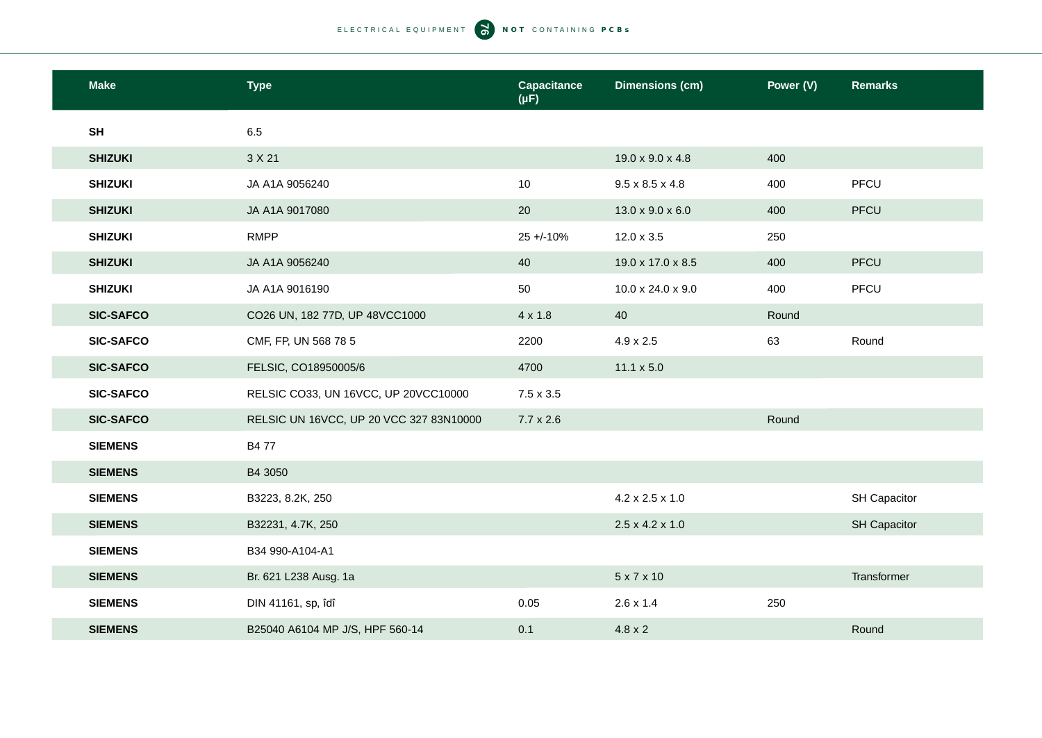| Make | Type | Capacitance (μF) | Dimensions (cm) | Power (V) | Remarks |
|---|---|---|---|---|---|
| **SH** | 6.5 | | | | |
| **SHIZUKI** | 3 X 21 | | 19.0 x 9.0 x 4.8 | 400 | |
| **SHIZUKI** | JA A1A 9056240 | 10 | 9.5 x 8.5 x 4.8 | 400 | PFCU |
| **SHIZUKI** | JA A1A 9017080 | 20 | 13.0 x 9.0 x 6.0 | 400 | PFCU |
| **SHIZUKI** | RMPP | 25 +/-10% | 12.0 x 3.5 | 250 | |
| **SHIZUKI** | JA A1A 9056240 | 40 | 19.0 x 17.0 x 8.5 | 400 | PFCU |
| **SHIZUKI** | JA A1A 9016190 | 50 | 10.0 x 24.0 x 9.0 | 400 | PFCU |
| **SIC-SAFCO** | CO26 UN, 182 77D, UP 48VCC1000 | 4 x 1.8 | 40 | Round | |
| **SIC-SAFCO** | CMF, FP, UN 568 78 5 | 2200 | 4.9 x 2.5 | 63 | Round |
| **SIC-SAFCO** | FELSIC, CO18950005/6 | 4700 | 11.1 x 5.0 | | |
| **SIC-SAFCO** | RELSIC CO33, UN 16VCC, UP 20VCC10000 | 7.5 x 3.5 | | | |
| **SIC-SAFCO** | RELSIC UN 16VCC, UP 20 VCC 327 83N10000 | 7.7 x 2.6 | | Round | |
| **SIEMENS** | B4 77 | | | | |
| **SIEMENS** | B4 3050 | | | | |
| **SIEMENS** | B3223, 8.2K, 250 | | 4.2 x 2.5 x 1.0 | | SH Capacitor |
| **SIEMENS** | B32231, 4.7K, 250 | | 2.5 x 4.2 x 1.0 | | SH Capacitor |
| **SIEMENS** | B34 990-A104-A1 | | | | |
| **SIEMENS** | Br. 621 L238 Ausg. 1a | | 5 x 7 x 10 | | Transformer |
| **SIEMENS** | DIN 41161, sp, îdî | 0.05 | 2.6 x 1.4 | 250 | |
| **SIEMENS** | B25040 A6104 MP J/S, HPF 560-14 | 0.1 | 4.8 x 2 | | Round |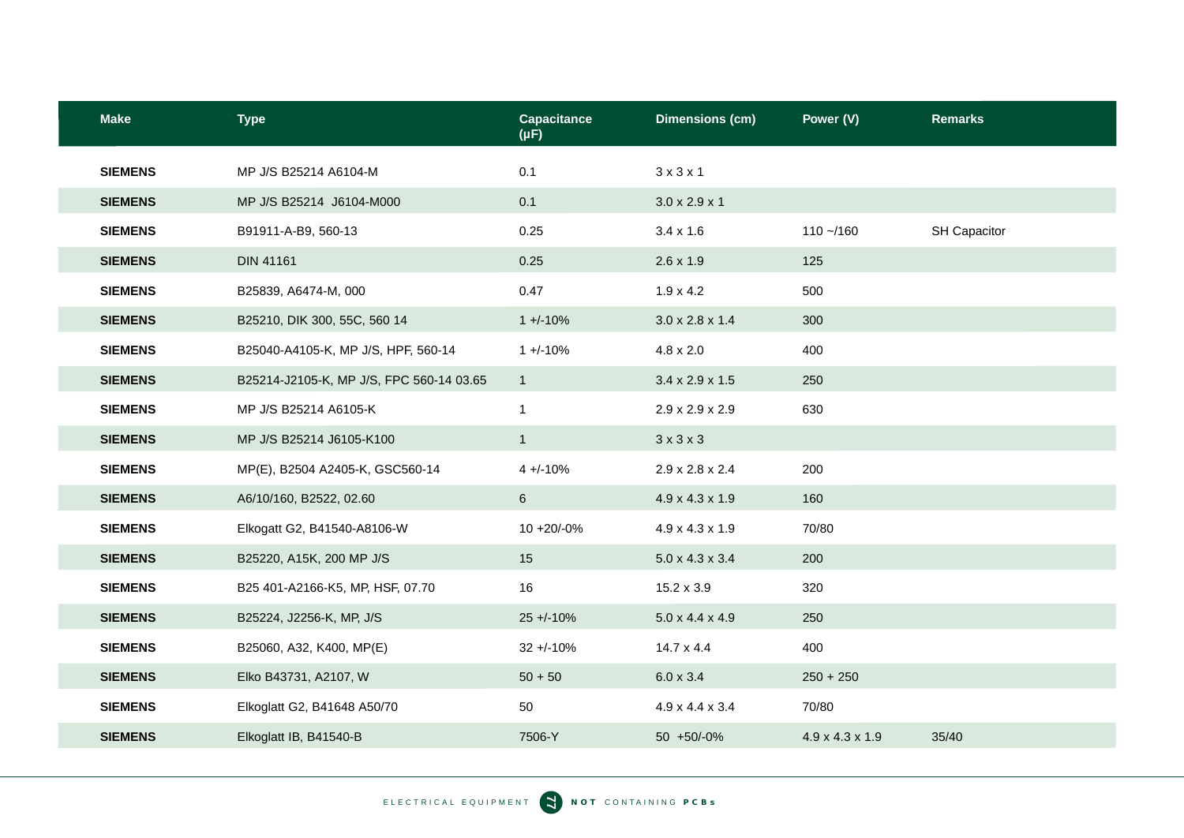| Make | Type | Capacitance (µF) | Dimensions (cm) | Power (V) | Remarks |
|---|---|---|---|---|---|
| **SIEMENS** | MP J/S B25214 A6104-M | 0.1 | 3 x 3 x 1 | | |
| **SIEMENS** | MP J/S B25214  J6104-M000 | 0.1 | 3.0 x 2.9 x 1 | | |
| **SIEMENS** | B91911-A-B9, 560-13 | 0.25 | 3.4 x 1.6 | 110 ~/160 | SH Capacitor |
| **SIEMENS** | DIN 41161 | 0.25 | 2.6 x 1.9 | 125 | |
| **SIEMENS** | B25839, A6474-M, 000 | 0.47 | 1.9 x 4.2 | 500 | |
| **SIEMENS** | B25210, DIK 300, 55C, 560 14 | 1 +/-10% | 3.0 x 2.8 x 1.4 | 300 | |
| **SIEMENS** | B25040-A4105-K, MP J/S, HPF, 560-14 | 1 +/-10% | 4.8 x 2.0 | 400 | |
| **SIEMENS** | B25214-J2105-K, MP J/S, FPC 560-14 03.65 | 1 | 3.4 x 2.9 x 1.5 | 250 | |
| **SIEMENS** | MP J/S B25214 A6105-K | 1 | 2.9 x 2.9 x 2.9 | 630 | |
| **SIEMENS** | MP J/S B25214 J6105-K100 | 1 | 3 x 3 x 3 | | |
| **SIEMENS** | MP(E), B2504 A2405-K, GSC560-14 | 4 +/-10% | 2.9 x 2.8 x 2.4 | 200 | |
| **SIEMENS** | A6/10/160, B2522, 02.60 | 6 | 4.9 x 4.3 x 1.9 | 160 | |
| **SIEMENS** | Elkogatt G2, B41540-A8106-W | 10 +20/-0% | 4.9 x 4.3 x 1.9 | 70/80 | |
| **SIEMENS** | B25220, A15K, 200 MP J/S | 15 | 5.0 x 4.3 x 3.4 | 200 | |
| **SIEMENS** | B25 401-A2166-K5, MP, HSF, 07.70 | 16 | 15.2 x 3.9 | 320 | |
| **SIEMENS** | B25224, J2256-K, MP, J/S | 25 +/-10% | 5.0 x 4.4 x 4.9 | 250 | |
| **SIEMENS** | B25060, A32, K400, MP(E) | 32 +/-10% | 14.7 x 4.4 | 400 | |
| **SIEMENS** | Elko B43731, A2107, W | 50 + 50 | 6.0 x 3.4 | 250 + 250 | |
| **SIEMENS** | Elkoglatt G2, B41648 A50/70 | 50 | 4.9 x 4.4 x 3.4 | 70/80 | |
| **SIEMENS** | Elkoglatt IB, B41540-B | 7506-Y | 50  +50/-0% | 4.9 x 4.3 x 1.9 | 35/40 |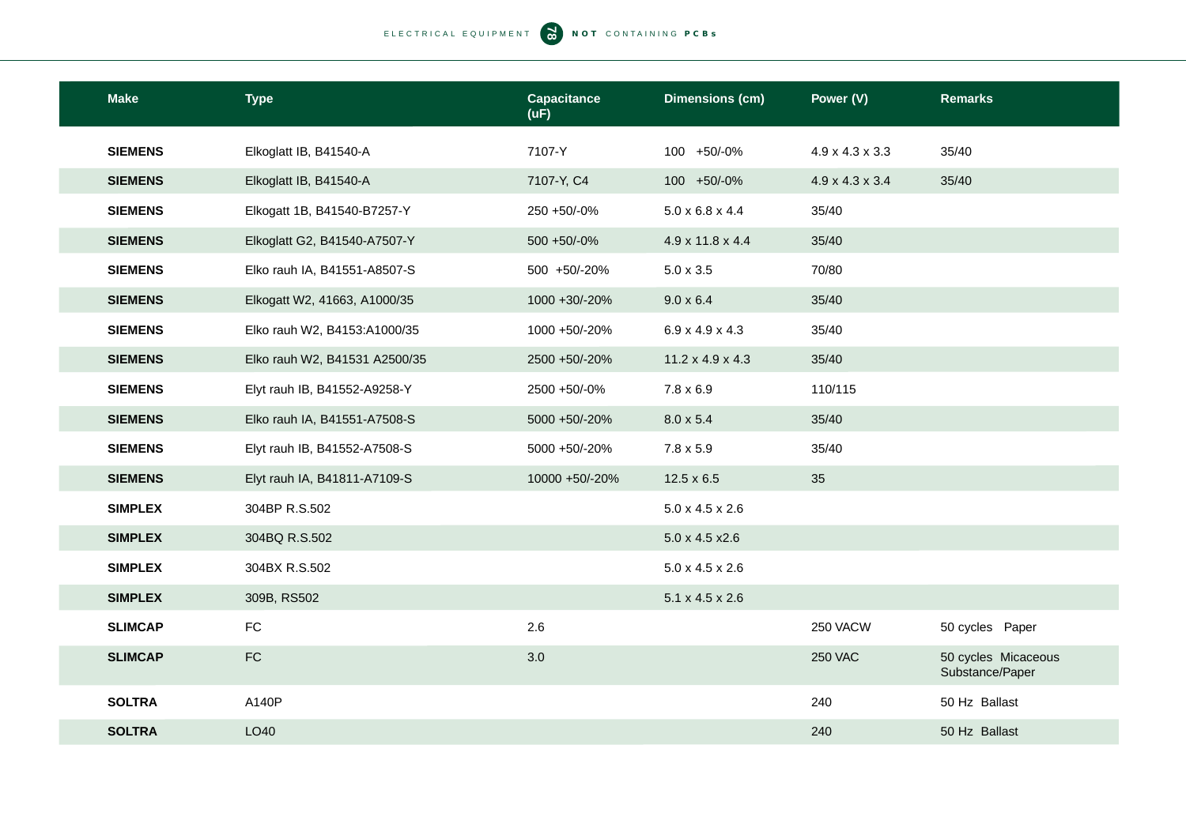| Make | Type | Capacitance (uF) | Dimensions (cm) | Power (V) | Remarks |
|---|---|---|---|---|---|
| **SIEMENS** | Elkoglatt IB, B41540-A | 7107-Y | 100 +50/-0% | 4.9 x 4.3 x 3.3 | 35/40 |
| **SIEMENS** | Elkoglatt IB, B41540-A | 7107-Y, C4 | 100 +50/-0% | 4.9 x 4.3 x 3.4 | 35/40 |
| **SIEMENS** | Elkogatt 1B, B41540-B7257-Y | 250 +50/-0% | 5.0 x 6.8 x 4.4 | 35/40 | |
| **SIEMENS** | Elkoglatt G2, B41540-A7507-Y | 500 +50/-0% | 4.9 x 11.8 x 4.4 | 35/40 | |
| **SIEMENS** | Elko rauh IA, B41551-A8507-S | 500 +50/-20% | 5.0 x 3.5 | 70/80 | |
| **SIEMENS** | Elkogatt W2, 41663, A1000/35 | 1000 +30/-20% | 9.0 x 6.4 | 35/40 | |
| **SIEMENS** | Elko rauh W2, B4153:A1000/35 | 1000 +50/-20% | 6.9 x 4.9 x 4.3 | 35/40 | |
| **SIEMENS** | Elko rauh W2, B41531 A2500/35 | 2500 +50/-20% | 11.2 x 4.9 x 4.3 | 35/40 | |
| **SIEMENS** | Elyt rauh IB, B41552-A9258-Y | 2500 +50/-0% | 7.8 x 6.9 | 110/115 | |
| **SIEMENS** | Elko rauh IA, B41551-A7508-S | 5000 +50/-20% | 8.0 x 5.4 | 35/40 | |
| **SIEMENS** | Elyt rauh IB, B41552-A7508-S | 5000 +50/-20% | 7.8 x 5.9 | 35/40 | |
| **SIEMENS** | Elyt rauh IA, B41811-A7109-S | 10000 +50/-20% | 12.5 x 6.5 | 35 | |
| **SIMPLEX** | 304BP R.S.502 | | 5.0 x 4.5 x 2.6 | | |
| **SIMPLEX** | 304BQ R.S.502 | | 5.0 x 4.5 x2.6 | | |
| **SIMPLEX** | 304BX R.S.502 | | 5.0 x 4.5 x 2.6 | | |
| **SIMPLEX** | 309B, RS502 | | 5.1 x 4.5 x 2.6 | | |
| **SLIMCAP** | FC | 2.6 | | 250 VACW | 50 cycles Paper |
| **SLIMCAP** | FC | 3.0 | | 250 VAC | 50 cycles Micaceous Substance/Paper |
| **SOLTRA** | A140P | | | 240 | 50 Hz Ballast |
| **SOLTRA** | LO40 | | | 240 | 50 Hz Ballast |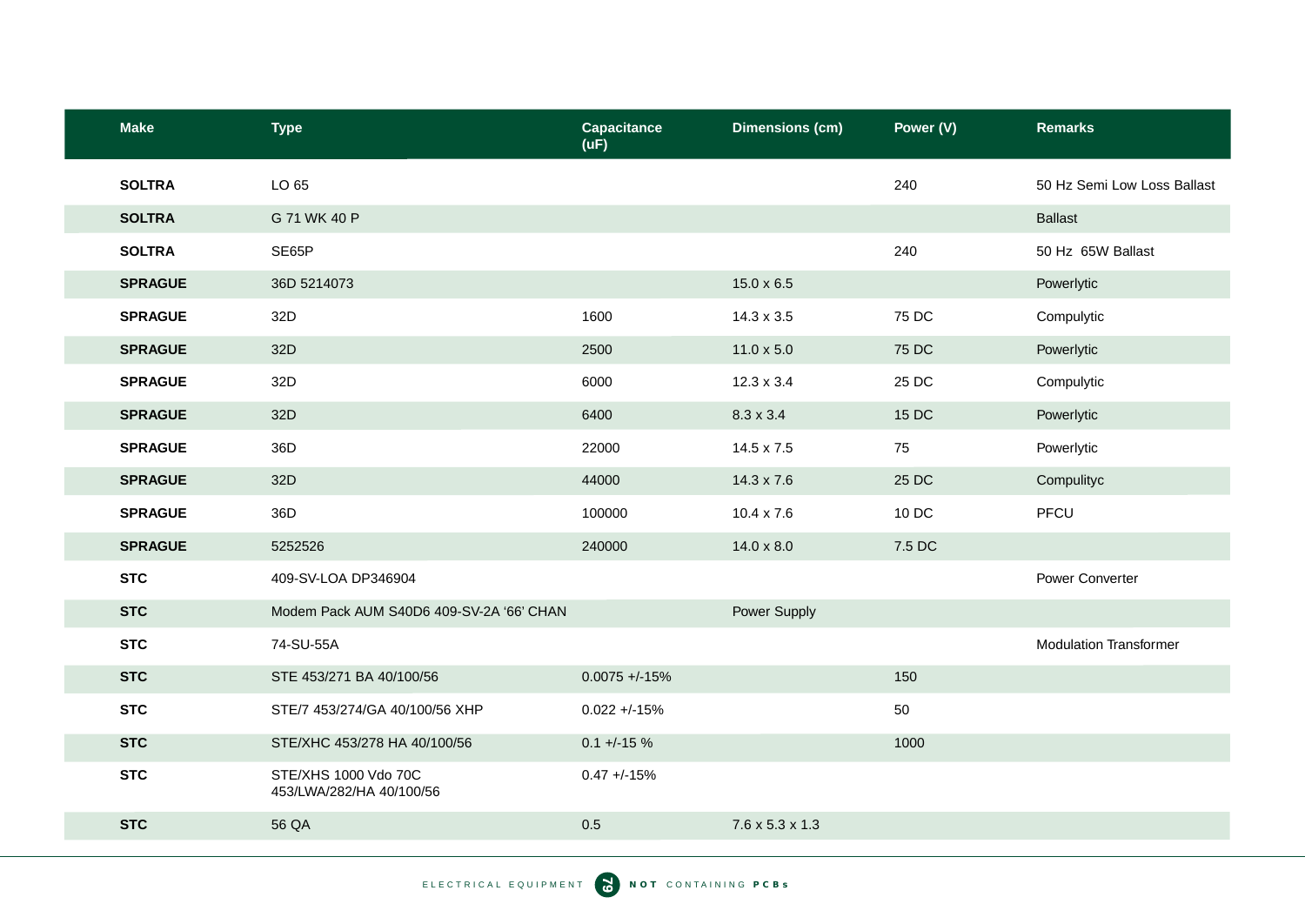| Make | Type | Capacitance (uF) | Dimensions (cm) | Power (V) | Remarks |
|---|---|---|---|---|---|
| **SOLTRA** | LO 65 | | | 240 | 50 Hz Semi Low Loss Ballast |
| **SOLTRA** | G 71 WK 40 P | | | | Ballast |
| **SOLTRA** | SE65P | | | 240 | 50 Hz 65W Ballast |
| **SPRAGUE** | 36D 5214073 | | 15.0 x 6.5 | | Powerlytic |
| **SPRAGUE** | 32D | 1600 | 14.3 x 3.5 | 75 DC | Compulytic |
| **SPRAGUE** | 32D | 2500 | 11.0 x 5.0 | 75 DC | Powerlytic |
| **SPRAGUE** | 32D | 6000 | 12.3 x 3.4 | 25 DC | Compulytic |
| **SPRAGUE** | 32D | 6400 | 8.3 x 3.4 | 15 DC | Powerlytic |
| **SPRAGUE** | 36D | 22000 | 14.5 x 7.5 | 75 | Powerlytic |
| **SPRAGUE** | 32D | 44000 | 14.3 x 7.6 | 25 DC | Compulityc |
| **SPRAGUE** | 36D | 100000 | 10.4 x 7.6 | 10 DC | PFCU |
| **SPRAGUE** | 5252526 | 240000 | 14.0 x 8.0 | 7.5 DC | |
| **STC** | 409-SV-LOA DP346904 | | | | Power Converter |
| **STC** | Modem Pack AUM S40D6 409-SV-2A '66' CHAN | | Power Supply | | |
| **STC** | 74-SU-55A | | | | Modulation Transformer |
| **STC** | STE 453/271 BA 40/100/56 | 0.0075 +/-15% | | 150 | |
| **STC** | STE/7 453/274/GA 40/100/56 XHP | 0.022 +/-15% | | 50 | |
| **STC** | STE/XHC 453/278 HA 40/100/56 | 0.1 +/-15 % | | 1000 | |
| **STC** | STE/XHS 1000 Vdo 70C 453/LWA/282/HA 40/100/56 | 0.47 +/-15% | | | |
| **STC** | 56 QA | 0.5 | 7.6 x 5.3 x 1.3 | | |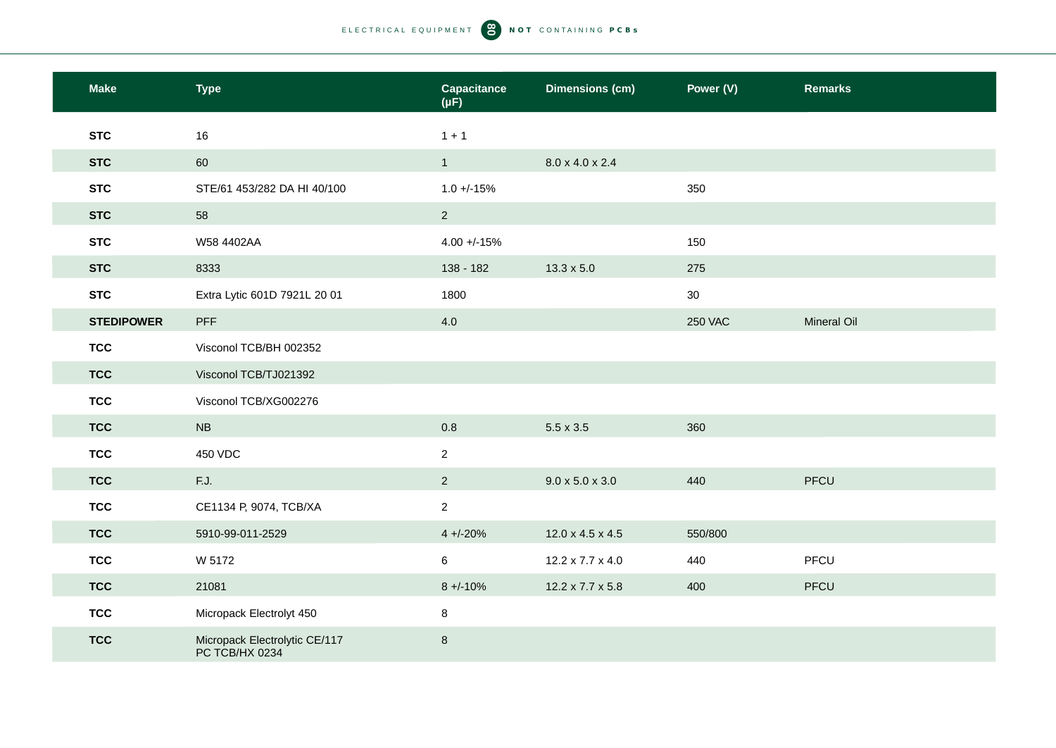| Make | Type | Capacitance (μF) | Dimensions (cm) | Power (V) | Remarks |
|---|---|---|---|---|---|
| **STC** | 16 | 1 + 1 | | | |
| **STC** | 60 | 1 | 8.0 x 4.0 x 2.4 | | |
| **STC** | STE/61 453/282 DA HI 40/100 | 1.0 +/-15% | | 350 | |
| **STC** | 58 | 2 | | | |
| **STC** | W58 4402AA | 4.00 +/-15% | | 150 | |
| **STC** | 8333 | 138 - 182 | 13.3 x 5.0 | 275 | |
| **STC** | Extra Lytic 601D 7921L 20 01 | 1800 | | 30 | |
| **STEDIPOWER** | PFF | 4.0 | | 250 VAC | Mineral Oil |
| **TCC** | Visconol TCB/BH 002352 | | | | |
| **TCC** | Visconol TCB/TJ021392 | | | | |
| **TCC** | Visconol TCB/XG002276 | | | | |
| **TCC** | NB | 0.8 | 5.5 x 3.5 | 360 | |
| **TCC** | 450 VDC | 2 | | | |
| **TCC** | F.J. | 2 | 9.0 x 5.0 x 3.0 | 440 | PFCU |
| **TCC** | CE1134 P, 9074, TCB/XA | 2 | | | |
| **TCC** | 5910-99-011-2529 | 4 +/-20% | 12.0 x 4.5 x 4.5 | 550/800 | |
| **TCC** | W 5172 | 6 | 12.2 x 7.7 x 4.0 | 440 | PFCU |
| **TCC** | 21081 | 8 +/-10% | 12.2 x 7.7 x 5.8 | 400 | PFCU |
| **TCC** | Micropack Electrolyt 450 | 8 | | | |
| **TCC** | Micropack Electrolytic CE/117 PC TCB/HX 0234 | 8 | | | |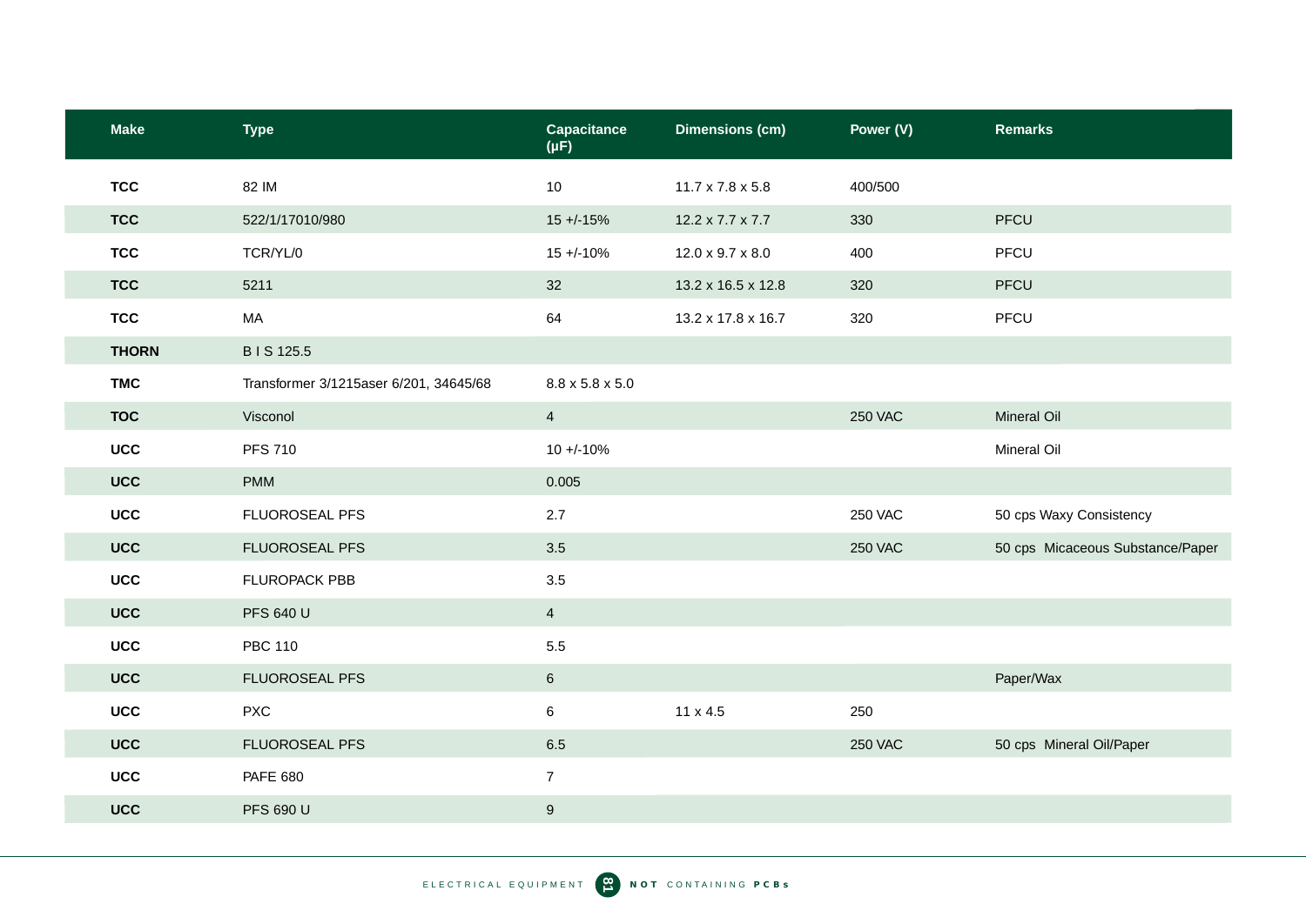| Make | Type | Capacitance (μF) | Dimensions (cm) | Power (V) | Remarks |
|---|---|---|---|---|---|
| **TCC** | 82 IM | 10 | 11.7 x 7.8 x 5.8 | 400/500 | |
| **TCC** | 522/1/17010/980 | 15 +/-15% | 12.2 x 7.7 x 7.7 | 330 | PFCU |
| **TCC** | TCR/YL/0 | 15 +/-10% | 12.0 x 9.7 x 8.0 | 400 | PFCU |
| **TCC** | 5211 | 32 | 13.2 x 16.5 x 12.8 | 320 | PFCU |
| **TCC** | MA | 64 | 13.2 x 17.8 x 16.7 | 320 | PFCU |
| **THORN** | B I S 125.5 | | | | |
| **TMC** | Transformer 3/1215aser 6/201, 34645/68 | 8.8 x 5.8 x 5.0 | | | |
| **TOC** | Visconol | 4 | | 250 VAC | Mineral Oil |
| **UCC** | PFS 710 | 10 +/-10% | | | Mineral Oil |
| **UCC** | PMM | 0.005 | | | |
| **UCC** | FLUOROSEAL PFS | 2.7 | | 250 VAC | 50 cps Waxy Consistency |
| **UCC** | FLUOROSEAL PFS | 3.5 | | 250 VAC | 50 cps Micaceous Substance/Paper |
| **UCC** | FLUROPACK PBB | 3.5 | | | |
| **UCC** | PFS 640 U | 4 | | | |
| **UCC** | PBC 110 | 5.5 | | | |
| **UCC** | FLUOROSEAL PFS | 6 | | | Paper/Wax |
| **UCC** | PXC | 6 | 11 x 4.5 | 250 | |
| **UCC** | FLUOROSEAL PFS | 6.5 | | 250 VAC | 50 cps Mineral Oil/Paper |
| **UCC** | PAFE 680 | 7 | | | |
| **UCC** | PFS 690 U | 9 | | | |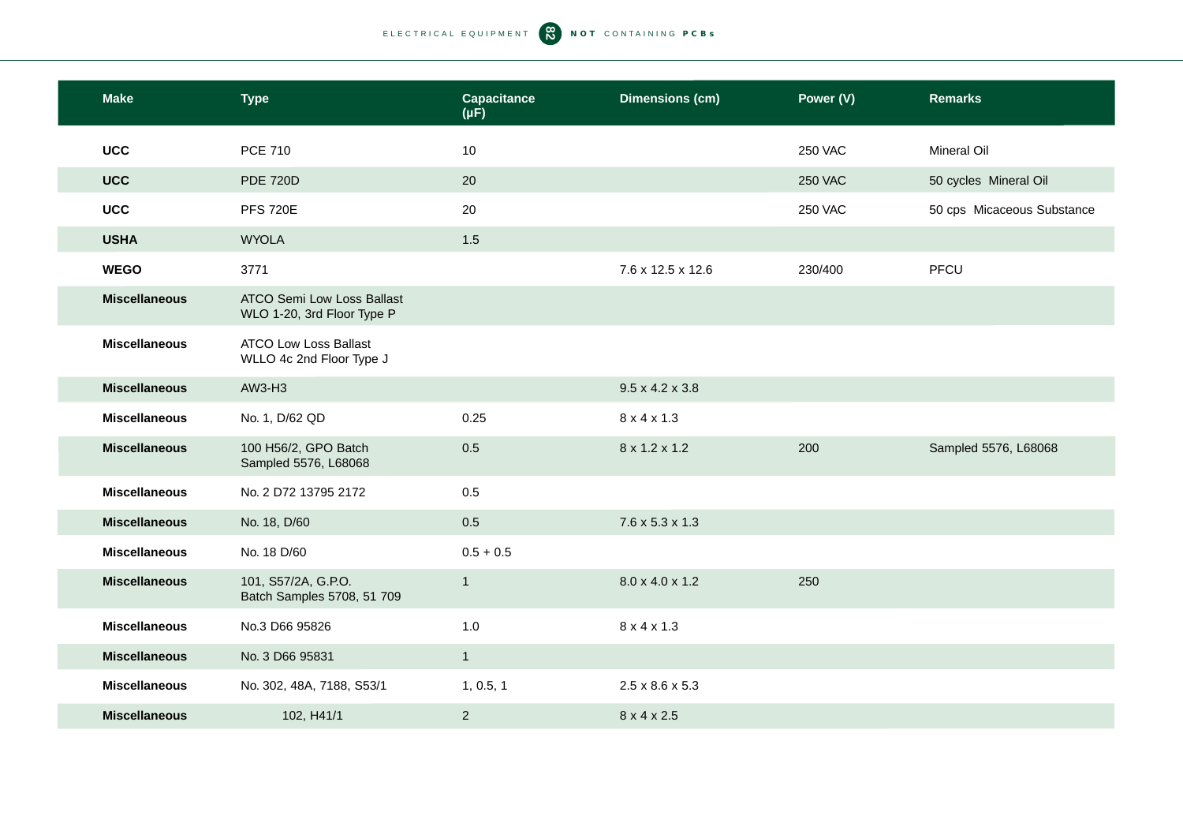| Make | Type | Capacitance (μF) | Dimensions (cm) | Power (V) | Remarks |
|---|---|---|---|---|---|
| **UCC** | PCE 710 | 10 | | 250 VAC | Mineral Oil |
| **UCC** | PDE 720D | 20 | | 250 VAC | 50 cycles Mineral Oil |
| **UCC** | PFS 720E | 20 | | 250 VAC | 50 cps Micaceous Substance |
| **USHA** | WYOLA | 1.5 | | | |
| **WEGO** | 3771 | | 7.6 x 12.5 x 12.6 | 230/400 | PFCU |
| **Miscellaneous** | ATCO Semi Low Loss Ballast WLO 1-20, 3rd Floor Type P | | | | |
| **Miscellaneous** | ATCO Low Loss Ballast WLLO 4c 2nd Floor Type J | | | | |
| **Miscellaneous** | AW3-H3 | | 9.5 x 4.2 x 3.8 | | |
| **Miscellaneous** | No. 1, D/62 QD | 0.25 | 8 x 4 x 1.3 | | |
| **Miscellaneous** | 100 H56/2, GPO Batch Sampled 5576, L68068 | 0.5 | 8 x 1.2 x 1.2 | 200 | Sampled 5576, L68068 |
| **Miscellaneous** | No. 2 D72 13795 2172 | 0.5 | | | |
| **Miscellaneous** | No. 18, D/60 | 0.5 | 7.6 x 5.3 x 1.3 | | |
| **Miscellaneous** | No. 18 D/60 | 0.5 + 0.5 | | | |
| **Miscellaneous** | 101, S57/2A, G.P.O. Batch Samples 5708, 51 709 | 1 | 8.0 x 4.0 x 1.2 | 250 | |
| **Miscellaneous** | No.3 D66 95826 | 1.0 | 8 x 4 x 1.3 | | |
| **Miscellaneous** | No. 3 D66 95831 | 1 | | | |
| **Miscellaneous** | No. 302, 48A, 7188, S53/1 | 1, 0.5, 1 | 2.5 x 8.6 x 5.3 | | |
| **Miscellaneous** | 102, H41/1 | 2 | 8 x 4 x 2.5 | | |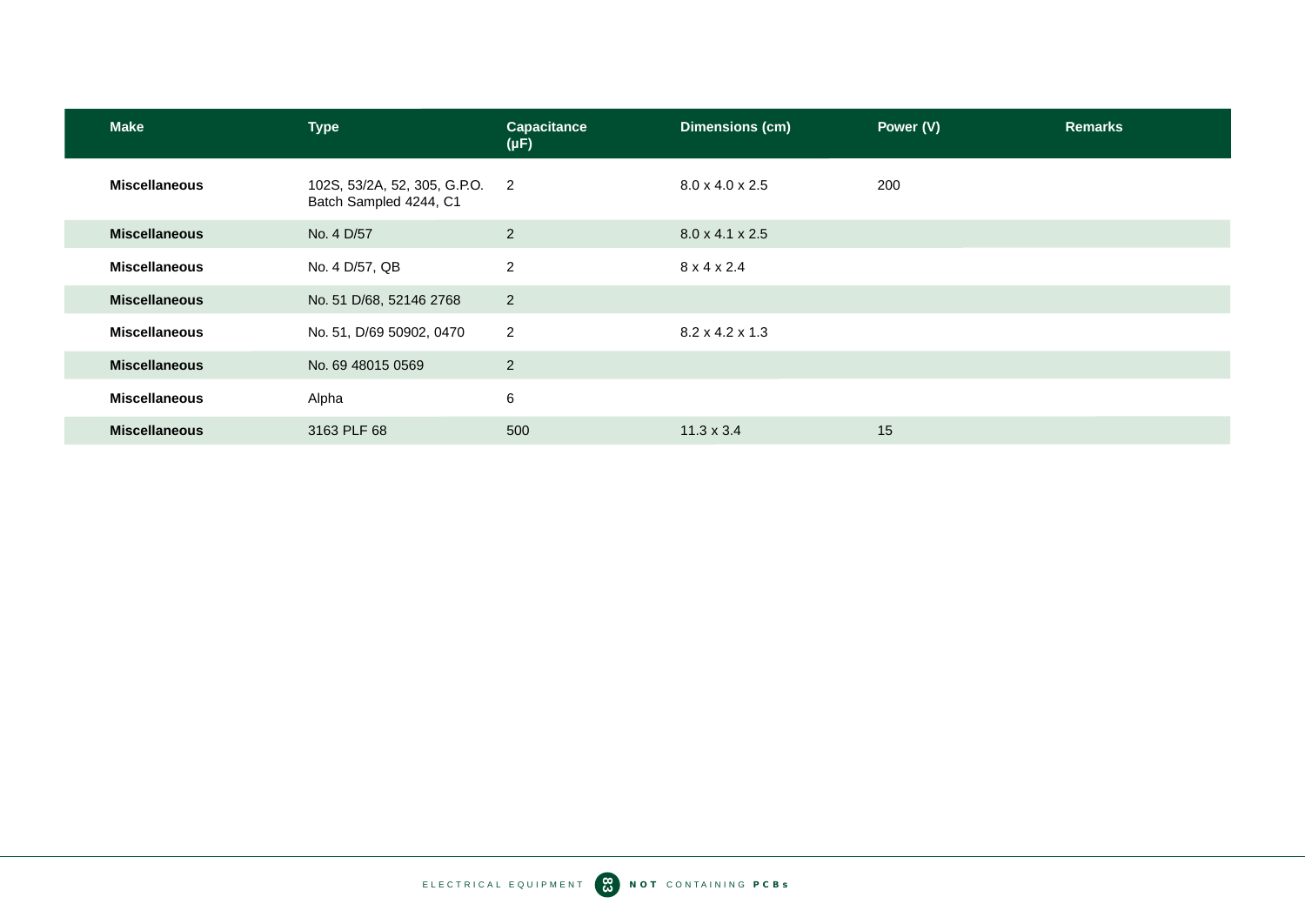| Make | Type | Capacitance (μF) | Dimensions (cm) | Power (V) | Remarks |
|---|---|---|---|---|---|
| **Miscellaneous** | 102S, 53/2A, 52, 305, G.P.O. Batch Sampled 4244, C1 | 2 | 8.0 x 4.0 x 2.5 | 200 | |
| **Miscellaneous** | No. 4 D/57 | 2 | 8.0 x 4.1 x 2.5 | | |
| **Miscellaneous** | No. 4 D/57, QB | 2 | 8 x 4 x 2.4 | | |
| **Miscellaneous** | No. 51 D/68, 52146 2768 | 2 | | | |
| **Miscellaneous** | No. 51, D/69 50902, 0470 | 2 | 8.2 x 4.2 x 1.3 | | |
| **Miscellaneous** | No. 69 48015 0569 | 2 | | | |
| **Miscellaneous** | Alpha | 6 | | | |
| **Miscellaneous** | 3163 PLF 68 | 500 | 11.3 x 3.4 | 15 | |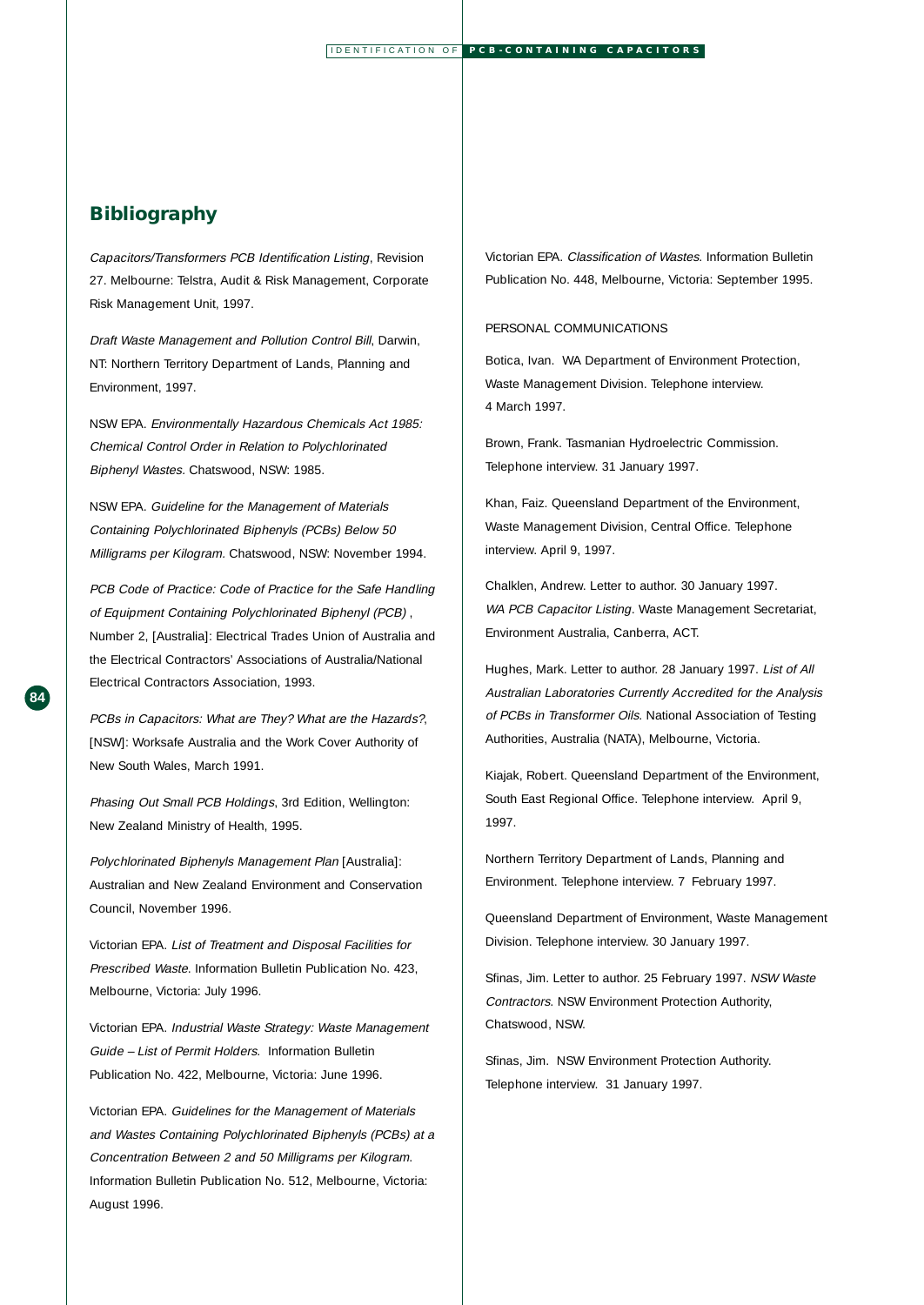## Bibliography

*Capacitors/Transformers PCB Identification Listing*, Revision 27. Melbourne: Telstra, Audit & Risk Management, Corporate Risk Management Unit, 1997.

*Draft Waste Management and Pollution Control Bill*, Darwin, NT: Northern Territory Department of Lands, Planning and Environment, 1997.

NSW EPA. *Environmentally Hazardous Chemicals Act 1985: Chemical Control Order in Relation to Polychlorinated Biphenyl Wastes*. Chatswood, NSW: 1985.

NSW EPA. *Guideline for the Management of Materials Containing Polychlorinated Biphenyls (PCBs) Below 50 Milligrams per Kilogram*. Chatswood, NSW: November 1994.

*PCB Code of Practice: Code of Practice for the Safe Handling of Equipment Containing Polychlorinated Biphenyl (PCB)* , Number 2, [Australia]: Electrical Trades Union of Australia and the Electrical Contractors' Associations of Australia/National Electrical Contractors Association, 1993.

*PCBs in Capacitors: What are They? What are the Hazards?*, [NSW]: Worksafe Australia and the Work Cover Authority of New South Wales, March 1991.

*Phasing Out Small PCB Holdings*, 3rd Edition, Wellington: New Zealand Ministry of Health, 1995.

*Polychlorinated Biphenyls Management Plan* [Australia]: Australian and New Zealand Environment and Conservation Council, November 1996.

Victorian EPA. *List of Treatment and Disposal Facilities for Prescribed Waste*. Information Bulletin Publication No. 423, Melbourne, Victoria: July 1996.

Victorian EPA. *Industrial Waste Strategy: Waste Management Guide – List of Permit Holders.* Information Bulletin Publication No. 422, Melbourne, Victoria: June 1996.

Victorian EPA. *Guidelines for the Management of Materials and Wastes Containing Polychlorinated Biphenyls (PCBs) at a Concentration Between 2 and 50 Milligrams per Kilogram*. Information Bulletin Publication No. 512, Melbourne, Victoria: August 1996.

Victorian EPA. *Classification of Wastes*. Information Bulletin Publication No. 448, Melbourne, Victoria: September 1995.

PERSONAL COMMUNICATIONS

Botica, Ivan. WA Department of Environment Protection, Waste Management Division. Telephone interview. 4 March 1997.

Brown, Frank. Tasmanian Hydroelectric Commission. Telephone interview. 31 January 1997.

Khan, Faiz. Queensland Department of the Environment, Waste Management Division, Central Office. Telephone interview. April 9, 1997.

Chalklen, Andrew. Letter to author. 30 January 1997. *WA PCB Capacitor Listing*. Waste Management Secretariat, Environment Australia, Canberra, ACT.

Hughes, Mark. Letter to author. 28 January 1997. *List of All Australian Laboratories Currently Accredited for the Analysis of PCBs in Transformer Oils*. National Association of Testing Authorities, Australia (NATA), Melbourne, Victoria.

Kiajak, Robert. Queensland Department of the Environment, South East Regional Office. Telephone interview. April 9, 1997.

Northern Territory Department of Lands, Planning and Environment. Telephone interview. 7 February 1997.

Queensland Department of Environment, Waste Management Division. Telephone interview. 30 January 1997.

Sfinas, Jim. Letter to author. 25 February 1997. *NSW Waste Contractors*. NSW Environment Protection Authority, Chatswood, NSW.

Sfinas, Jim. NSW Environment Protection Authority. Telephone interview. 31 January 1997.